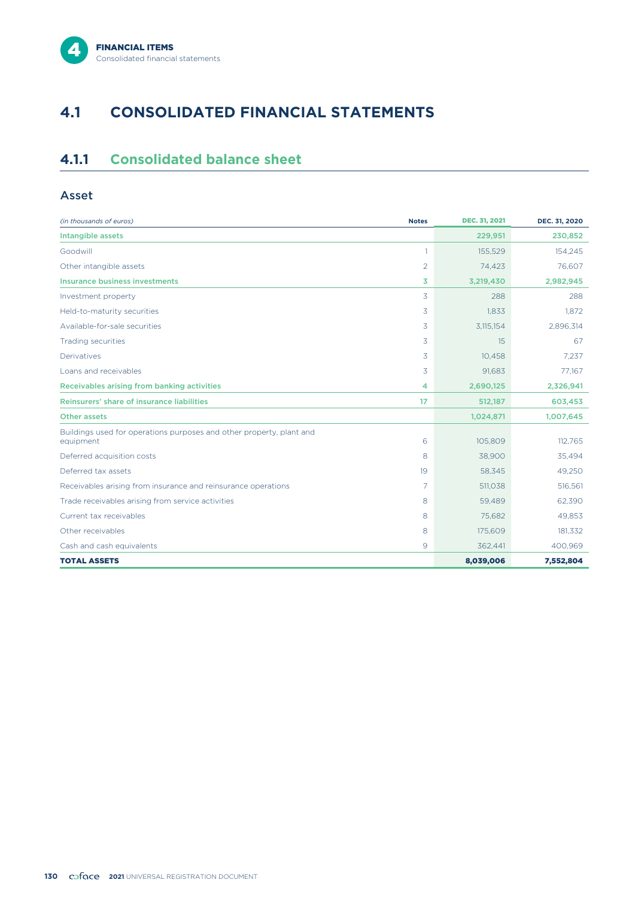# 4.1 CONSOLIDATED FINANCIAL STATEMENTS

## 4.1.1 Consolidated balance sheet

### Asset

| *(in thousands of euros)* | Notes | DEC. 31, 2021 | DEC. 31, 2020 |
|---|---|---|---|
| **Intangible assets** | | **229,951** | **230,852** |
| Goodwill | 1 | 155,529 | 154,245 |
| Other intangible assets | 2 | 74,423 | 76,607 |
| **Insurance business investments** | **3** | **3,219,430** | **2,982,945** |
| Investment property | 3 | 288 | 288 |
| Held-to-maturity securities | 3 | 1,833 | 1,872 |
| Available-for-sale securities | 3 | 3,115,154 | 2,896,314 |
| Trading securities | 3 | 15 | 67 |
| Derivatives | 3 | 10,458 | 7,237 |
| Loans and receivables | 3 | 91,683 | 77,167 |
| **Receivables arising from banking activities** | **4** | **2,690,125** | **2,326,941** |
| **Reinsurers' share of insurance liabilities** | **17** | **512,187** | **603,453** |
| **Other assets** | | **1,024,871** | **1,007,645** |
| Buildings used for operations purposes and other property, plant and equipment | 6 | 105,809 | 112,765 |
| Deferred acquisition costs | 8 | 38,900 | 35,494 |
| Deferred tax assets | 19 | 58,345 | 49,250 |
| Receivables arising from insurance and reinsurance operations | 7 | 511,038 | 516,561 |
| Trade receivables arising from service activities | 8 | 59,489 | 62,390 |
| Current tax receivables | 8 | 75,682 | 49,853 |
| Other receivables | 8 | 175,609 | 181,332 |
| Cash and cash equivalents | 9 | 362,441 | 400,969 |
| **TOTAL ASSETS** | | **8,039,006** | **7,552,804** |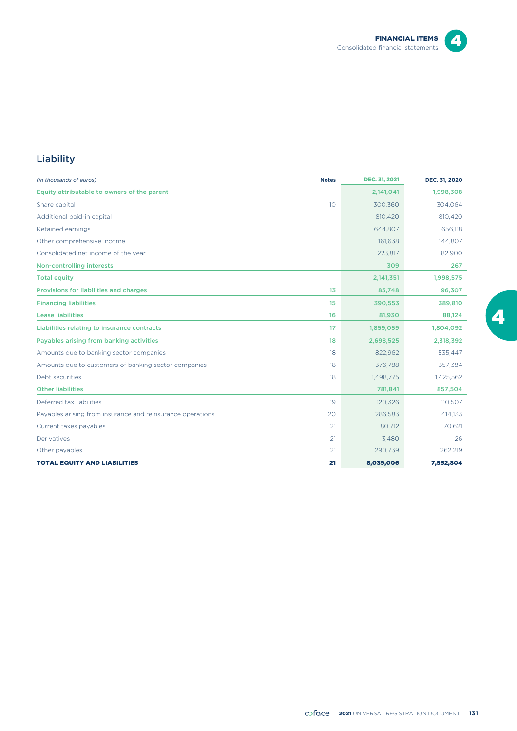## Liability

| *(in thousands of euros)* | Notes | DEC. 31, 2021 | DEC. 31, 2020 |
|---|---|---|---|
| **Equity attributable to owners of the parent** | | **2,141,041** | **1,998,308** |
| Share capital | 10 | 300,360 | 304,064 |
| Additional paid-in capital | | 810,420 | 810,420 |
| Retained earnings | | 644,807 | 656,118 |
| Other comprehensive income | | 161,638 | 144,807 |
| Consolidated net income of the year | | 223,817 | 82,900 |
| **Non-controlling interests** | | **309** | **267** |
| **Total equity** | | **2,141,351** | **1,998,575** |
| **Provisions for liabilities and charges** | **13** | **85,748** | **96,307** |
| **Financing liabilities** | **15** | **390,553** | **389,810** |
| **Lease liabilities** | **16** | **81,930** | **88,124** |
| **Liabilities relating to insurance contracts** | **17** | **1,859,059** | **1,804,092** |
| **Payables arising from banking activities** | **18** | **2,698,525** | **2,318,392** |
| Amounts due to banking sector companies | 18 | 822,962 | 535,447 |
| Amounts due to customers of banking sector companies | 18 | 376,788 | 357,384 |
| Debt securities | 18 | 1,498,775 | 1,425,562 |
| **Other liabilities** | | **781,841** | **857,504** |
| Deferred tax liabilities | 19 | 120,326 | 110,507 |
| Payables arising from insurance and reinsurance operations | 20 | 286,583 | 414,133 |
| Current taxes payables | 21 | 80,712 | 70,621 |
| Derivatives | 21 | 3,480 | 26 |
| Other payables | 21 | 290,739 | 262,219 |
| **TOTAL EQUITY AND LIABILITIES** | **21** | **8,039,006** | **7,552,804** |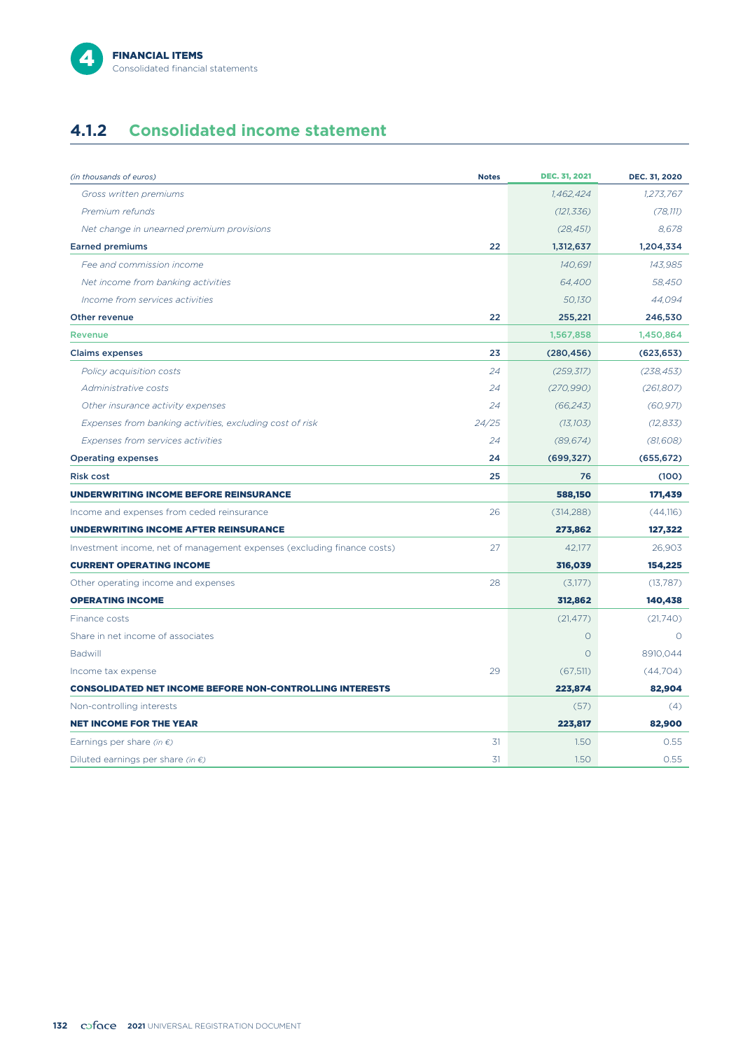## 4.1.2 Consolidated income statement

| *(in thousands of euros)* | Notes | DEC. 31, 2021 | DEC. 31, 2020 |
|---|---|---|---|
| *Gross written premiums* | | *1,462,424* | *1,273,767* |
| *Premium refunds* | | *(121,336)* | *(78,111)* |
| *Net change in unearned premium provisions* | | *(28,451)* | *8,678* |
| **Earned premiums** | **22** | **1,312,637** | **1,204,334** |
| *Fee and commission income* | | *140,691* | *143,985* |
| *Net income from banking activities* | | *64,400* | *58,450* |
| *Income from services activities* | | *50,130* | *44,094* |
| **Other revenue** | **22** | **255,221** | **246,530** |
| **Revenue** | | **1,567,858** | **1,450,864** |
| **Claims expenses** | **23** | **(280,456)** | **(623,653)** |
| *Policy acquisition costs* | *24* | *(259,317)* | *(238,453)* |
| *Administrative costs* | *24* | *(270,990)* | *(261,807)* |
| *Other insurance activity expenses* | *24* | *(66,243)* | *(60,971)* |
| *Expenses from banking activities, excluding cost of risk* | *24/25* | *(13,103)* | *(12,833)* |
| *Expenses from services activities* | *24* | *(89,674)* | *(81,608)* |
| **Operating expenses** | **24** | **(699,327)** | **(655,672)** |
| **Risk cost** | **25** | **76** | **(100)** |
| **UNDERWRITING INCOME BEFORE REINSURANCE** | | **588,150** | **171,439** |
| Income and expenses from ceded reinsurance | 26 | (314,288) | (44,116) |
| **UNDERWRITING INCOME AFTER REINSURANCE** | | **273,862** | **127,322** |
| Investment income, net of management expenses (excluding finance costs) | 27 | 42,177 | 26,903 |
| **CURRENT OPERATING INCOME** | | **316,039** | **154,225** |
| Other operating income and expenses | 28 | (3,177) | (13,787) |
| **OPERATING INCOME** | | **312,862** | **140,438** |
| Finance costs | | (21,477) | (21,740) |
| Share in net income of associates | | 0 | 0 |
| Badwill | | 0 | 8910,044 |
| Income tax expense | 29 | (67,511) | (44,704) |
| **CONSOLIDATED NET INCOME BEFORE NON-CONTROLLING INTERESTS** | | **223,874** | **82,904** |
| Non-controlling interests | | (57) | (4) |
| **NET INCOME FOR THE YEAR** | | **223,817** | **82,900** |
| Earnings per share *(in €)* | 31 | 1.50 | 0.55 |
| Diluted earnings per share *(in €)* | 31 | 1.50 | 0.55 |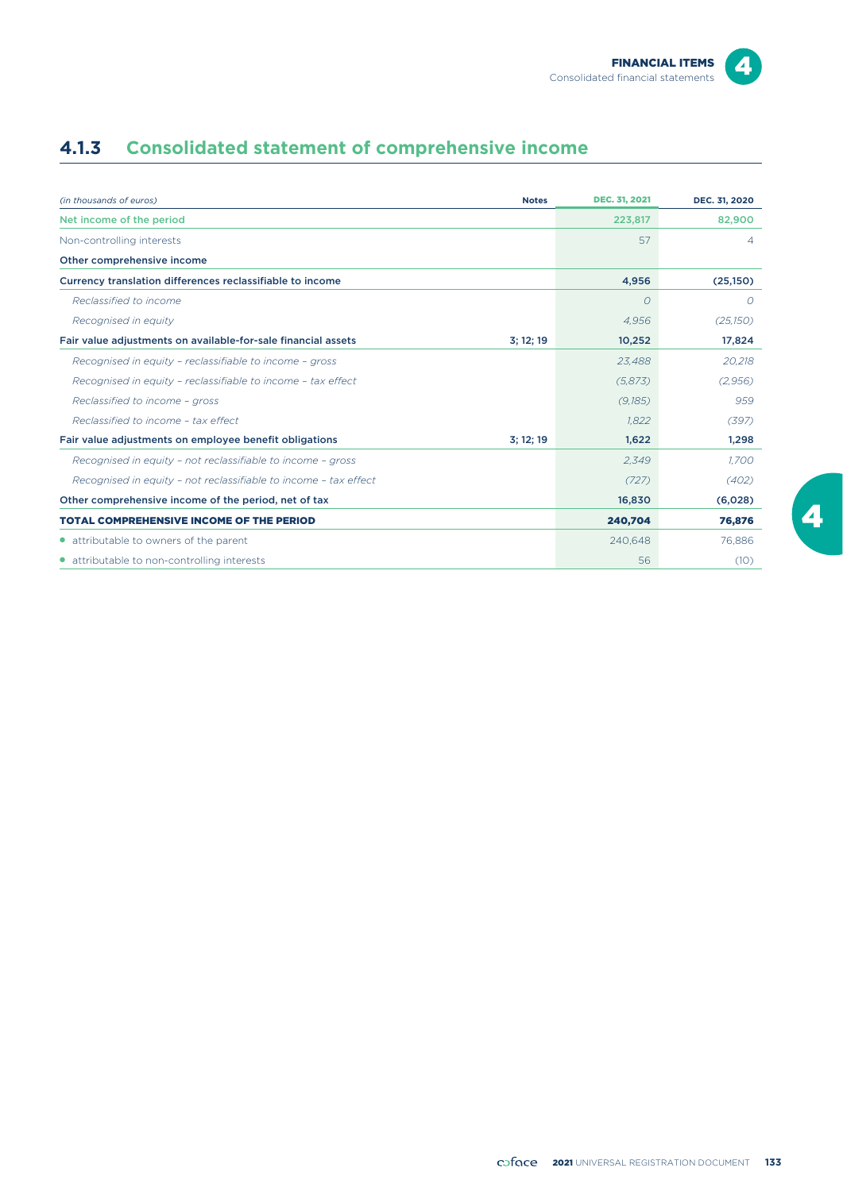## 4.1.3 Consolidated statement of comprehensive income

| *(in thousands of euros)* | Notes | DEC. 31, 2021 | DEC. 31, 2020 |
|---|---|---|---|
| Net income of the period | | 223,817 | 82,900 |
| Non-controlling interests | | 57 | 4 |
| **Other comprehensive income** | | | |
| **Currency translation differences reclassifiable to income** | | **4,956** | **(25,150)** |
| *Reclassified to income* | | *0* | *0* |
| *Recognised in equity* | | *4,956* | *(25,150)* |
| **Fair value adjustments on available-for-sale financial assets** | **3; 12; 19** | **10,252** | **17,824** |
| *Recognised in equity – reclassifiable to income – gross* | | *23,488* | *20,218* |
| *Recognised in equity – reclassifiable to income – tax effect* | | *(5,873)* | *(2,956)* |
| *Reclassified to income – gross* | | *(9,185)* | *959* |
| *Reclassified to income – tax effect* | | *1,822* | *(397)* |
| **Fair value adjustments on employee benefit obligations** | **3; 12; 19** | **1,622** | **1,298** |
| *Recognised in equity – not reclassifiable to income – gross* | | *2,349* | *1,700* |
| *Recognised in equity – not reclassifiable to income – tax effect* | | *(727)* | *(402)* |
| **Other comprehensive income of the period, net of tax** | | **16,830** | **(6,028)** |
| **TOTAL COMPREHENSIVE INCOME OF THE PERIOD** | | **240,704** | **76,876** |
| • attributable to owners of the parent | | 240,648 | 76,886 |
| • attributable to non-controlling interests | | 56 | (10) |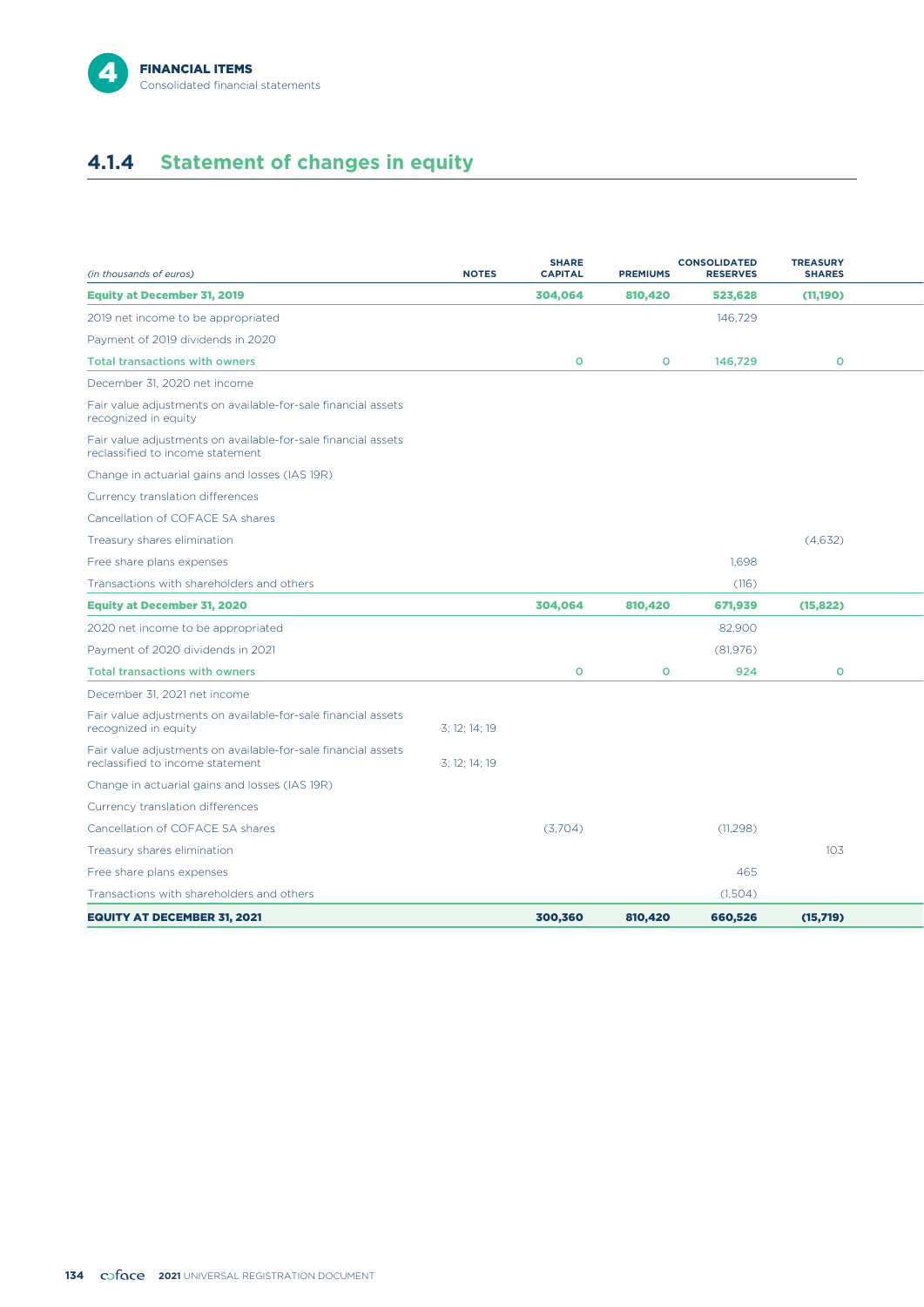## 4.1.4 Statement of changes in equity

| *(in thousands of euros)* | NOTES | SHARE CAPITAL | PREMIUMS | CONSOLIDATED RESERVES | TREASURY SHARES |
|---|---|---|---|---|---|
| **Equity at December 31, 2019** | | **304,064** | **810,420** | **523,628** | **(11,190)** |
| 2019 net income to be appropriated | | | | 146,729 | |
| Payment of 2019 dividends in 2020 | | | | | |
| **Total transactions with owners** | | **0** | **0** | **146,729** | **0** |
| December 31, 2020 net income | | | | | |
| Fair value adjustments on available-for-sale financial assets recognized in equity | | | | | |
| Fair value adjustments on available-for-sale financial assets reclassified to income statement | | | | | |
| Change in actuarial gains and losses (IAS 19R) | | | | | |
| Currency translation differences | | | | | |
| Cancellation of COFACE SA shares | | | | | |
| Treasury shares elimination | | | | | (4,632) |
| Free share plans expenses | | | | 1,698 | |
| Transactions with shareholders and others | | | | (116) | |
| **Equity at December 31, 2020** | | **304,064** | **810,420** | **671,939** | **(15,822)** |
| 2020 net income to be appropriated | | | | 82,900 | |
| Payment of 2020 dividends in 2021 | | | | (81,976) | |
| **Total transactions with owners** | | **0** | **0** | **924** | **0** |
| December 31, 2021 net income | | | | | |
| Fair value adjustments on available-for-sale financial assets recognized in equity | 3; 12; 14; 19 | | | | |
| Fair value adjustments on available-for-sale financial assets reclassified to income statement | 3; 12; 14; 19 | | | | |
| Change in actuarial gains and losses (IAS 19R) | | | | | |
| Currency translation differences | | | | | |
| Cancellation of COFACE SA shares | | (3,704) | | (11,298) | |
| Treasury shares elimination | | | | | 103 |
| Free share plans expenses | | | | 465 | |
| Transactions with shareholders and others | | | | (1,504) | |
| **EQUITY AT DECEMBER 31, 2021** | | **300,360** | **810,420** | **660,526** | **(15,719)** |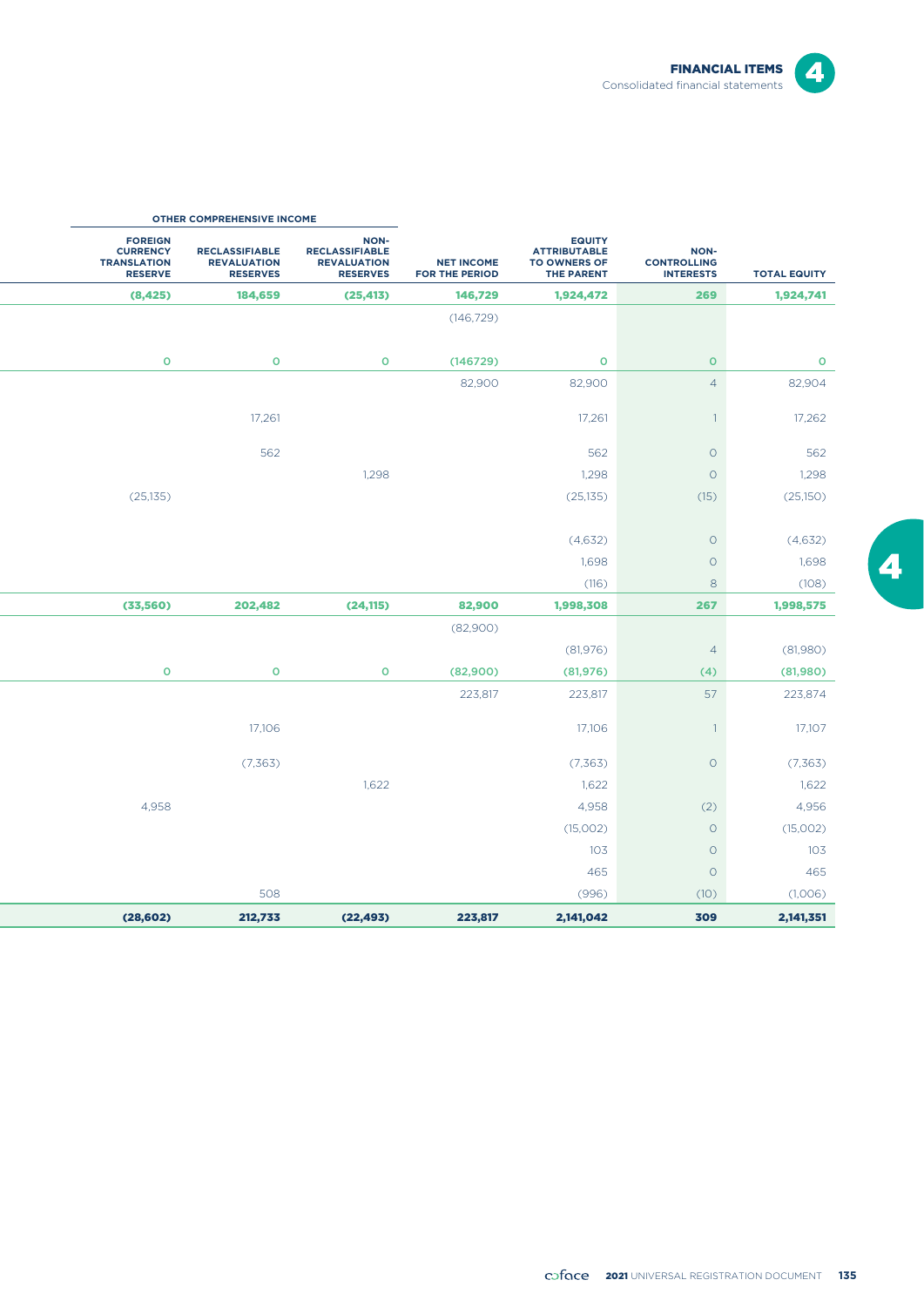| OTHER COMPREHENSIVE INCOME | | | | | | |
|---|---|---|---|---|---|---|
| FOREIGN CURRENCY TRANSLATION RESERVE | RECLASSIFIABLE REVALUATION RESERVES | NON-RECLASSIFIABLE REVALUATION RESERVES | NET INCOME FOR THE PERIOD | EQUITY ATTRIBUTABLE TO OWNERS OF THE PARENT | NON-CONTROLLING INTERESTS | TOTAL EQUITY |
| **(8,425)** | **184,659** | **(25,413)** | **146,729** | **1,924,472** | **269** | **1,924,741** |
| | | | (146,729) | | | |
| **0** | **0** | **0** | **(146729)** | **0** | **0** | **0** |
| | | | 82,900 | 82,900 | 4 | 82,904 |
| | 17,261 | | | 17,261 | 1 | 17,262 |
| | 562 | | | 562 | 0 | 562 |
| | | 1,298 | | 1,298 | 0 | 1,298 |
| (25,135) | | | | (25,135) | (15) | (25,150) |
| | | | | (4,632) | 0 | (4,632) |
| | | | | 1,698 | 0 | 1,698 |
| | | | | (116) | 8 | (108) |
| **(33,560)** | **202,482** | **(24,115)** | **82,900** | **1,998,308** | **267** | **1,998,575** |
| | | | (82,900) | | | |
| | | | | (81,976) | 4 | (81,980) |
| **0** | **0** | **0** | **(82,900)** | **(81,976)** | **(4)** | **(81,980)** |
| | | | 223,817 | 223,817 | 57 | 223,874 |
| | 17,106 | | | 17,106 | 1 | 17,107 |
| | (7,363) | | | (7,363) | 0 | (7,363) |
| | | 1,622 | | 1,622 | | 1,622 |
| 4,958 | | | | 4,958 | (2) | 4,956 |
| | | | | (15,002) | 0 | (15,002) |
| | | | | 103 | 0 | 103 |
| | | | | 465 | 0 | 465 |
| | 508 | | | (996) | (10) | (1,006) |
| **(28,602)** | **212,733** | **(22,493)** | **223,817** | **2,141,042** | **309** | **2,141,351** |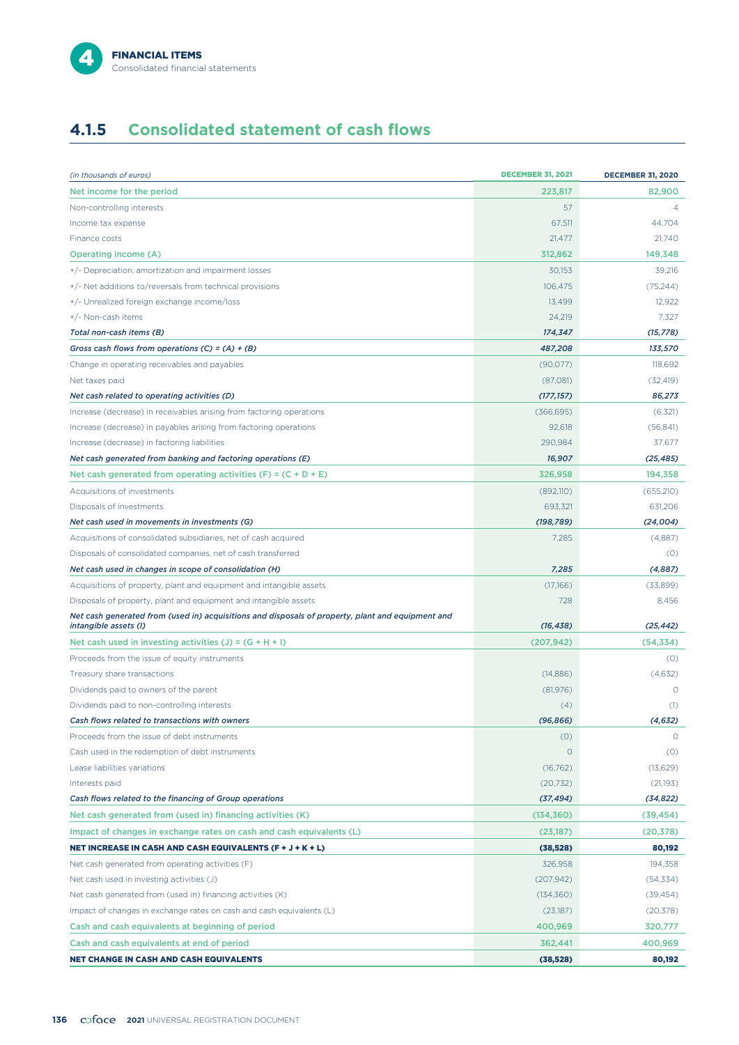## 4.1.5 Consolidated statement of cash flows

| *(in thousands of euros)* | DECEMBER 31, 2021 | DECEMBER 31, 2020 |
|---|---|---|
| Net income for the period | 223,817 | 82,900 |
| Non-controlling interests | 57 | 4 |
| Income tax expense | 67,511 | 44,704 |
| Finance costs | 21,477 | 21,740 |
| Operating income (A) | 312,862 | 149,348 |
| +/- Depreciation, amortization and impairment losses | 30,153 | 39,216 |
| +/- Net additions to/reversals from technical provisions | 106,475 | (75,244) |
| +/- Unrealized foreign exchange income/loss | 13,499 | 12,922 |
| +/- Non-cash items | 24,219 | 7,327 |
| ***Total non-cash items (B)*** | ***174,347*** | ***(15,778)*** |
| ***Gross cash flows from operations (C) = (A) + (B)*** | ***487,208*** | ***133,570*** |
| Change in operating receivables and payables | (90,077) | 118,692 |
| Net taxes paid | (87,081) | (32,419) |
| ***Net cash related to operating activities (D)*** | ***(177,157)*** | ***86,273*** |
| Increase (decrease) in receivables arising from factoring operations | (366,695) | (6,321) |
| Increase (decrease) in payables arising from factoring operations | 92,618 | (56,841) |
| Increase (decrease) in factoring liabilities | 290,984 | 37,677 |
| ***Net cash generated from banking and factoring operations (E)*** | ***16,907*** | ***(25,485)*** |
| Net cash generated from operating activities (F) = (C + D + E) | 326,958 | 194,358 |
| Acquisitions of investments | (892,110) | (655,210) |
| Disposals of investments | 693,321 | 631,206 |
| ***Net cash used in movements in investments (G)*** | ***(198,789)*** | ***(24,004)*** |
| Acquisitions of consolidated subsidiaries, net of cash acquired | 7,285 | (4,887) |
| Disposals of consolidated companies, net of cash transferred | | (0) |
| ***Net cash used in changes in scope of consolidation (H)*** | ***7,285*** | ***(4,887)*** |
| Acquisitions of property, plant and equipment and intangible assets | (17,166) | (33,899) |
| Disposals of property, plant and equipment and intangible assets | 728 | 8,456 |
| ***Net cash generated from (used in) acquisitions and disposals of property, plant and equipment and intangible assets (I)*** | ***(16,438)*** | ***(25,442)*** |
| Net cash used in investing activities (J) = (G + H + I) | (207,942) | (54,334) |
| Proceeds from the issue of equity instruments | | (0) |
| Treasury share transactions | (14,886) | (4,632) |
| Dividends paid to owners of the parent | (81,976) | 0 |
| Dividends paid to non-controlling interests | (4) | (1) |
| ***Cash flows related to transactions with owners*** | ***(96,866)*** | ***(4,632)*** |
| Proceeds from the issue of debt instruments | (0) | 0 |
| Cash used in the redemption of debt instruments | 0 | (0) |
| Lease liabilities variations | (16,762) | (13,629) |
| Interests paid | (20,732) | (21,193) |
| ***Cash flows related to the financing of Group operations*** | ***(37,494)*** | ***(34,822)*** |
| Net cash generated from (used in) financing activities (K) | (134,360) | (39,454) |
| Impact of changes in exchange rates on cash and cash equivalents (L) | (23,187) | (20,378) |
| **NET INCREASE IN CASH AND CASH EQUIVALENTS (F + J + K + L)** | **(38,528)** | **80,192** |
| Net cash generated from operating activities (F) | 326,958 | 194,358 |
| Net cash used in investing activities (J) | (207,942) | (54,334) |
| Net cash generated from (used in) financing activities (K) | (134,360) | (39,454) |
| Impact of changes in exchange rates on cash and cash equivalents (L) | (23,187) | (20,378) |
| Cash and cash equivalents at beginning of period | 400,969 | 320,777 |
| Cash and cash equivalents at end of period | 362,441 | 400,969 |
| **NET CHANGE IN CASH AND CASH EQUIVALENTS** | **(38,528)** | **80,192** |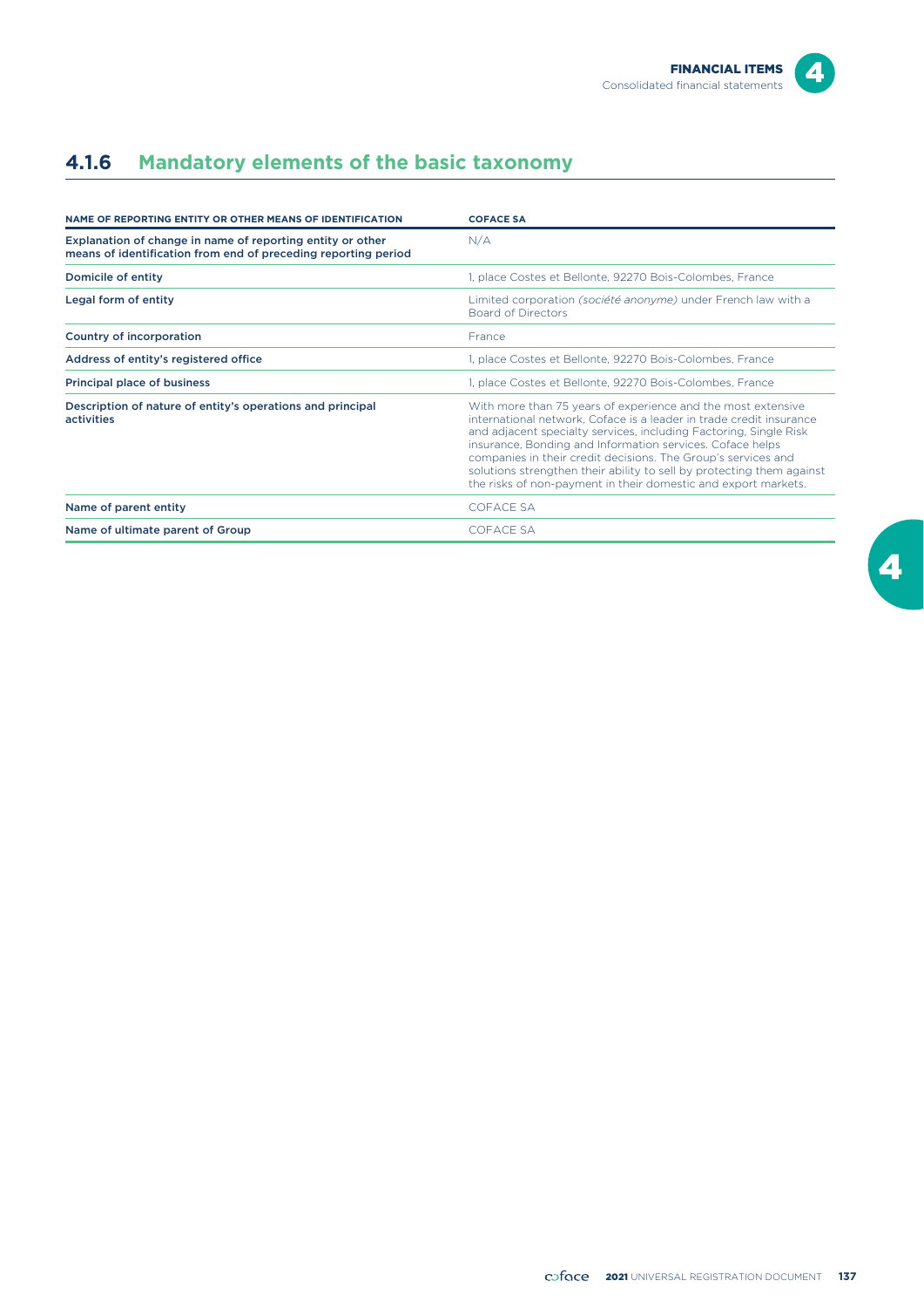## 4.1.6 Mandatory elements of the basic taxonomy

| NAME OF REPORTING ENTITY OR OTHER MEANS OF IDENTIFICATION | COFACE SA |
|---|---|
| **Explanation of change in name of reporting entity or other means of identification from end of preceding reporting period** | N/A |
| **Domicile of entity** | 1, place Costes et Bellonte, 92270 Bois-Colombes, France |
| **Legal form of entity** | Limited corporation *(société anonyme)* under French law with a Board of Directors |
| **Country of incorporation** | France |
| **Address of entity's registered office** | 1, place Costes et Bellonte, 92270 Bois-Colombes, France |
| **Principal place of business** | 1, place Costes et Bellonte, 92270 Bois-Colombes, France |
| **Description of nature of entity's operations and principal activities** | With more than 75 years of experience and the most extensive international network, Coface is a leader in trade credit insurance and adjacent specialty services, including Factoring, Single Risk insurance, Bonding and Information services. Coface helps companies in their credit decisions. The Group's services and solutions strengthen their ability to sell by protecting them against the risks of non-payment in their domestic and export markets. |
| **Name of parent entity** | COFACE SA |
| **Name of ultimate parent of Group** | COFACE SA |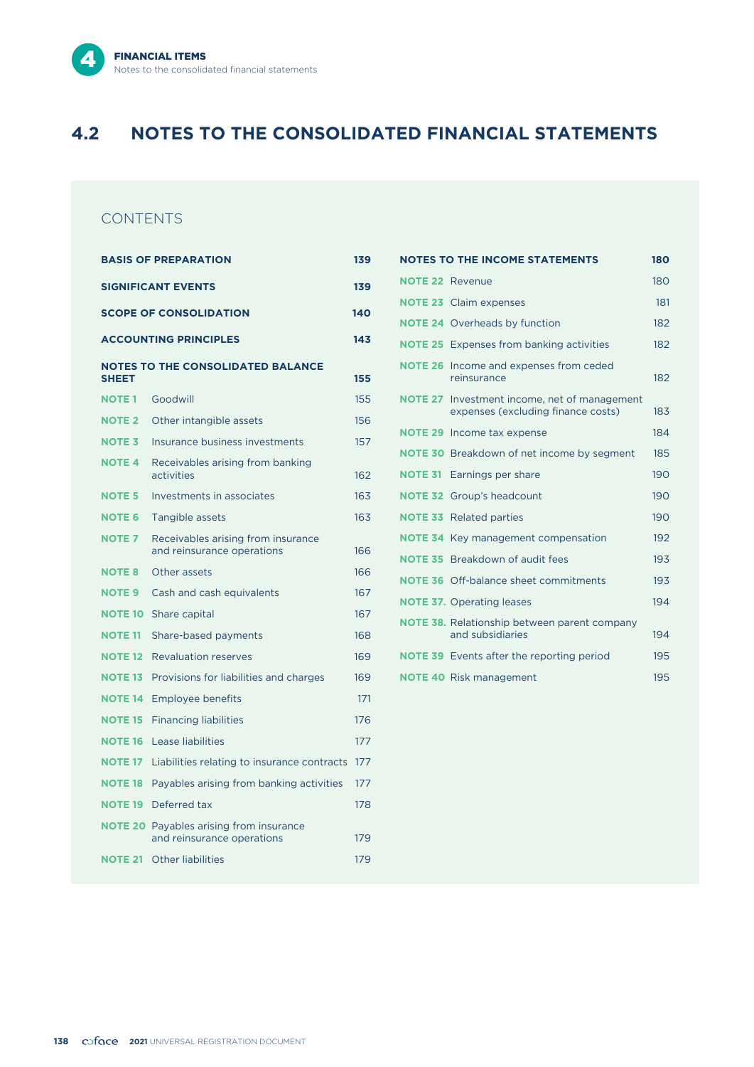## 4.2 NOTES TO THE CONSOLIDATED FINANCIAL STATEMENTS

### CONTENTS

| | | |
|---|---|---|
| **BASIS OF PREPARATION** | | **139** |
| **SIGNIFICANT EVENTS** | | **139** |
| **SCOPE OF CONSOLIDATION** | | **140** |
| **ACCOUNTING PRINCIPLES** | | **143** |
| **NOTES TO THE CONSOLIDATED BALANCE SHEET** | | **155** |
| **NOTE 1** | Goodwill | 155 |
| **NOTE 2** | Other intangible assets | 156 |
| **NOTE 3** | Insurance business investments | 157 |
| **NOTE 4** | Receivables arising from banking activities | 162 |
| **NOTE 5** | Investments in associates | 163 |
| **NOTE 6** | Tangible assets | 163 |
| **NOTE 7** | Receivables arising from insurance and reinsurance operations | 166 |
| **NOTE 8** | Other assets | 166 |
| **NOTE 9** | Cash and cash equivalents | 167 |
| **NOTE 10** | Share capital | 167 |
| **NOTE 11** | Share-based payments | 168 |
| **NOTE 12** | Revaluation reserves | 169 |
| **NOTE 13** | Provisions for liabilities and charges | 169 |
| **NOTE 14** | Employee benefits | 171 |
| **NOTE 15** | Financing liabilities | 176 |
| **NOTE 16** | Lease liabilities | 177 |
| **NOTE 17** | Liabilities relating to insurance contracts | 177 |
| **NOTE 18** | Payables arising from banking activities | 177 |
| **NOTE 19** | Deferred tax | 178 |
| **NOTE 20** | Payables arising from insurance and reinsurance operations | 179 |
| **NOTE 21** | Other liabilities | 179 |
| **NOTES TO THE INCOME STATEMENTS** | | **180** |
| **NOTE 22** | Revenue | 180 |
| **NOTE 23** | Claim expenses | 181 |
| **NOTE 24** | Overheads by function | 182 |
| **NOTE 25** | Expenses from banking activities | 182 |
| **NOTE 26** | Income and expenses from ceded reinsurance | 182 |
| **NOTE 27** | Investment income, net of management expenses (excluding finance costs) | 183 |
| **NOTE 29** | Income tax expense | 184 |
| **NOTE 30** | Breakdown of net income by segment | 185 |
| **NOTE 31** | Earnings per share | 190 |
| **NOTE 32** | Group's headcount | 190 |
| **NOTE 33** | Related parties | 190 |
| **NOTE 34** | Key management compensation | 192 |
| **NOTE 35** | Breakdown of audit fees | 193 |
| **NOTE 36** | Off-balance sheet commitments | 193 |
| **NOTE 37.** | Operating leases | 194 |
| **NOTE 38.** | Relationship between parent company and subsidiaries | 194 |
| **NOTE 39** | Events after the reporting period | 195 |
| **NOTE 40** | Risk management | 195 |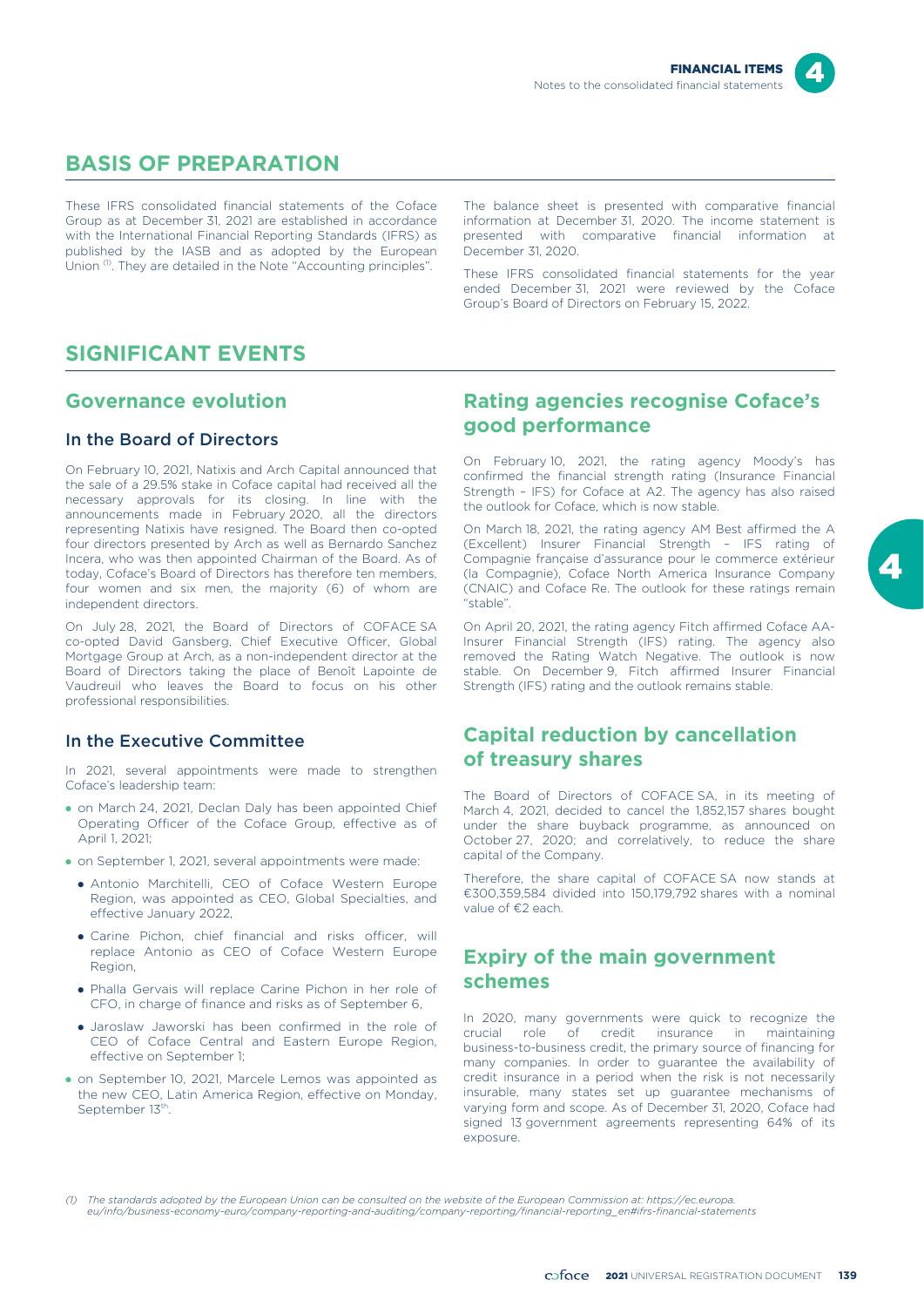# BASIS OF PREPARATION

These IFRS consolidated financial statements of the Coface Group as at December 31, 2021 are established in accordance with the International Financial Reporting Standards (IFRS) as published by the IASB and as adopted by the European Union [1]. They are detailed in the Note "Accounting principles".

The balance sheet is presented with comparative financial information at December 31, 2020. The income statement is presented with comparative financial information at December 31, 2020.

These IFRS consolidated financial statements for the year ended December 31, 2021 were reviewed by the Coface Group's Board of Directors on February 15, 2022.

# SIGNIFICANT EVENTS

## Governance evolution

### In the Board of Directors

On February 10, 2021, Natixis and Arch Capital announced that the sale of a 29.5% stake in Coface capital had received all the necessary approvals for its closing. In line with the announcements made in February 2020, all the directors representing Natixis have resigned. The Board then co-opted four directors presented by Arch as well as Bernardo Sanchez Incera, who was then appointed Chairman of the Board. As of today, Coface's Board of Directors has therefore ten members, four women and six men, the majority (6) of whom are independent directors.

On July 28, 2021, the Board of Directors of COFACE SA co-opted David Gansberg, Chief Executive Officer, Global Mortgage Group at Arch, as a non-independent director at the Board of Directors taking the place of Benoît Lapointe de Vaudreuil who leaves the Board to focus on his other professional responsibilities.

### In the Executive Committee

In 2021, several appointments were made to strengthen Coface's leadership team:

- on March 24, 2021, Declan Daly has been appointed Chief Operating Officer of the Coface Group, effective as of April 1, 2021;
- on September 1, 2021, several appointments were made:
  - Antonio Marchitelli, CEO of Coface Western Europe Region, was appointed as CEO, Global Specialties, and effective January 2022,
  - Carine Pichon, chief financial and risks officer, will replace Antonio as CEO of Coface Western Europe Region,
  - Phalla Gervais will replace Carine Pichon in her role of CFO, in charge of finance and risks as of September 6,
  - Jaroslaw Jaworski has been confirmed in the role of CEO of Coface Central and Eastern Europe Region, effective on September 1;
- on September 10, 2021, Marcele Lemos was appointed as the new CEO, Latin America Region, effective on Monday, September 13th.

## Rating agencies recognise Coface's good performance

On February 10, 2021, the rating agency Moody's has confirmed the financial strength rating (Insurance Financial Strength – IFS) for Coface at A2. The agency has also raised the outlook for Coface, which is now stable.

On March 18, 2021, the rating agency AM Best affirmed the A (Excellent) Insurer Financial Strength – IFS rating of Compagnie française d'assurance pour le commerce extérieur (la Compagnie), Coface North America Insurance Company (CNAIC) and Coface Re. The outlook for these ratings remain "stable".

On April 20, 2021, the rating agency Fitch affirmed Coface AA- Insurer Financial Strength (IFS) rating. The agency also removed the Rating Watch Negative. The outlook is now stable. On December 9, Fitch affirmed Insurer Financial Strength (IFS) rating and the outlook remains stable.

## Capital reduction by cancellation of treasury shares

The Board of Directors of COFACE SA, in its meeting of March 4, 2021, decided to cancel the 1,852,157 shares bought under the share buyback programme, as announced on October 27, 2020; and correlatively, to reduce the share capital of the Company.

Therefore, the share capital of COFACE SA now stands at €300,359,584 divided into 150,179,792 shares with a nominal value of €2 each.

## Expiry of the main government schemes

In 2020, many governments were quick to recognize the crucial role of credit insurance in maintaining business-to-business credit, the primary source of financing for many companies. In order to guarantee the availability of credit insurance in a period when the risk is not necessarily insurable, many states set up guarantee mechanisms of varying form and scope. As of December 31, 2020, Coface had signed 13 government agreements representing 64% of its exposure.

*(1) The standards adopted by the European Union can be consulted on the website of the European Commission at: https://ec.europa.eu/info/business-economy-euro/company-reporting-and-auditing/company-reporting/financial-reporting_en#ifrs-financial-statements*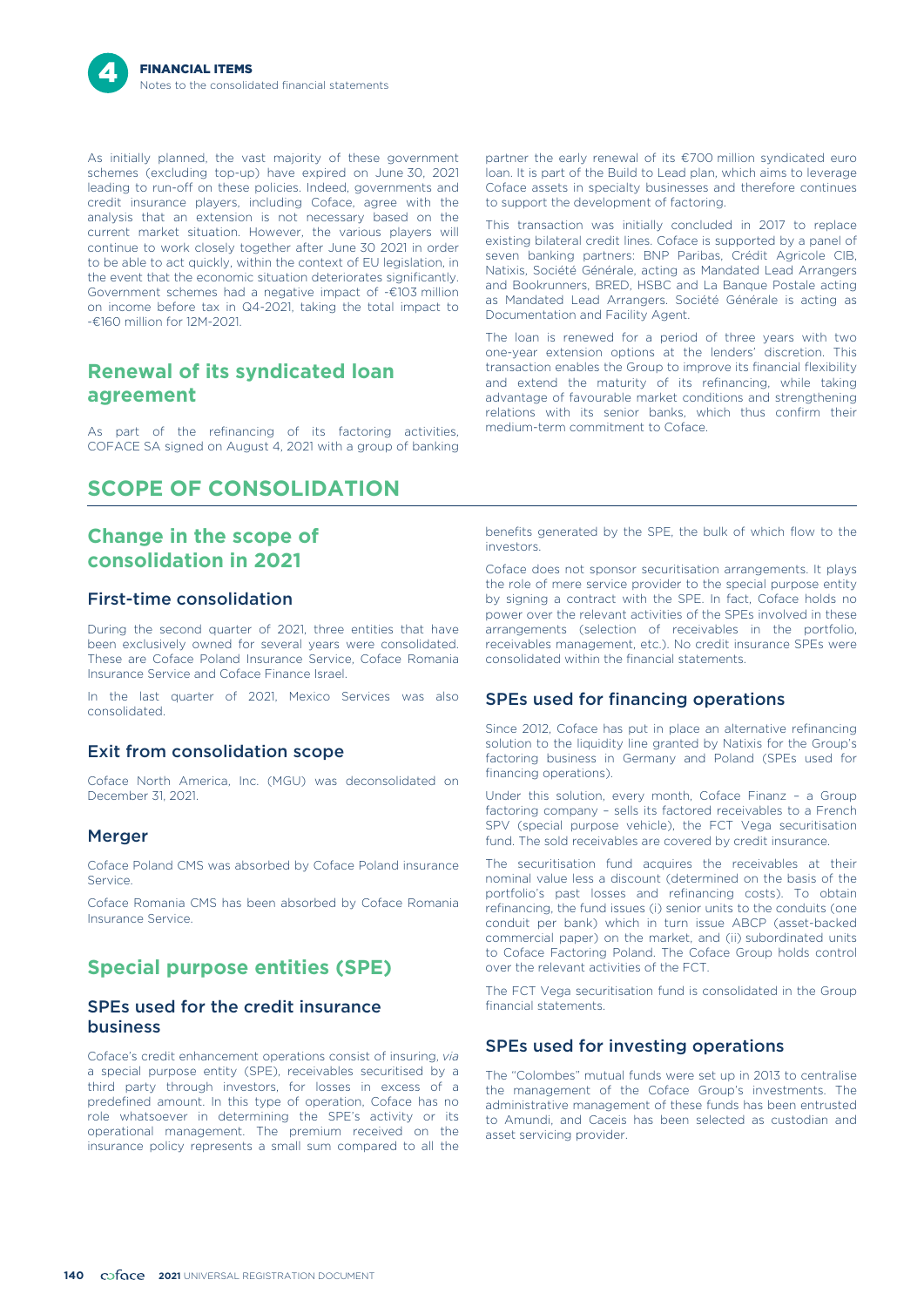As initially planned, the vast majority of these government schemes (excluding top-up) have expired on June 30, 2021 leading to run-off on these policies. Indeed, governments and credit insurance players, including Coface, agree with the analysis that an extension is not necessary based on the current market situation. However, the various players will continue to work closely together after June 30 2021 in order to be able to act quickly, within the context of EU legislation, in the event that the economic situation deteriorates significantly. Government schemes had a negative impact of -€103 million on income before tax in Q4-2021, taking the total impact to -€160 million for 12M-2021.

## Renewal of its syndicated loan agreement

As part of the refinancing of its factoring activities, COFACE SA signed on August 4, 2021 with a group of banking partner the early renewal of its €700 million syndicated euro loan. It is part of the Build to Lead plan, which aims to leverage Coface assets in specialty businesses and therefore continues to support the development of factoring.

This transaction was initially concluded in 2017 to replace existing bilateral credit lines. Coface is supported by a panel of seven banking partners: BNP Paribas, Crédit Agricole CIB, Natixis, Société Générale, acting as Mandated Lead Arrangers and Bookrunners, BRED, HSBC and La Banque Postale acting as Mandated Lead Arrangers. Société Générale is acting as Documentation and Facility Agent.

The loan is renewed for a period of three years with two one-year extension options at the lenders' discretion. This transaction enables the Group to improve its financial flexibility and extend the maturity of its refinancing, while taking advantage of favourable market conditions and strengthening relations with its senior banks, which thus confirm their medium-term commitment to Coface.

# SCOPE OF CONSOLIDATION

## Change in the scope of consolidation in 2021

### First-time consolidation

During the second quarter of 2021, three entities that have been exclusively owned for several years were consolidated. These are Coface Poland Insurance Service, Coface Romania Insurance Service and Coface Finance Israel.

In the last quarter of 2021, Mexico Services was also consolidated.

### Exit from consolidation scope

Coface North America, Inc. (MGU) was deconsolidated on December 31, 2021.

### Merger

Coface Poland CMS was absorbed by Coface Poland insurance Service.

Coface Romania CMS has been absorbed by Coface Romania Insurance Service.

## Special purpose entities (SPE)

### SPEs used for the credit insurance business

Coface's credit enhancement operations consist of insuring, *via* a special purpose entity (SPE), receivables securitised by a third party through investors, for losses in excess of a predefined amount. In this type of operation, Coface has no role whatsoever in determining the SPE's activity or its operational management. The premium received on the insurance policy represents a small sum compared to all the benefits generated by the SPE, the bulk of which flow to the investors.

Coface does not sponsor securitisation arrangements. It plays the role of mere service provider to the special purpose entity by signing a contract with the SPE. In fact, Coface holds no power over the relevant activities of the SPEs involved in these arrangements (selection of receivables in the portfolio, receivables management, etc.). No credit insurance SPEs were consolidated within the financial statements.

### SPEs used for financing operations

Since 2012, Coface has put in place an alternative refinancing solution to the liquidity line granted by Natixis for the Group's factoring business in Germany and Poland (SPEs used for financing operations).

Under this solution, every month, Coface Finanz – a Group factoring company – sells its factored receivables to a French SPV (special purpose vehicle), the FCT Vega securitisation fund. The sold receivables are covered by credit insurance.

The securitisation fund acquires the receivables at their nominal value less a discount (determined on the basis of the portfolio's past losses and refinancing costs). To obtain refinancing, the fund issues (i) senior units to the conduits (one conduit per bank) which in turn issue ABCP (asset-backed commercial paper) on the market, and (ii) subordinated units to Coface Factoring Poland. The Coface Group holds control over the relevant activities of the FCT.

The FCT Vega securitisation fund is consolidated in the Group financial statements.

### SPEs used for investing operations

The "Colombes" mutual funds were set up in 2013 to centralise the management of the Coface Group's investments. The administrative management of these funds has been entrusted to Amundi, and Caceis has been selected as custodian and asset servicing provider.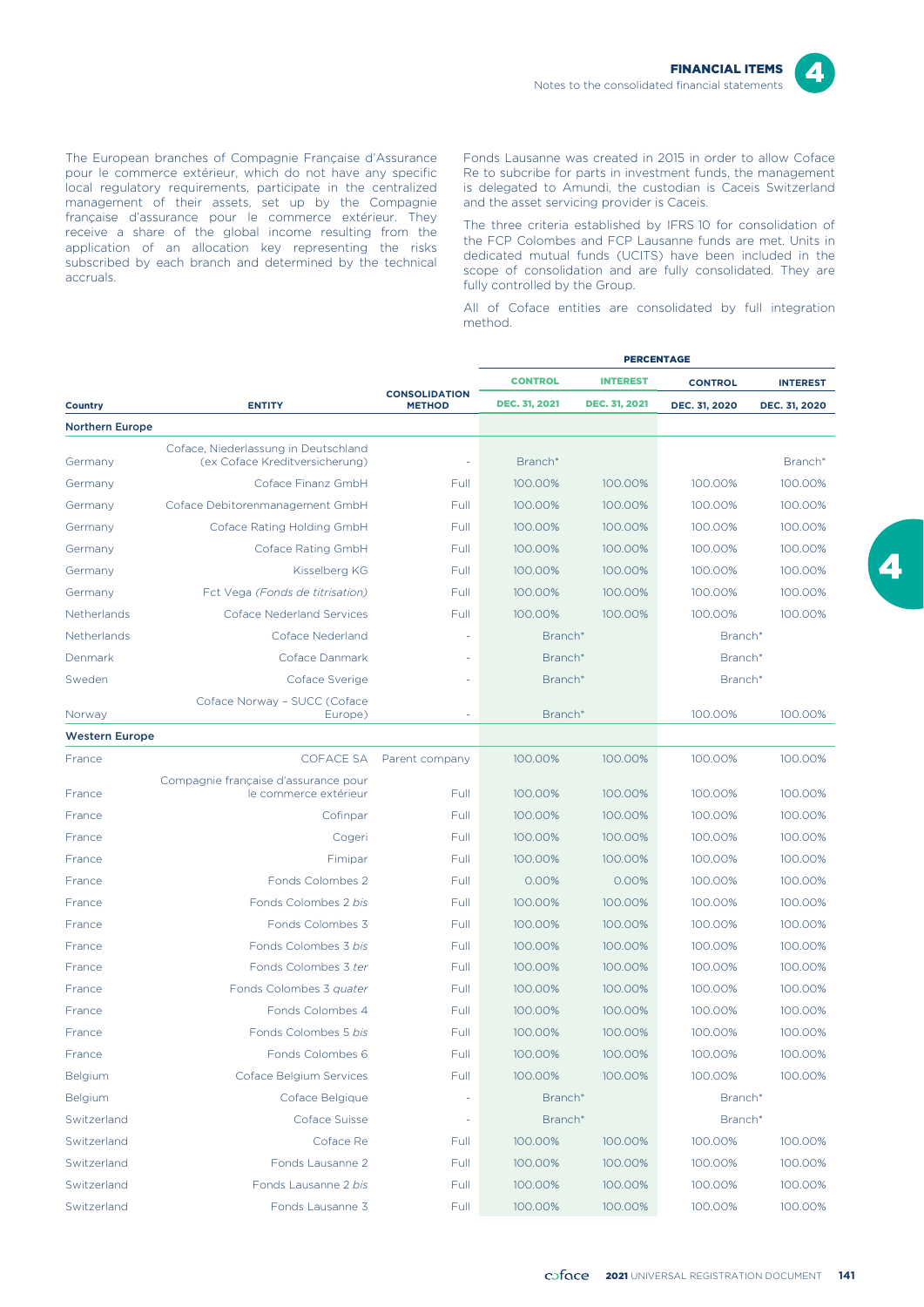The European branches of Compagnie Française d'Assurance pour le commerce extérieur, which do not have any specific local regulatory requirements, participate in the centralized management of their assets, set up by the Compagnie française d'assurance pour le commerce extérieur. They receive a share of the global income resulting from the application of an allocation key representing the risks subscribed by each branch and determined by the technical accruals.

Fonds Lausanne was created in 2015 in order to allow Coface Re to subcribe for parts in investment funds, the management is delegated to Amundi, the custodian is Caceis Switzerland and the asset servicing provider is Caceis.

The three criteria established by IFRS 10 for consolidation of the FCP Colombes and FCP Lausanne funds are met. Units in dedicated mutual funds (UCITS) have been included in the scope of consolidation and are fully consolidated. They are fully controlled by the Group.

All of Coface entities are consolidated by full integration method.

| Country | ENTITY | CONSOLIDATION METHOD | PERCENTAGE | | | |
|---|---|---|---|---|---|---|
| | | | CONTROL | INTEREST | CONTROL | INTEREST |
| | | | DEC. 31, 2021 | DEC. 31, 2021 | DEC. 31, 2020 | DEC. 31, 2020 |
| **Northern Europe** | | | | | | |
| Germany | Coface, Niederlassung in Deutschland (ex Coface Kreditversicherung) | - | Branch* | | | Branch* |
| Germany | Coface Finanz GmbH | Full | 100.00% | 100.00% | 100.00% | 100.00% |
| Germany | Coface Debitorenmanagement GmbH | Full | 100.00% | 100.00% | 100.00% | 100.00% |
| Germany | Coface Rating Holding GmbH | Full | 100.00% | 100.00% | 100.00% | 100.00% |
| Germany | Coface Rating GmbH | Full | 100.00% | 100.00% | 100.00% | 100.00% |
| Germany | Kisselberg KG | Full | 100.00% | 100.00% | 100.00% | 100.00% |
| Germany | Fct Vega *(Fonds de titrisation)* | Full | 100.00% | 100.00% | 100.00% | 100.00% |
| Netherlands | Coface Nederland Services | Full | 100.00% | 100.00% | 100.00% | 100.00% |
| Netherlands | Coface Nederland | - | Branch* | | Branch* | |
| Denmark | Coface Danmark | - | Branch* | | Branch* | |
| Sweden | Coface Sverige | - | Branch* | | Branch* | |
| Norway | Coface Norway – SUCC (Coface Europe) | - | Branch* | | 100.00% | 100.00% |
| **Western Europe** | | | | | | |
| France | COFACE SA | Parent company | 100.00% | 100.00% | 100.00% | 100.00% |
| France | Compagnie française d'assurance pour le commerce extérieur | Full | 100.00% | 100.00% | 100.00% | 100.00% |
| France | Cofinpar | Full | 100.00% | 100.00% | 100.00% | 100.00% |
| France | Cogeri | Full | 100.00% | 100.00% | 100.00% | 100.00% |
| France | Fimipar | Full | 100.00% | 100.00% | 100.00% | 100.00% |
| France | Fonds Colombes 2 | Full | 0.00% | 0.00% | 100.00% | 100.00% |
| France | Fonds Colombes 2 *bis* | Full | 100.00% | 100.00% | 100.00% | 100.00% |
| France | Fonds Colombes 3 | Full | 100.00% | 100.00% | 100.00% | 100.00% |
| France | Fonds Colombes 3 *bis* | Full | 100.00% | 100.00% | 100.00% | 100.00% |
| France | Fonds Colombes 3 *ter* | Full | 100.00% | 100.00% | 100.00% | 100.00% |
| France | Fonds Colombes 3 *quater* | Full | 100.00% | 100.00% | 100.00% | 100.00% |
| France | Fonds Colombes 4 | Full | 100.00% | 100.00% | 100.00% | 100.00% |
| France | Fonds Colombes 5 *bis* | Full | 100.00% | 100.00% | 100.00% | 100.00% |
| France | Fonds Colombes 6 | Full | 100.00% | 100.00% | 100.00% | 100.00% |
| Belgium | Coface Belgium Services | Full | 100.00% | 100.00% | 100.00% | 100.00% |
| Belgium | Coface Belgique | - | Branch* | | Branch* | |
| Switzerland | Coface Suisse | - | Branch* | | Branch* | |
| Switzerland | Coface Re | Full | 100.00% | 100.00% | 100.00% | 100.00% |
| Switzerland | Fonds Lausanne 2 | Full | 100.00% | 100.00% | 100.00% | 100.00% |
| Switzerland | Fonds Lausanne 2 *bis* | Full | 100.00% | 100.00% | 100.00% | 100.00% |
| Switzerland | Fonds Lausanne 3 | Full | 100.00% | 100.00% | 100.00% | 100.00% |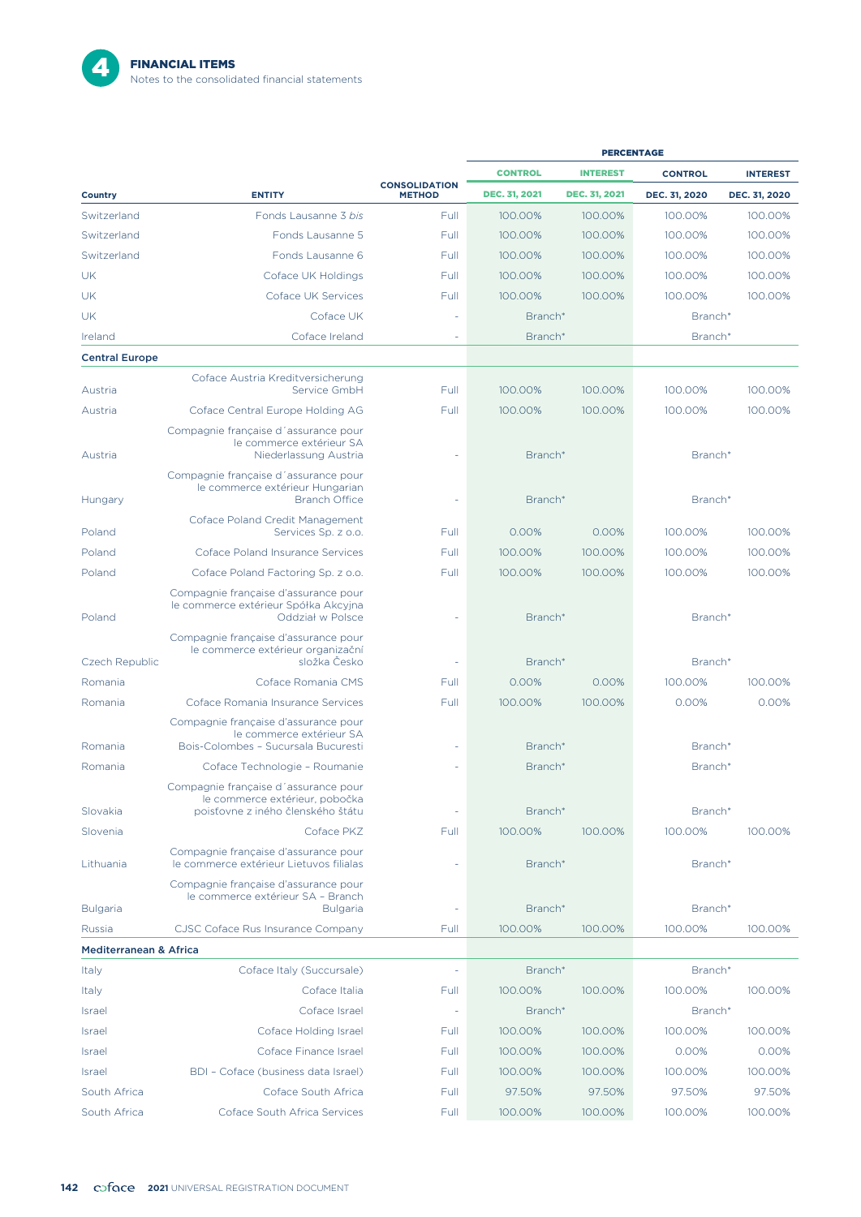| Country | ENTITY | CONSOLIDATION METHOD | PERCENTAGE | | | |
|---|---|---|---|---|---|---|
| | | | CONTROL | INTEREST | CONTROL | INTEREST |
| | | | DEC. 31, 2021 | DEC. 31, 2021 | DEC. 31, 2020 | DEC. 31, 2020 |
| Switzerland | Fonds Lausanne 3 *bis* | Full | 100.00% | 100.00% | 100.00% | 100.00% |
| Switzerland | Fonds Lausanne 5 | Full | 100.00% | 100.00% | 100.00% | 100.00% |
| Switzerland | Fonds Lausanne 6 | Full | 100.00% | 100.00% | 100.00% | 100.00% |
| UK | Coface UK Holdings | Full | 100.00% | 100.00% | 100.00% | 100.00% |
| UK | Coface UK Services | Full | 100.00% | 100.00% | 100.00% | 100.00% |
| UK | Coface UK | - | Branch* | | Branch* | |
| Ireland | Coface Ireland | - | Branch* | | Branch* | |
| **Central Europe** | | | | | | |
| Austria | Coface Austria Kreditversicherung Service GmbH | Full | 100.00% | 100.00% | 100.00% | 100.00% |
| Austria | Coface Central Europe Holding AG | Full | 100.00% | 100.00% | 100.00% | 100.00% |
| Austria | Compagnie française d´assurance pour le commerce extérieur SA Niederlassung Austria | - | Branch* | | Branch* | |
| Hungary | Compagnie française d´assurance pour le commerce extérieur Hungarian Branch Office | - | Branch* | | Branch* | |
| Poland | Coface Poland Credit Management Services Sp. z o.o. | Full | 0.00% | 0.00% | 100.00% | 100.00% |
| Poland | Coface Poland Insurance Services | Full | 100.00% | 100.00% | 100.00% | 100.00% |
| Poland | Coface Poland Factoring Sp. z o.o. | Full | 100.00% | 100.00% | 100.00% | 100.00% |
| Poland | Compagnie française d'assurance pour le commerce extérieur Spółka Akcyjna Oddział w Polsce | - | Branch* | | Branch* | |
| Czech Republic | Compagnie française d'assurance pour le commerce extérieur organizační složka Česko | - | Branch* | | Branch* | |
| Romania | Coface Romania CMS | Full | 0.00% | 0.00% | 100.00% | 100.00% |
| Romania | Coface Romania Insurance Services | Full | 100.00% | 100.00% | 0.00% | 0.00% |
| Romania | Compagnie française d'assurance pour le commerce extérieur SA Bois-Colombes – Sucursala Bucuresti | - | Branch* | | Branch* | |
| Romania | Coface Technologie – Roumanie | - | Branch* | | Branch* | |
| Slovakia | Compagnie française d´assurance pour le commerce extérieur, pobočka poisťovne z iného členského štátu | - | Branch* | | Branch* | |
| Slovenia | Coface PKZ | Full | 100.00% | 100.00% | 100.00% | 100.00% |
| Lithuania | Compagnie française d'assurance pour le commerce extérieur Lietuvos filialas | - | Branch* | | Branch* | |
| Bulgaria | Compagnie française d'assurance pour le commerce extérieur SA – Branch Bulgaria | - | Branch* | | Branch* | |
| Russia | CJSC Coface Rus Insurance Company | Full | 100.00% | 100.00% | 100.00% | 100.00% |
| **Mediterranean & Africa** | | | | | | |
| Italy | Coface Italy (Succursale) | - | Branch* | | Branch* | |
| Italy | Coface Italia | Full | 100.00% | 100.00% | 100.00% | 100.00% |
| Israel | Coface Israel | - | Branch* | | Branch* | |
| Israel | Coface Holding Israel | Full | 100.00% | 100.00% | 100.00% | 100.00% |
| Israel | Coface Finance Israel | Full | 100.00% | 100.00% | 0.00% | 0.00% |
| Israel | BDI – Coface (business data Israel) | Full | 100.00% | 100.00% | 100.00% | 100.00% |
| South Africa | Coface South Africa | Full | 97.50% | 97.50% | 97.50% | 97.50% |
| South Africa | Coface South Africa Services | Full | 100.00% | 100.00% | 100.00% | 100.00% |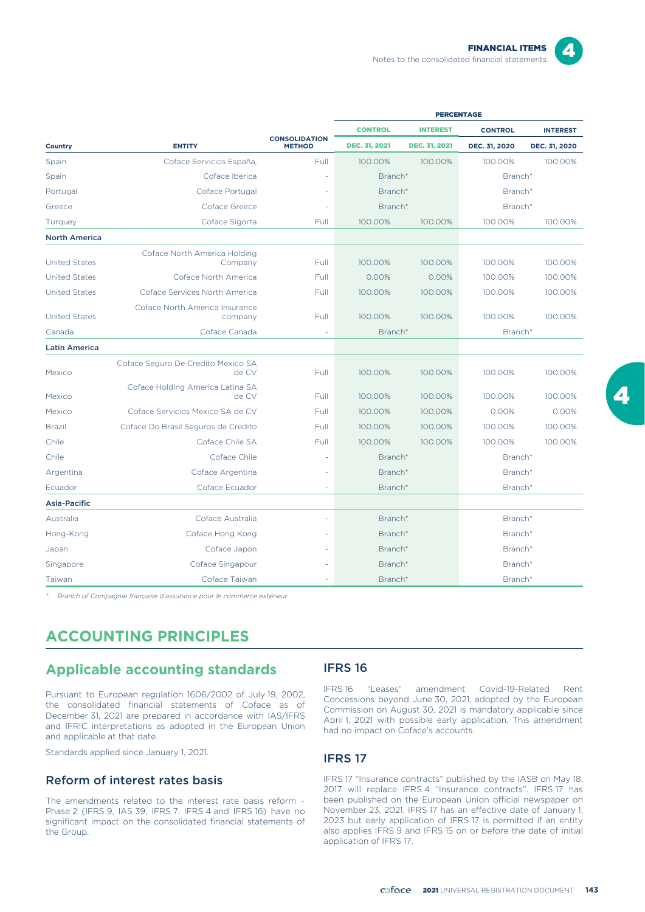| Country | ENTITY | CONSOLIDATION METHOD | PERCENTAGE | | | |
|---|---|---|---|---|---|---|
| | | | CONTROL | INTEREST | CONTROL | INTEREST |
| | | | DEC. 31, 2021 | DEC. 31, 2021 | DEC. 31, 2020 | DEC. 31, 2020 |
| Spain | Coface Servicios España, | Full | 100.00% | 100.00% | 100.00% | 100.00% |
| Spain | Coface Iberica | - | Branch* | | Branch* | |
| Portugal | Coface Portugal | - | Branch* | | Branch* | |
| Greece | Coface Greece | - | Branch* | | Branch* | |
| Turquey | Coface Sigorta | Full | 100.00% | 100.00% | 100.00% | 100.00% |
| **North America** | | | | | | |
| United States | Coface North America Holding Company | Full | 100.00% | 100.00% | 100.00% | 100.00% |
| United States | Coface North America | Full | 0.00% | 0.00% | 100.00% | 100.00% |
| United States | Coface Services North America | Full | 100.00% | 100.00% | 100.00% | 100.00% |
| United States | Coface North America Insurance company | Full | 100.00% | 100.00% | 100.00% | 100.00% |
| Canada | Coface Canada | - | Branch* | | Branch* | |
| **Latin America** | | | | | | |
| Mexico | Coface Seguro De Credito Mexico SA de CV | Full | 100.00% | 100.00% | 100.00% | 100.00% |
| Mexico | Coface Holding America Latina SA de CV | Full | 100.00% | 100.00% | 100.00% | 100.00% |
| Mexico | Coface Servicios Mexico SA de CV | Full | 100.00% | 100.00% | 0.00% | 0.00% |
| Brazil | Coface Do Brasil Seguros de Credito | Full | 100.00% | 100.00% | 100.00% | 100.00% |
| Chile | Coface Chile SA | Full | 100.00% | 100.00% | 100.00% | 100.00% |
| Chile | Coface Chile | - | Branch* | | Branch* | |
| Argentina | Coface Argentina | - | Branch* | | Branch* | |
| Ecuador | Coface Ecuador | - | Branch* | | Branch* | |
| **Asia-Pacific** | | | | | | |
| Australia | Coface Australia | - | Branch* | | Branch* | |
| Hong-Kong | Coface Hong Kong | - | Branch* | | Branch* | |
| Japan | Coface Japon | - | Branch* | | Branch* | |
| Singapore | Coface Singapour | - | Branch* | | Branch* | |
| Taiwan | Coface Taiwan | - | Branch* | | Branch* | |

\* *Branch of Compagnie française d'assurance pour le commerce extérieur.*

# ACCOUNTING PRINCIPLES

## Applicable accounting standards

Pursuant to European regulation 1606/2002 of July 19, 2002, the consolidated financial statements of Coface as of December 31, 2021 are prepared in accordance with IAS/IFRS and IFRIC interpretations as adopted in the European Union and applicable at that date.

Standards applied since January 1, 2021.

### Reform of interest rates basis

The amendments related to the interest rate basis reform – Phase 2 (IFRS 9, IAS 39, IFRS 7, IFRS 4 and IFRS 16) have no significant impact on the consolidated financial statements of the Group.

### IFRS 16

IFRS 16 "Leases" amendment Covid-19-Related Rent Concessions beyond June 30, 2021, adopted by the European Commission on August 30, 2021 is mandatory applicable since April 1, 2021 with possible early application. This amendment had no impact on Coface's accounts.

### IFRS 17

IFRS 17 "Insurance contracts" published by the IASB on May 18, 2017 will replace IFRS 4 "Insurance contracts". IFRS 17 has been published on the European Union official newspaper on November 23, 2021. IFRS 17 has an effective date of January 1, 2023 but early application of IFRS 17 is permitted if an entity also applies IFRS 9 and IFRS 15 on or before the date of initial application of IFRS 17.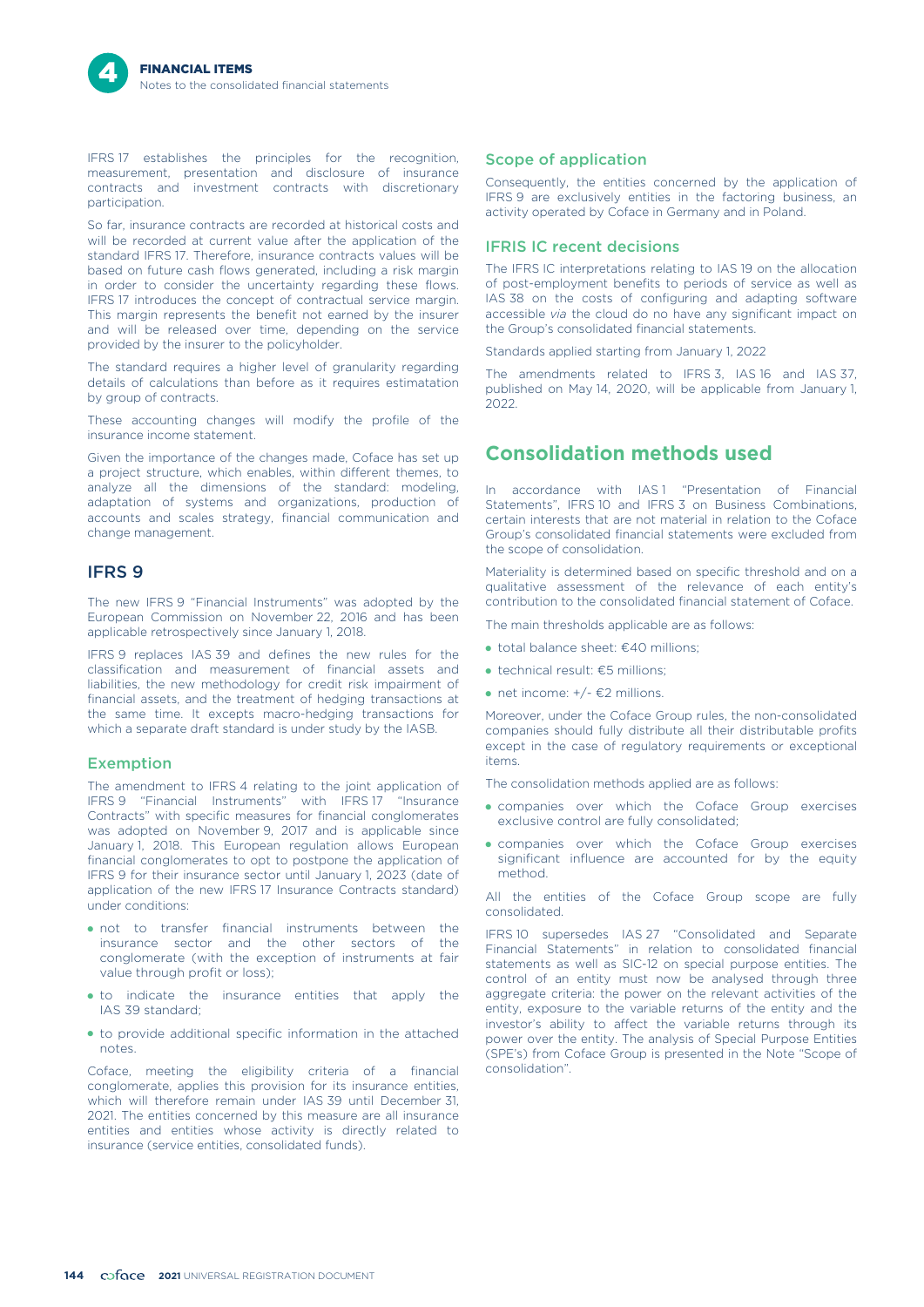IFRS 17 establishes the principles for the recognition, measurement, presentation and disclosure of insurance contracts and investment contracts with discretionary participation.

So far, insurance contracts are recorded at historical costs and will be recorded at current value after the application of the standard IFRS 17. Therefore, insurance contracts values will be based on future cash flows generated, including a risk margin in order to consider the uncertainty regarding these flows. IFRS 17 introduces the concept of contractual service margin. This margin represents the benefit not earned by the insurer and will be released over time, depending on the service provided by the insurer to the policyholder.

The standard requires a higher level of granularity regarding details of calculations than before as it requires estimatation by group of contracts.

These accounting changes will modify the profile of the insurance income statement.

Given the importance of the changes made, Coface has set up a project structure, which enables, within different themes, to analyze all the dimensions of the standard: modeling, adaptation of systems and organizations, production of accounts and scales strategy, financial communication and change management.

## IFRS 9

The new IFRS 9 "Financial Instruments" was adopted by the European Commission on November 22, 2016 and has been applicable retrospectively since January 1, 2018.

IFRS 9 replaces IAS 39 and defines the new rules for the classification and measurement of financial assets and liabilities, the new methodology for credit risk impairment of financial assets, and the treatment of hedging transactions at the same time. It excepts macro-hedging transactions for which a separate draft standard is under study by the IASB.

### Exemption

The amendment to IFRS 4 relating to the joint application of IFRS 9 "Financial Instruments" with IFRS 17 "Insurance Contracts" with specific measures for financial conglomerates was adopted on November 9, 2017 and is applicable since January 1, 2018. This European regulation allows European financial conglomerates to opt to postpone the application of IFRS 9 for their insurance sector until January 1, 2023 (date of application of the new IFRS 17 Insurance Contracts standard) under conditions:

- not to transfer financial instruments between the insurance sector and the other sectors of the conglomerate (with the exception of instruments at fair value through profit or loss);
- to indicate the insurance entities that apply the IAS 39 standard;
- to provide additional specific information in the attached notes.

Coface, meeting the eligibility criteria of a financial conglomerate, applies this provision for its insurance entities, which will therefore remain under IAS 39 until December 31, 2021. The entities concerned by this measure are all insurance entities and entities whose activity is directly related to insurance (service entities, consolidated funds).

### Scope of application

Consequently, the entities concerned by the application of IFRS 9 are exclusively entities in the factoring business, an activity operated by Coface in Germany and in Poland.

### IFRIS IC recent decisions

The IFRS IC interpretations relating to IAS 19 on the allocation of post-employment benefits to periods of service as well as IAS 38 on the costs of configuring and adapting software accessible *via* the cloud do no have any significant impact on the Group's consolidated financial statements.

Standards applied starting from January 1, 2022

The amendments related to IFRS 3, IAS 16 and IAS 37, published on May 14, 2020, will be applicable from January 1, 2022.

# Consolidation methods used

In accordance with IAS 1 "Presentation of Financial Statements", IFRS 10 and IFRS 3 on Business Combinations, certain interests that are not material in relation to the Coface Group's consolidated financial statements were excluded from the scope of consolidation.

Materiality is determined based on specific threshold and on a qualitative assessment of the relevance of each entity's contribution to the consolidated financial statement of Coface.

The main thresholds applicable are as follows:

- total balance sheet: €40 millions;
- technical result: €5 millions;
- net income: +/- €2 millions.

Moreover, under the Coface Group rules, the non-consolidated companies should fully distribute all their distributable profits except in the case of regulatory requirements or exceptional items.

The consolidation methods applied are as follows:

- companies over which the Coface Group exercises exclusive control are fully consolidated;
- companies over which the Coface Group exercises significant influence are accounted for by the equity method.

All the entities of the Coface Group scope are fully consolidated.

IFRS 10 supersedes IAS 27 "Consolidated and Separate Financial Statements" in relation to consolidated financial statements as well as SIC-12 on special purpose entities. The control of an entity must now be analysed through three aggregate criteria: the power on the relevant activities of the entity, exposure to the variable returns of the entity and the investor's ability to affect the variable returns through its power over the entity. The analysis of Special Purpose Entities (SPE's) from Coface Group is presented in the Note "Scope of consolidation".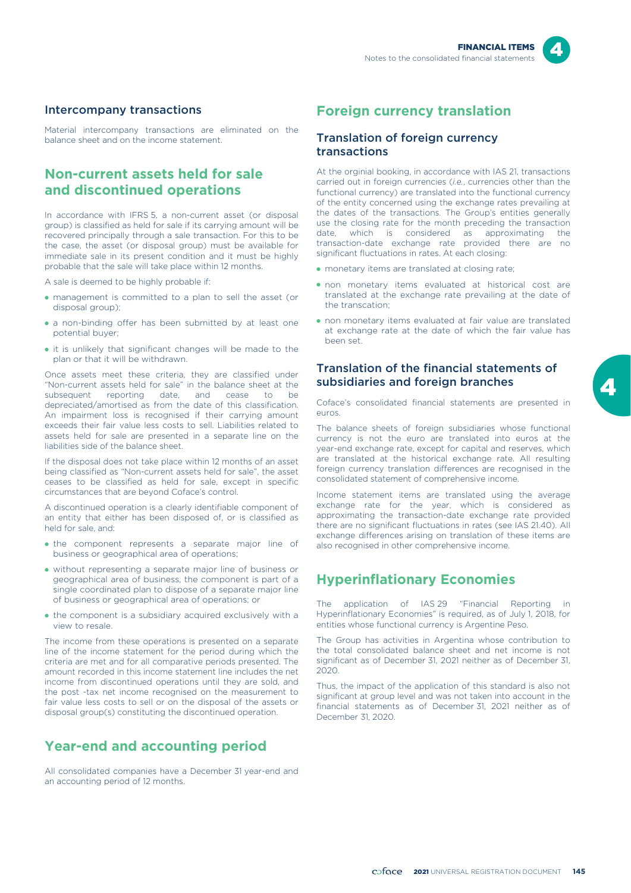### Intercompany transactions

Material intercompany transactions are eliminated on the balance sheet and on the income statement.

## Non-current assets held for sale and discontinued operations

In accordance with IFRS 5, a non-current asset (or disposal group) is classified as held for sale if its carrying amount will be recovered principally through a sale transaction. For this to be the case, the asset (or disposal group) must be available for immediate sale in its present condition and it must be highly probable that the sale will take place within 12 months.

A sale is deemed to be highly probable if:

- management is committed to a plan to sell the asset (or disposal group);
- a non-binding offer has been submitted by at least one potential buyer;
- it is unlikely that significant changes will be made to the plan or that it will be withdrawn.

Once assets meet these criteria, they are classified under "Non-current assets held for sale" in the balance sheet at the subsequent reporting date, and cease to be depreciated/amortised as from the date of this classification. An impairment loss is recognised if their carrying amount exceeds their fair value less costs to sell. Liabilities related to assets held for sale are presented in a separate line on the liabilities side of the balance sheet.

If the disposal does not take place within 12 months of an asset being classified as "Non-current assets held for sale", the asset ceases to be classified as held for sale, except in specific circumstances that are beyond Coface's control.

A discontinued operation is a clearly identifiable component of an entity that either has been disposed of, or is classified as held for sale, and:

- the component represents a separate major line of business or geographical area of operations;
- without representing a separate major line of business or geographical area of business, the component is part of a single coordinated plan to dispose of a separate major line of business or geographical area of operations; or
- the component is a subsidiary acquired exclusively with a view to resale.

The income from these operations is presented on a separate line of the income statement for the period during which the criteria are met and for all comparative periods presented. The amount recorded in this income statement line includes the net income from discontinued operations until they are sold, and the post -tax net income recognised on the measurement to fair value less costs to sell or on the disposal of the assets or disposal group(s) constituting the discontinued operation.

## Year-end and accounting period

All consolidated companies have a December 31 year-end and an accounting period of 12 months.

## Foreign currency translation

### Translation of foreign currency transactions

At the orginial booking, in accordance with IAS 21, transactions carried out in foreign currencies (*i.e.*, currencies other than the functional currency) are translated into the functional currency of the entity concerned using the exchange rates prevailing at the dates of the transactions. The Group's entities generally use the closing rate for the month preceding the transaction date, which is considered as approximating the transaction-date exchange rate provided there are no significant fluctuations in rates. At each closing:

- monetary items are translated at closing rate;
- non monetary items evaluated at historical cost are translated at the exchange rate prevailing at the date of the transcation;
- non monetary items evaluated at fair value are translated at exchange rate at the date of which the fair value has been set.

### Translation of the financial statements of subsidiaries and foreign branches

Coface's consolidated financial statements are presented in euros.

The balance sheets of foreign subsidiaries whose functional currency is not the euro are translated into euros at the year-end exchange rate, except for capital and reserves, which are translated at the historical exchange rate. All resulting foreign currency translation differences are recognised in the consolidated statement of comprehensive income.

Income statement items are translated using the average exchange rate for the year, which is considered as approximating the transaction-date exchange rate provided there are no significant fluctuations in rates (see IAS 21.40). All exchange differences arising on translation of these items are also recognised in other comprehensive income.

## Hyperinflationary Economies

The application of IAS 29 "Financial Reporting in Hyperinflationary Economies" is required, as of July 1, 2018, for entities whose functional currency is Argentine Peso.

The Group has activities in Argentina whose contribution to the total consolidated balance sheet and net income is not significant as of December 31, 2021 neither as of December 31, 2020.

Thus, the impact of the application of this standard is also not significant at group level and was not taken into account in the financial statements as of December 31, 2021 neither as of December 31, 2020.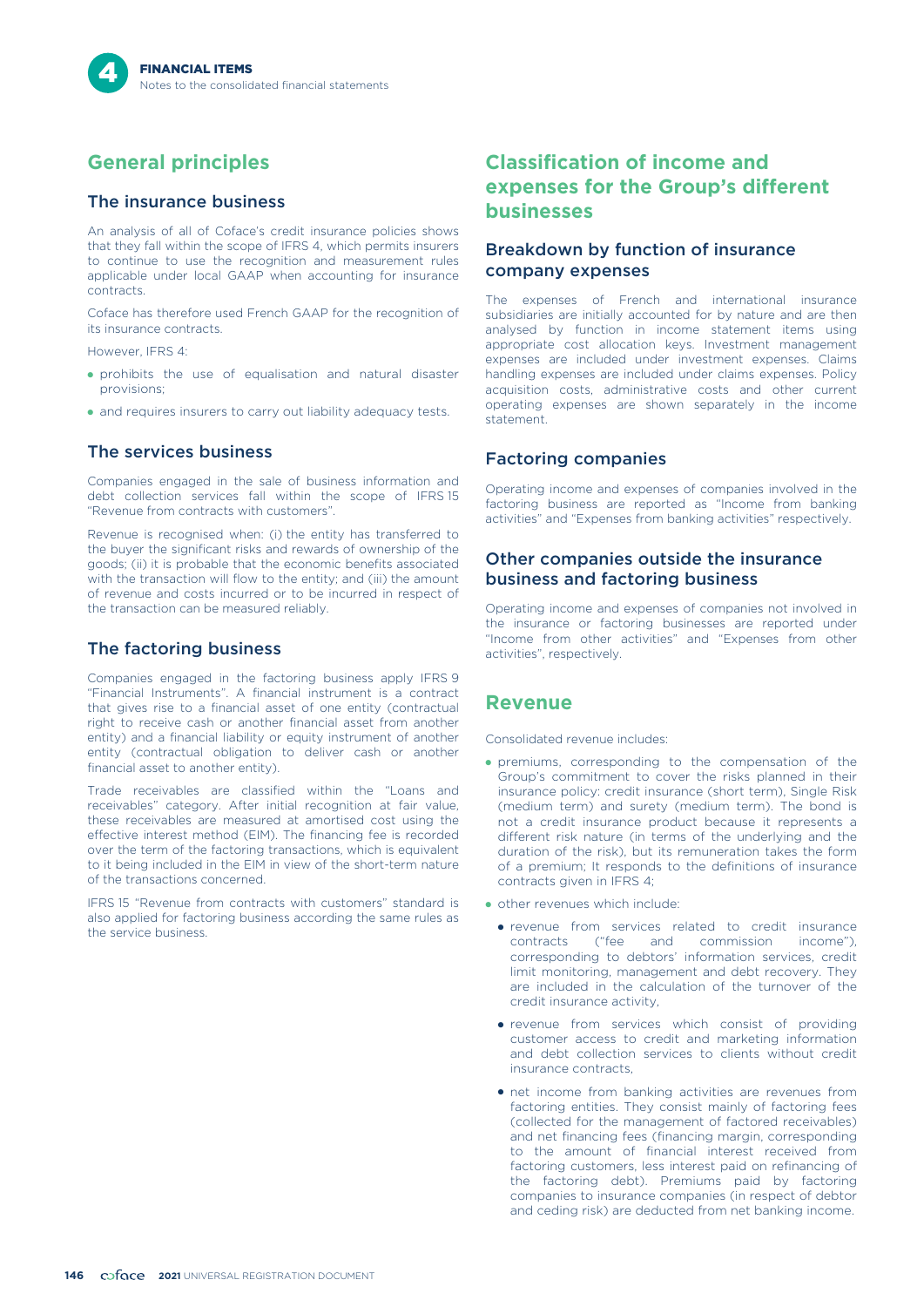## General principles

### The insurance business

An analysis of all of Coface's credit insurance policies shows that they fall within the scope of IFRS 4, which permits insurers to continue to use the recognition and measurement rules applicable under local GAAP when accounting for insurance contracts.

Coface has therefore used French GAAP for the recognition of its insurance contracts.

However, IFRS 4:

- prohibits the use of equalisation and natural disaster provisions;
- and requires insurers to carry out liability adequacy tests.

### The services business

Companies engaged in the sale of business information and debt collection services fall within the scope of IFRS 15 "Revenue from contracts with customers".

Revenue is recognised when: (i) the entity has transferred to the buyer the significant risks and rewards of ownership of the goods; (ii) it is probable that the economic benefits associated with the transaction will flow to the entity; and (iii) the amount of revenue and costs incurred or to be incurred in respect of the transaction can be measured reliably.

### The factoring business

Companies engaged in the factoring business apply IFRS 9 "Financial Instruments". A financial instrument is a contract that gives rise to a financial asset of one entity (contractual right to receive cash or another financial asset from another entity) and a financial liability or equity instrument of another entity (contractual obligation to deliver cash or another financial asset to another entity).

Trade receivables are classified within the "Loans and receivables" category. After initial recognition at fair value, these receivables are measured at amortised cost using the effective interest method (EIM). The financing fee is recorded over the term of the factoring transactions, which is equivalent to it being included in the EIM in view of the short-term nature of the transactions concerned.

IFRS 15 "Revenue from contracts with customers" standard is also applied for factoring business according the same rules as the service business.

## Classification of income and expenses for the Group's different businesses

### Breakdown by function of insurance company expenses

The expenses of French and international insurance subsidiaries are initially accounted for by nature and are then analysed by function in income statement items using appropriate cost allocation keys. Investment management expenses are included under investment expenses. Claims handling expenses are included under claims expenses. Policy acquisition costs, administrative costs and other current operating expenses are shown separately in the income statement.

### Factoring companies

Operating income and expenses of companies involved in the factoring business are reported as "Income from banking activities" and "Expenses from banking activities" respectively.

### Other companies outside the insurance business and factoring business

Operating income and expenses of companies not involved in the insurance or factoring businesses are reported under "Income from other activities" and "Expenses from other activities", respectively.

## Revenue

Consolidated revenue includes:

- premiums, corresponding to the compensation of the Group's commitment to cover the risks planned in their insurance policy: credit insurance (short term), Single Risk (medium term) and surety (medium term). The bond is not a credit insurance product because it represents a different risk nature (in terms of the underlying and the duration of the risk), but its remuneration takes the form of a premium; It responds to the definitions of insurance contracts given in IFRS 4;
- other revenues which include:
  - revenue from services related to credit insurance contracts ("fee and commission income"), corresponding to debtors' information services, credit limit monitoring, management and debt recovery. They are included in the calculation of the turnover of the credit insurance activity,
  - revenue from services which consist of providing customer access to credit and marketing information and debt collection services to clients without credit insurance contracts,
  - net income from banking activities are revenues from factoring entities. They consist mainly of factoring fees (collected for the management of factored receivables) and net financing fees (financing margin, corresponding to the amount of financial interest received from factoring customers, less interest paid on refinancing of the factoring debt). Premiums paid by factoring companies to insurance companies (in respect of debtor and ceding risk) are deducted from net banking income.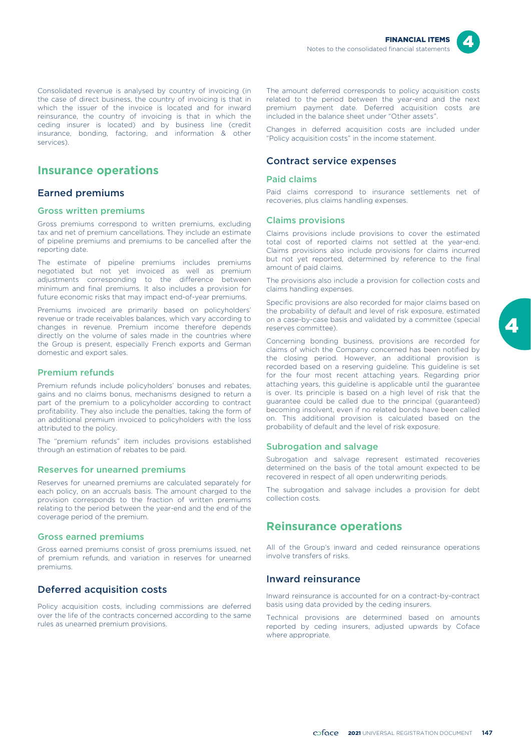Consolidated revenue is analysed by country of invoicing (in the case of direct business, the country of invoicing is that in which the issuer of the invoice is located and for inward reinsurance, the country of invoicing is that in which the ceding insurer is located) and by business line (credit insurance, bonding, factoring, and information & other services).

## Insurance operations

### Earned premiums

#### Gross written premiums

Gross premiums correspond to written premiums, excluding tax and net of premium cancellations. They include an estimate of pipeline premiums and premiums to be cancelled after the reporting date.

The estimate of pipeline premiums includes premiums negotiated but not yet invoiced as well as premium adjustments corresponding to the difference between minimum and final premiums. It also includes a provision for future economic risks that may impact end-of-year premiums.

Premiums invoiced are primarily based on policyholders' revenue or trade receivables balances, which vary according to changes in revenue. Premium income therefore depends directly on the volume of sales made in the countries where the Group is present, especially French exports and German domestic and export sales.

#### Premium refunds

Premium refunds include policyholders' bonuses and rebates, gains and no claims bonus, mechanisms designed to return a part of the premium to a policyholder according to contract profitability. They also include the penalties, taking the form of an additional premium invoiced to policyholders with the loss attributed to the policy.

The "premium refunds" item includes provisions established through an estimation of rebates to be paid.

#### Reserves for unearned premiums

Reserves for unearned premiums are calculated separately for each policy, on an accruals basis. The amount charged to the provision corresponds to the fraction of written premiums relating to the period between the year-end and the end of the coverage period of the premium.

#### Gross earned premiums

Gross earned premiums consist of gross premiums issued, net of premium refunds, and variation in reserves for unearned premiums.

### Deferred acquisition costs

Policy acquisition costs, including commissions are deferred over the life of the contracts concerned according to the same rules as unearned premium provisions.

The amount deferred corresponds to policy acquisition costs related to the period between the year-end and the next premium payment date. Deferred acquisition costs are included in the balance sheet under "Other assets".

Changes in deferred acquisition costs are included under "Policy acquisition costs" in the income statement.

### Contract service expenses

#### Paid claims

Paid claims correspond to insurance settlements net of recoveries, plus claims handling expenses.

#### Claims provisions

Claims provisions include provisions to cover the estimated total cost of reported claims not settled at the year-end. Claims provisions also include provisions for claims incurred but not yet reported, determined by reference to the final amount of paid claims.

The provisions also include a provision for collection costs and claims handling expenses.

Specific provisions are also recorded for major claims based on the probability of default and level of risk exposure, estimated on a case-by-case basis and validated by a committee (special reserves committee).

Concerning bonding business, provisions are recorded for claims of which the Company concerned has been notified by the closing period. However, an additional provision is recorded based on a reserving guideline. This guideline is set for the four most recent attaching years. Regarding prior attaching years, this guideline is applicable until the guarantee is over. Its principle is based on a high level of risk that the guarantee could be called due to the principal (guaranteed) becoming insolvent, even if no related bonds have been called on. This additional provision is calculated based on the probability of default and the level of risk exposure.

#### Subrogation and salvage

Subrogation and salvage represent estimated recoveries determined on the basis of the total amount expected to be recovered in respect of all open underwriting periods.

The subrogation and salvage includes a provision for debt collection costs.

## Reinsurance operations

All of the Group's inward and ceded reinsurance operations involve transfers of risks.

### Inward reinsurance

Inward reinsurance is accounted for on a contract-by-contract basis using data provided by the ceding insurers.

Technical provisions are determined based on amounts reported by ceding insurers, adjusted upwards by Coface where appropriate.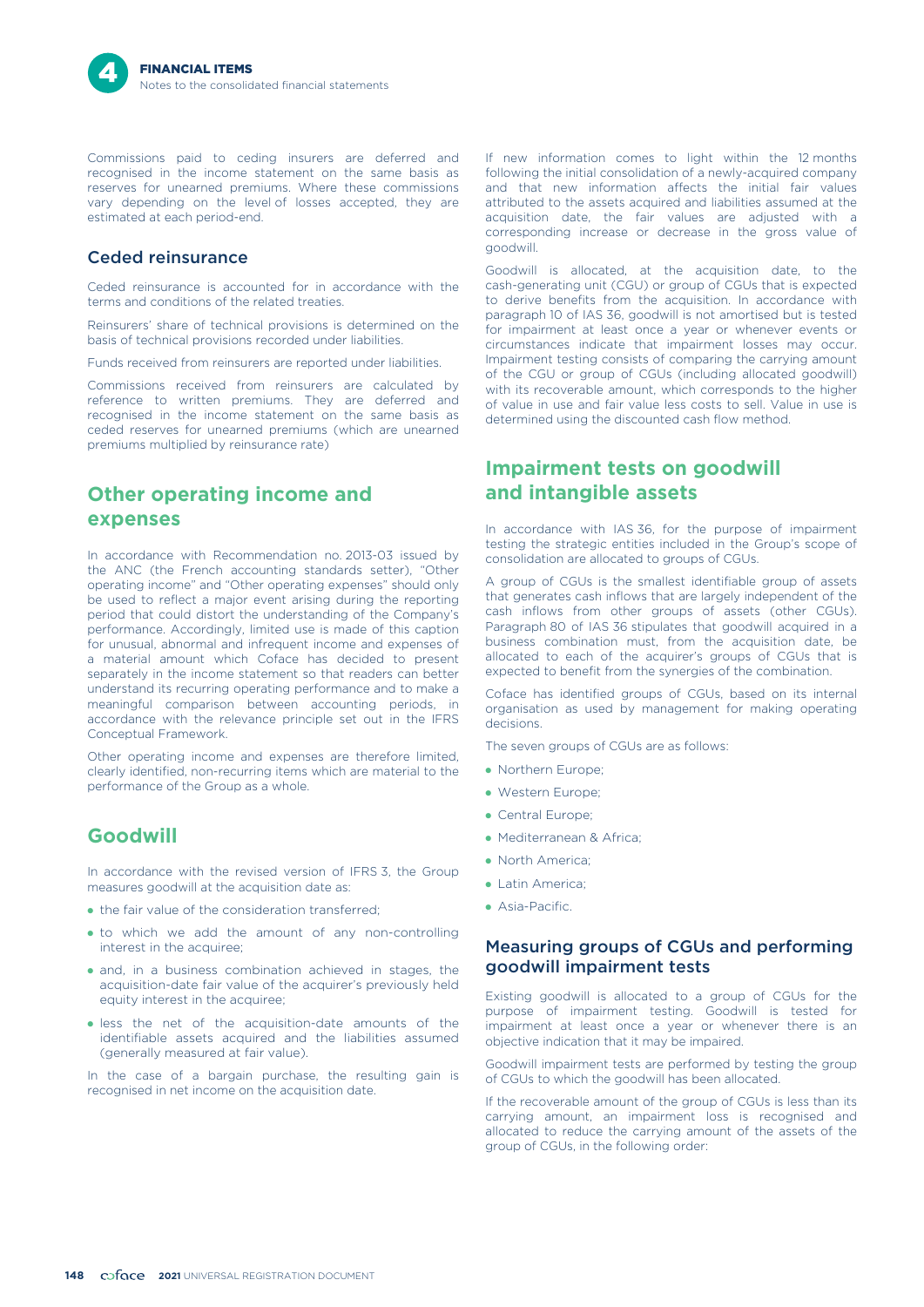Commissions paid to ceding insurers are deferred and recognised in the income statement on the same basis as reserves for unearned premiums. Where these commissions vary depending on the level of losses accepted, they are estimated at each period-end.

### Ceded reinsurance

Ceded reinsurance is accounted for in accordance with the terms and conditions of the related treaties.

Reinsurers' share of technical provisions is determined on the basis of technical provisions recorded under liabilities.

Funds received from reinsurers are reported under liabilities.

Commissions received from reinsurers are calculated by reference to written premiums. They are deferred and recognised in the income statement on the same basis as ceded reserves for unearned premiums (which are unearned premiums multiplied by reinsurance rate)

## Other operating income and expenses

In accordance with Recommendation no. 2013-03 issued by the ANC (the French accounting standards setter), "Other operating income" and "Other operating expenses" should only be used to reflect a major event arising during the reporting period that could distort the understanding of the Company's performance. Accordingly, limited use is made of this caption for unusual, abnormal and infrequent income and expenses of a material amount which Coface has decided to present separately in the income statement so that readers can better understand its recurring operating performance and to make a meaningful comparison between accounting periods, in accordance with the relevance principle set out in the IFRS Conceptual Framework.

Other operating income and expenses are therefore limited, clearly identified, non-recurring items which are material to the performance of the Group as a whole.

## Goodwill

In accordance with the revised version of IFRS 3, the Group measures goodwill at the acquisition date as:

- the fair value of the consideration transferred;
- to which we add the amount of any non-controlling interest in the acquiree;
- and, in a business combination achieved in stages, the acquisition-date fair value of the acquirer's previously held equity interest in the acquiree;
- less the net of the acquisition-date amounts of the identifiable assets acquired and the liabilities assumed (generally measured at fair value).

In the case of a bargain purchase, the resulting gain is recognised in net income on the acquisition date.

If new information comes to light within the 12 months following the initial consolidation of a newly-acquired company and that new information affects the initial fair values attributed to the assets acquired and liabilities assumed at the acquisition date, the fair values are adjusted with a corresponding increase or decrease in the gross value of goodwill.

Goodwill is allocated, at the acquisition date, to the cash-generating unit (CGU) or group of CGUs that is expected to derive benefits from the acquisition. In accordance with paragraph 10 of IAS 36, goodwill is not amortised but is tested for impairment at least once a year or whenever events or circumstances indicate that impairment losses may occur. Impairment testing consists of comparing the carrying amount of the CGU or group of CGUs (including allocated goodwill) with its recoverable amount, which corresponds to the higher of value in use and fair value less costs to sell. Value in use is determined using the discounted cash flow method.

## Impairment tests on goodwill and intangible assets

In accordance with IAS 36, for the purpose of impairment testing the strategic entities included in the Group's scope of consolidation are allocated to groups of CGUs.

A group of CGUs is the smallest identifiable group of assets that generates cash inflows that are largely independent of the cash inflows from other groups of assets (other CGUs). Paragraph 80 of IAS 36 stipulates that goodwill acquired in a business combination must, from the acquisition date, be allocated to each of the acquirer's groups of CGUs that is expected to benefit from the synergies of the combination.

Coface has identified groups of CGUs, based on its internal organisation as used by management for making operating decisions.

The seven groups of CGUs are as follows:

- Northern Europe;
- Western Europe;
- Central Europe;
- Mediterranean & Africa;
- North America;
- Latin America;
- Asia-Pacific.

### Measuring groups of CGUs and performing goodwill impairment tests

Existing goodwill is allocated to a group of CGUs for the purpose of impairment testing. Goodwill is tested for impairment at least once a year or whenever there is an objective indication that it may be impaired.

Goodwill impairment tests are performed by testing the group of CGUs to which the goodwill has been allocated.

If the recoverable amount of the group of CGUs is less than its carrying amount, an impairment loss is recognised and allocated to reduce the carrying amount of the assets of the group of CGUs, in the following order: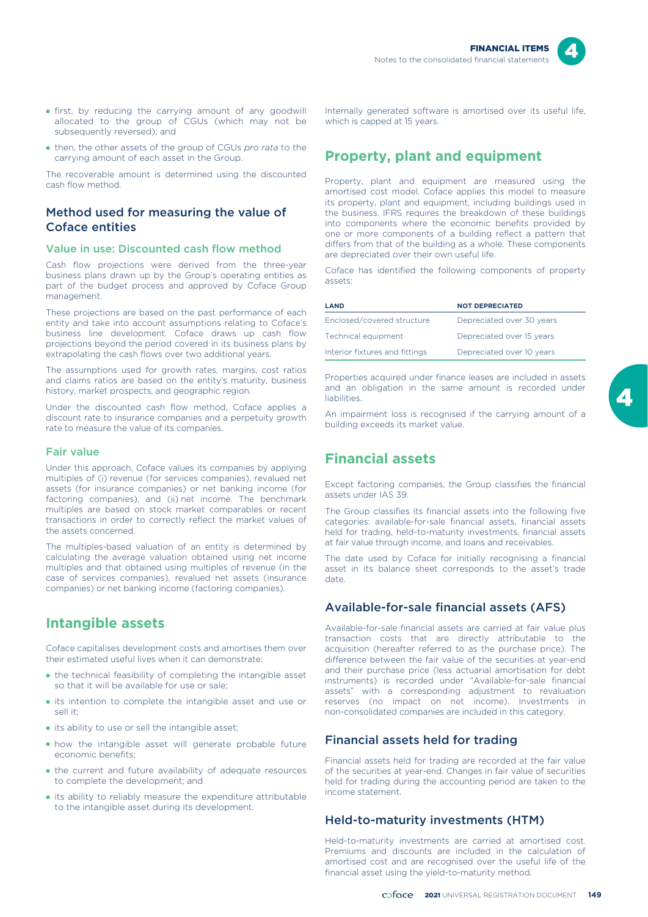- first, by reducing the carrying amount of any goodwill allocated to the group of CGUs (which may not be subsequently reversed); and
- then, the other assets of the group of CGUs *pro rata* to the carrying amount of each asset in the Group.

The recoverable amount is determined using the discounted cash flow method.

### Method used for measuring the value of Coface entities

#### Value in use: Discounted cash flow method

Cash flow projections were derived from the three-year business plans drawn up by the Group's operating entities as part of the budget process and approved by Coface Group management.

These projections are based on the past performance of each entity and take into account assumptions relating to Coface's business line development. Coface draws up cash flow projections beyond the period covered in its business plans by extrapolating the cash flows over two additional years.

The assumptions used for growth rates, margins, cost ratios and claims ratios are based on the entity's maturity, business history, market prospects, and geographic region.

Under the discounted cash flow method, Coface applies a discount rate to insurance companies and a perpetuity growth rate to measure the value of its companies.

#### Fair value

Under this approach, Coface values its companies by applying multiples of (i) revenue (for services companies), revalued net assets (for insurance companies) or net banking income (for factoring companies), and (ii) net income. The benchmark multiples are based on stock market comparables or recent transactions in order to correctly reflect the market values of the assets concerned.

The multiples-based valuation of an entity is determined by calculating the average valuation obtained using net income multiples and that obtained using multiples of revenue (in the case of services companies), revalued net assets (insurance companies) or net banking income (factoring companies).

## Intangible assets

Coface capitalises development costs and amortises them over their estimated useful lives when it can demonstrate:

- the technical feasibility of completing the intangible asset so that it will be available for use or sale;
- its intention to complete the intangible asset and use or sell it;
- its ability to use or sell the intangible asset;
- how the intangible asset will generate probable future economic benefits;
- the current and future availability of adequate resources to complete the development; and
- its ability to reliably measure the expenditure attributable to the intangible asset during its development.

Internally generated software is amortised over its useful life, which is capped at 15 years.

## Property, plant and equipment

Property, plant and equipment are measured using the amortised cost model. Coface applies this model to measure its property, plant and equipment, including buildings used in the business. IFRS requires the breakdown of these buildings into components where the economic benefits provided by one or more components of a building reflect a pattern that differs from that of the building as a whole. These components are depreciated over their own useful life.

Coface has identified the following components of property assets:

| LAND | NOT DEPRECIATED |
|---|---|
| Enclosed/covered structure | Depreciated over 30 years |
| Technical equipment | Depreciated over 15 years |
| Interior fixtures and fittings | Depreciated over 10 years |

Properties acquired under finance leases are included in assets and an obligation in the same amount is recorded under liabilities.

An impairment loss is recognised if the carrying amount of a building exceeds its market value.

## Financial assets

Except factoring companies, the Group classifies the financial assets under IAS 39.

The Group classifies its financial assets into the following five categories: available-for-sale financial assets, financial assets held for trading, held-to-maturity investments, financial assets at fair value through income, and loans and receivables.

The date used by Coface for initially recognising a financial asset in its balance sheet corresponds to the asset's trade date.

### Available-for-sale financial assets (AFS)

Available-for-sale financial assets are carried at fair value plus transaction costs that are directly attributable to the acquisition (hereafter referred to as the purchase price). The difference between the fair value of the securities at year-end and their purchase price (less actuarial amortisation for debt instruments) is recorded under "Available-for-sale financial assets" with a corresponding adjustment to revaluation reserves (no impact on net income). Investments in non-consolidated companies are included in this category.

### Financial assets held for trading

Financial assets held for trading are recorded at the fair value of the securities at year-end. Changes in fair value of securities held for trading during the accounting period are taken to the income statement.

### Held-to-maturity investments (HTM)

Held-to-maturity investments are carried at amortised cost. Premiums and discounts are included in the calculation of amortised cost and are recognised over the useful life of the financial asset using the yield-to-maturity method.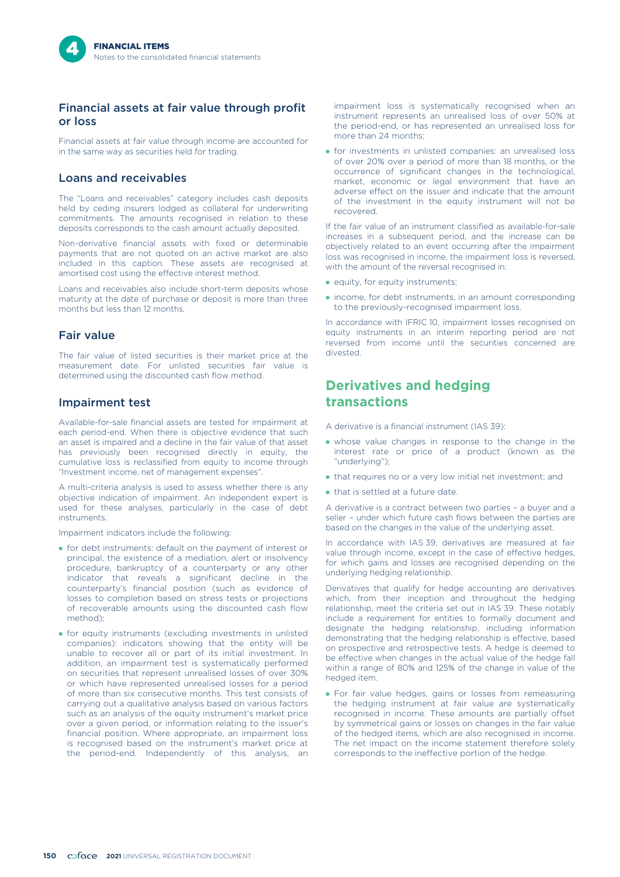### Financial assets at fair value through profit or loss

Financial assets at fair value through income are accounted for in the same way as securities held for trading.

### Loans and receivables

The "Loans and receivables" category includes cash deposits held by ceding insurers lodged as collateral for underwriting commitments. The amounts recognised in relation to these deposits corresponds to the cash amount actually deposited.

Non-derivative financial assets with fixed or determinable payments that are not quoted on an active market are also included in this caption. These assets are recognised at amortised cost using the effective interest method.

Loans and receivables also include short-term deposits whose maturity at the date of purchase or deposit is more than three months but less than 12 months.

### Fair value

The fair value of listed securities is their market price at the measurement date. For unlisted securities fair value is determined using the discounted cash flow method.

### Impairment test

Available-for-sale financial assets are tested for impairment at each period-end. When there is objective evidence that such an asset is impaired and a decline in the fair value of that asset has previously been recognised directly in equity, the cumulative loss is reclassified from equity to income through "Investment income, net of management expenses".

A multi-criteria analysis is used to assess whether there is any objective indication of impairment. An independent expert is used for these analyses, particularly in the case of debt instruments.

Impairment indicators include the following:

- for debt instruments: default on the payment of interest or principal, the existence of a mediation, alert or insolvency procedure, bankruptcy of a counterparty or any other indicator that reveals a significant decline in the counterparty's financial position (such as evidence of losses to completion based on stress tests or projections of recoverable amounts using the discounted cash flow method);
- for equity instruments (excluding investments in unlisted companies): indicators showing that the entity will be unable to recover all or part of its initial investment. In addition, an impairment test is systematically performed on securities that represent unrealised losses of over 30% or which have represented unrealised losses for a period of more than six consecutive months. This test consists of carrying out a qualitative analysis based on various factors such as an analysis of the equity instrument's market price over a given period, or information relating to the issuer's financial position. Where appropriate, an impairment loss is recognised based on the instrument's market price at the period-end. Independently of this analysis, an impairment loss is systematically recognised when an instrument represents an unrealised loss of over 50% at the period-end, or has represented an unrealised loss for more than 24 months;
- for investments in unlisted companies: an unrealised loss of over 20% over a period of more than 18 months, or the occurrence of significant changes in the technological, market, economic or legal environment that have an adverse effect on the issuer and indicate that the amount of the investment in the equity instrument will not be recovered.

If the fair value of an instrument classified as available-for-sale increases in a subsequent period, and the increase can be objectively related to an event occurring after the impairment loss was recognised in income, the impairment loss is reversed, with the amount of the reversal recognised in:

- equity, for equity instruments;
- income, for debt instruments, in an amount corresponding to the previously-recognised impairment loss.

In accordance with IFRIC 10, impairment losses recognised on equity instruments in an interim reporting period are not reversed from income until the securities concerned are divested.

## Derivatives and hedging transactions

A derivative is a financial instrument (IAS 39):

- whose value changes in response to the change in the interest rate or price of a product (known as the "underlying");
- that requires no or a very low initial net investment; and
- that is settled at a future date.

A derivative is a contract between two parties – a buyer and a seller – under which future cash flows between the parties are based on the changes in the value of the underlying asset.

In accordance with IAS 39, derivatives are measured at fair value through income, except in the case of effective hedges, for which gains and losses are recognised depending on the underlying hedging relationship.

Derivatives that qualify for hedge accounting are derivatives which, from their inception and throughout the hedging relationship, meet the criteria set out in IAS 39. These notably include a requirement for entities to formally document and designate the hedging relationship, including information demonstrating that the hedging relationship is effective, based on prospective and retrospective tests. A hedge is deemed to be effective when changes in the actual value of the hedge fall within a range of 80% and 125% of the change in value of the hedged item.

- For fair value hedges, gains or losses from remeasuring the hedging instrument at fair value are systematically recognised in income. These amounts are partially offset by symmetrical gains or losses on changes in the fair value of the hedged items, which are also recognised in income. The net impact on the income statement therefore solely corresponds to the ineffective portion of the hedge.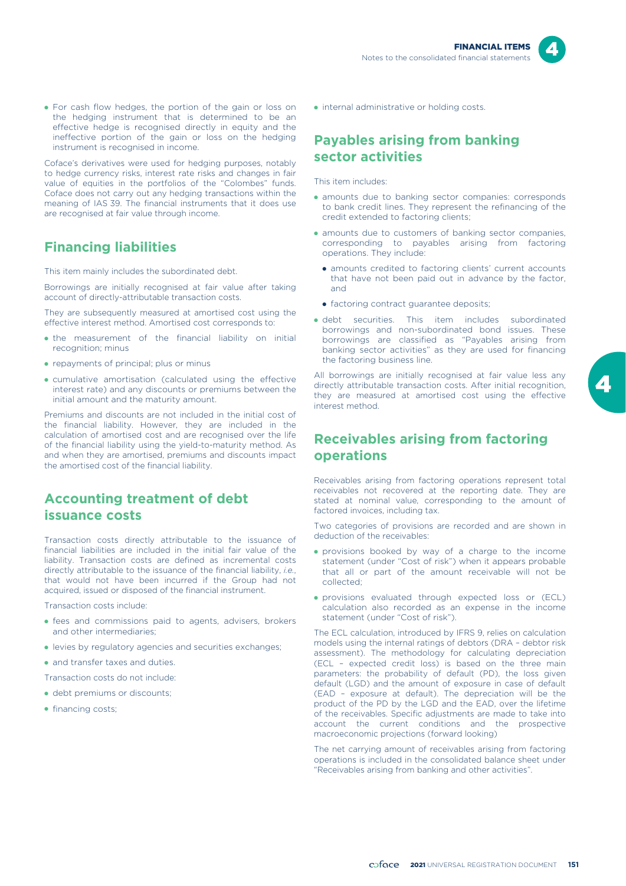- For cash flow hedges, the portion of the gain or loss on the hedging instrument that is determined to be an effective hedge is recognised directly in equity and the ineffective portion of the gain or loss on the hedging instrument is recognised in income.

Coface's derivatives were used for hedging purposes, notably to hedge currency risks, interest rate risks and changes in fair value of equities in the portfolios of the "Colombes" funds. Coface does not carry out any hedging transactions within the meaning of IAS 39. The financial instruments that it does use are recognised at fair value through income.

## Financing liabilities

This item mainly includes the subordinated debt.

Borrowings are initially recognised at fair value after taking account of directly-attributable transaction costs.

They are subsequently measured at amortised cost using the effective interest method. Amortised cost corresponds to:

- the measurement of the financial liability on initial recognition; minus
- repayments of principal; plus or minus
- cumulative amortisation (calculated using the effective interest rate) and any discounts or premiums between the initial amount and the maturity amount.

Premiums and discounts are not included in the initial cost of the financial liability. However, they are included in the calculation of amortised cost and are recognised over the life of the financial liability using the yield-to-maturity method. As and when they are amortised, premiums and discounts impact the amortised cost of the financial liability.

## Accounting treatment of debt issuance costs

Transaction costs directly attributable to the issuance of financial liabilities are included in the initial fair value of the liability. Transaction costs are defined as incremental costs directly attributable to the issuance of the financial liability, *i.e.*, that would not have been incurred if the Group had not acquired, issued or disposed of the financial instrument.

Transaction costs include:

- fees and commissions paid to agents, advisers, brokers and other intermediaries;
- levies by regulatory agencies and securities exchanges;
- and transfer taxes and duties.

Transaction costs do not include:

- debt premiums or discounts;
- financing costs;
- internal administrative or holding costs.

## Payables arising from banking sector activities

This item includes:

- amounts due to banking sector companies: corresponds to bank credit lines. They represent the refinancing of the credit extended to factoring clients;
- amounts due to customers of banking sector companies, corresponding to payables arising from factoring operations. They include:
  - amounts credited to factoring clients' current accounts that have not been paid out in advance by the factor, and
  - factoring contract guarantee deposits;
- debt securities. This item includes subordinated borrowings and non-subordinated bond issues. These borrowings are classified as "Payables arising from banking sector activities" as they are used for financing the factoring business line.

All borrowings are initially recognised at fair value less any directly attributable transaction costs. After initial recognition, they are measured at amortised cost using the effective interest method.

## Receivables arising from factoring operations

Receivables arising from factoring operations represent total receivables not recovered at the reporting date. They are stated at nominal value, corresponding to the amount of factored invoices, including tax.

Two categories of provisions are recorded and are shown in deduction of the receivables:

- provisions booked by way of a charge to the income statement (under "Cost of risk") when it appears probable that all or part of the amount receivable will not be collected;
- provisions evaluated through expected loss or (ECL) calculation also recorded as an expense in the income statement (under "Cost of risk").

The ECL calculation, introduced by IFRS 9, relies on calculation models using the internal ratings of debtors (DRA – debtor risk assessment). The methodology for calculating depreciation (ECL – expected credit loss) is based on the three main parameters: the probability of default (PD), the loss given default (LGD) and the amount of exposure in case of default (EAD – exposure at default). The depreciation will be the product of the PD by the LGD and the EAD, over the lifetime of the receivables. Specific adjustments are made to take into account the current conditions and the prospective macroeconomic projections (forward looking)

The net carrying amount of receivables arising from factoring operations is included in the consolidated balance sheet under "Receivables arising from banking and other activities".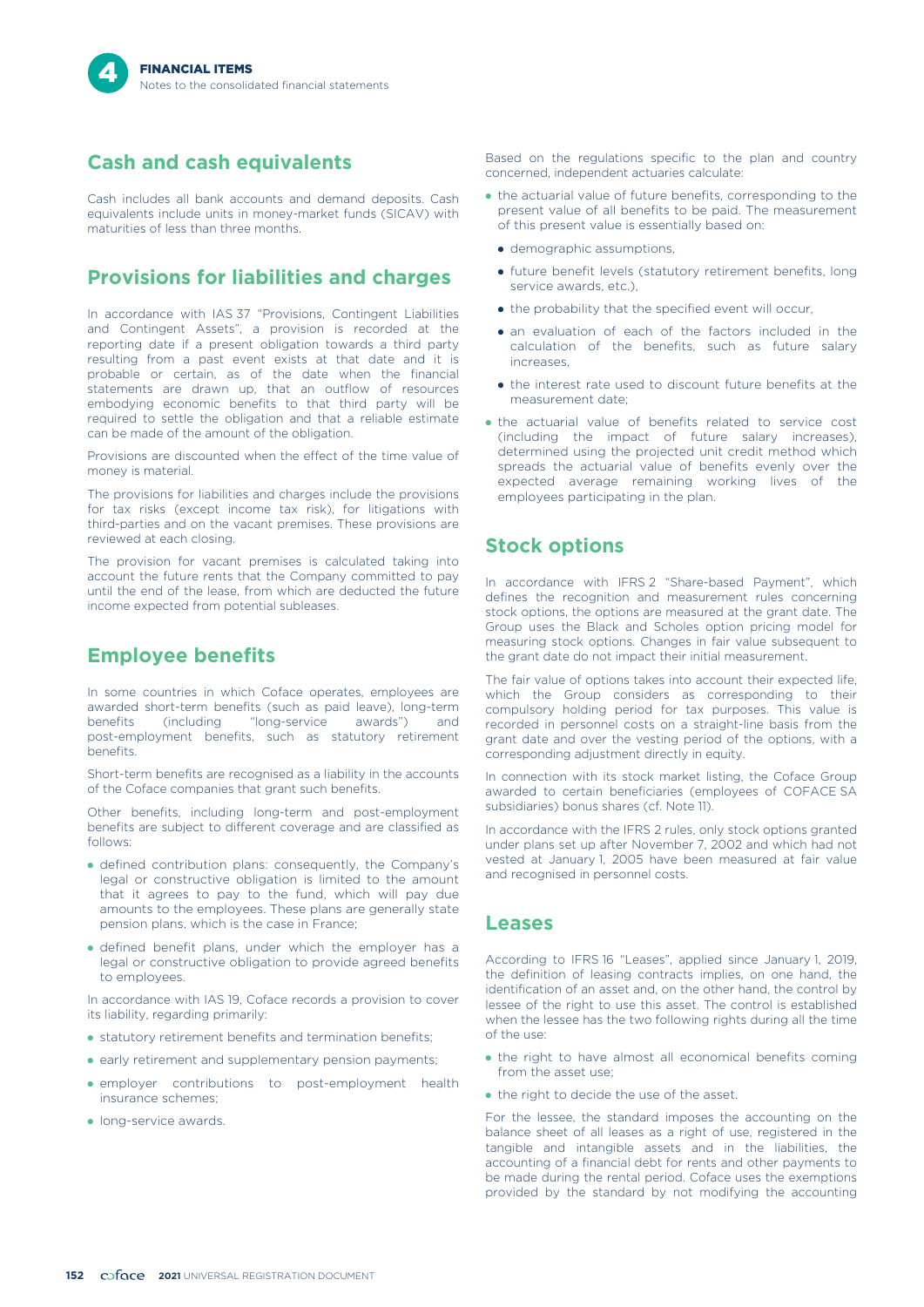## Cash and cash equivalents

Cash includes all bank accounts and demand deposits. Cash equivalents include units in money-market funds (SICAV) with maturities of less than three months.

## Provisions for liabilities and charges

In accordance with IAS 37 "Provisions, Contingent Liabilities and Contingent Assets", a provision is recorded at the reporting date if a present obligation towards a third party resulting from a past event exists at that date and it is probable or certain, as of the date when the financial statements are drawn up, that an outflow of resources embodying economic benefits to that third party will be required to settle the obligation and that a reliable estimate can be made of the amount of the obligation.

Provisions are discounted when the effect of the time value of money is material.

The provisions for liabilities and charges include the provisions for tax risks (except income tax risk), for litigations with third-parties and on the vacant premises. These provisions are reviewed at each closing.

The provision for vacant premises is calculated taking into account the future rents that the Company committed to pay until the end of the lease, from which are deducted the future income expected from potential subleases.

## Employee benefits

In some countries in which Coface operates, employees are awarded short-term benefits (such as paid leave), long-term benefits (including "long-service awards") and post-employment benefits, such as statutory retirement benefits.

Short-term benefits are recognised as a liability in the accounts of the Coface companies that grant such benefits.

Other benefits, including long-term and post-employment benefits are subject to different coverage and are classified as follows:

- defined contribution plans: consequently, the Company's legal or constructive obligation is limited to the amount that it agrees to pay to the fund, which will pay due amounts to the employees. These plans are generally state pension plans, which is the case in France;
- defined benefit plans, under which the employer has a legal or constructive obligation to provide agreed benefits to employees.

In accordance with IAS 19, Coface records a provision to cover its liability, regarding primarily:

- statutory retirement benefits and termination benefits;
- early retirement and supplementary pension payments;
- employer contributions to post-employment health insurance schemes;
- long-service awards.

Based on the regulations specific to the plan and country concerned, independent actuaries calculate:

- the actuarial value of future benefits, corresponding to the present value of all benefits to be paid. The measurement of this present value is essentially based on:
  - demographic assumptions,
  - future benefit levels (statutory retirement benefits, long service awards, etc.),
  - the probability that the specified event will occur,
  - an evaluation of each of the factors included in the calculation of the benefits, such as future salary increases,
  - the interest rate used to discount future benefits at the measurement date;
- the actuarial value of benefits related to service cost (including the impact of future salary increases), determined using the projected unit credit method which spreads the actuarial value of benefits evenly over the expected average remaining working lives of the employees participating in the plan.

## Stock options

In accordance with IFRS 2 "Share-based Payment", which defines the recognition and measurement rules concerning stock options, the options are measured at the grant date. The Group uses the Black and Scholes option pricing model for measuring stock options. Changes in fair value subsequent to the grant date do not impact their initial measurement.

The fair value of options takes into account their expected life, which the Group considers as corresponding to their compulsory holding period for tax purposes. This value is recorded in personnel costs on a straight-line basis from the grant date and over the vesting period of the options, with a corresponding adjustment directly in equity.

In connection with its stock market listing, the Coface Group awarded to certain beneficiaries (employees of COFACE SA subsidiaries) bonus shares (cf. Note 11).

In accordance with the IFRS 2 rules, only stock options granted under plans set up after November 7, 2002 and which had not vested at January 1, 2005 have been measured at fair value and recognised in personnel costs.

## Leases

According to IFRS 16 "Leases", applied since January 1, 2019, the definition of leasing contracts implies, on one hand, the identification of an asset and, on the other hand, the control by lessee of the right to use this asset. The control is established when the lessee has the two following rights during all the time of the use:

- the right to have almost all economical benefits coming from the asset use;
- the right to decide the use of the asset.

For the lessee, the standard imposes the accounting on the balance sheet of all leases as a right of use, registered in the tangible and intangible assets and in the liabilities, the accounting of a financial debt for rents and other payments to be made during the rental period. Coface uses the exemptions provided by the standard by not modifying the accounting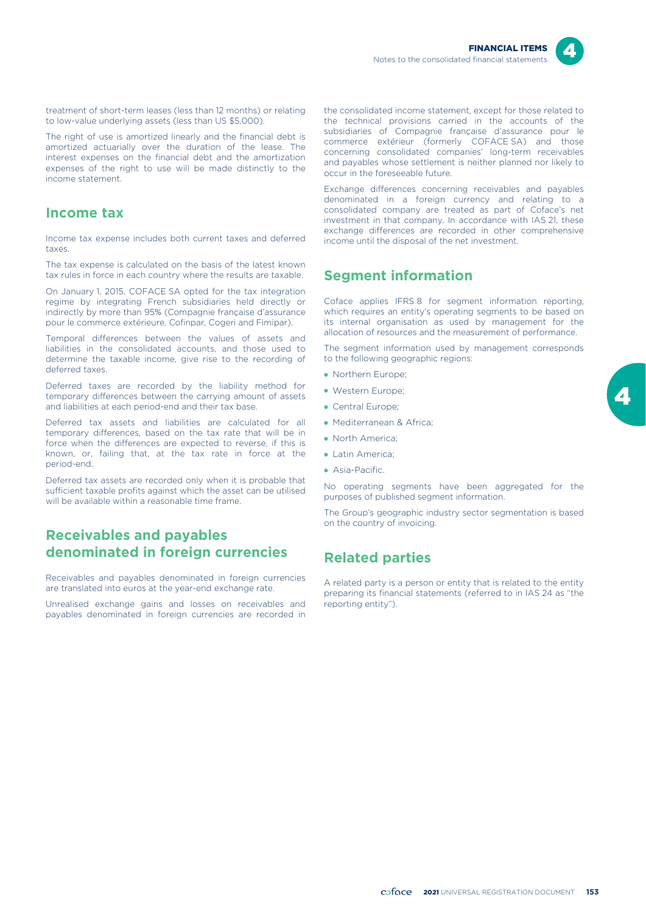treatment of short-term leases (less than 12 months) or relating to low-value underlying assets (less than US $5,000).

The right of use is amortized linearly and the financial debt is amortized actuarially over the duration of the lease. The interest expenses on the financial debt and the amortization expenses of the right to use will be made distinctly to the income statement.

## Income tax

Income tax expense includes both current taxes and deferred taxes.

The tax expense is calculated on the basis of the latest known tax rules in force in each country where the results are taxable.

On January 1, 2015, COFACE SA opted for the tax integration regime by integrating French subsidiaries held directly or indirectly by more than 95% (Compagnie française d'assurance pour le commerce extérieure, Cofinpar, Cogeri and Fimipar).

Temporal differences between the values of assets and liabilities in the consolidated accounts, and those used to determine the taxable income, give rise to the recording of deferred taxes.

Deferred taxes are recorded by the liability method for temporary differences between the carrying amount of assets and liabilities at each period-end and their tax base.

Deferred tax assets and liabilities are calculated for all temporary differences, based on the tax rate that will be in force when the differences are expected to reverse, if this is known, or, failing that, at the tax rate in force at the period-end.

Deferred tax assets are recorded only when it is probable that sufficient taxable profits against which the asset can be utilised will be available within a reasonable time frame.

## Receivables and payables denominated in foreign currencies

Receivables and payables denominated in foreign currencies are translated into euros at the year-end exchange rate.

Unrealised exchange gains and losses on receivables and payables denominated in foreign currencies are recorded in the consolidated income statement, except for those related to the technical provisions carried in the accounts of the subsidiaries of Compagnie française d'assurance pour le commerce extérieur (formerly COFACE SA) and those concerning consolidated companies' long-term receivables and payables whose settlement is neither planned nor likely to occur in the foreseeable future.

Exchange differences concerning receivables and payables denominated in a foreign currency and relating to a consolidated company are treated as part of Coface's net investment in that company. In accordance with IAS 21, these exchange differences are recorded in other comprehensive income until the disposal of the net investment.

## Segment information

Coface applies IFRS 8 for segment information reporting, which requires an entity's operating segments to be based on its internal organisation as used by management for the allocation of resources and the measurement of performance.

The segment information used by management corresponds to the following geographic regions:

- Northern Europe;
- Western Europe;
- Central Europe;
- Mediterranean & Africa;
- North America;
- Latin America;
- Asia-Pacific.

No operating segments have been aggregated for the purposes of published segment information.

The Group's geographic industry sector segmentation is based on the country of invoicing.

## Related parties

A related party is a person or entity that is related to the entity preparing its financial statements (referred to in IAS 24 as "the reporting entity").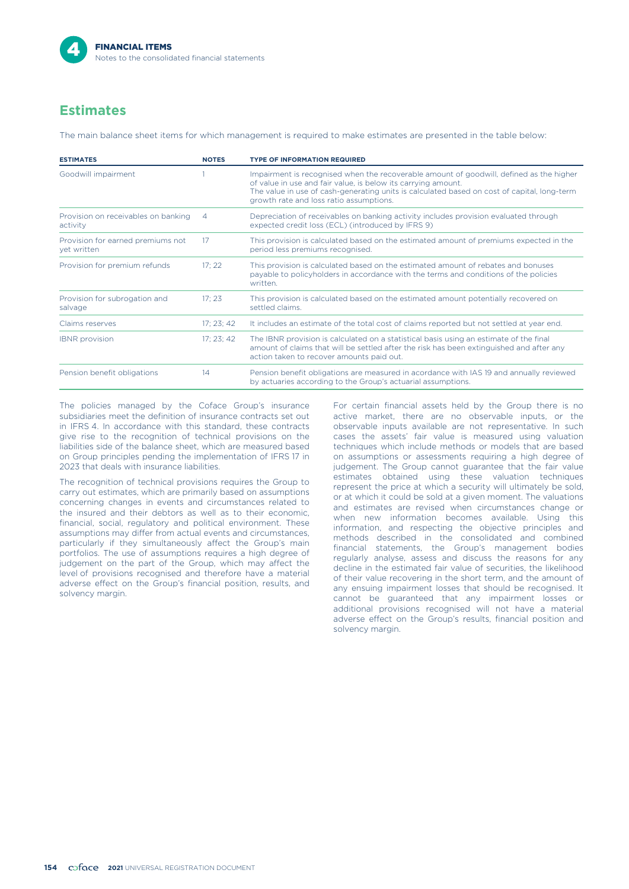## Estimates

The main balance sheet items for which management is required to make estimates are presented in the table below:

| ESTIMATES | NOTES | TYPE OF INFORMATION REQUIRED |
|---|---|---|
| Goodwill impairment | 1 | Impairment is recognised when the recoverable amount of goodwill, defined as the higher of value in use and fair value, is below its carrying amount. The value in use of cash-generating units is calculated based on cost of capital, long-term growth rate and loss ratio assumptions. |
| Provision on receivables on banking activity | 4 | Depreciation of receivables on banking activity includes provision evaluated through expected credit loss (ECL) (introduced by IFRS 9) |
| Provision for earned premiums not yet written | 17 | This provision is calculated based on the estimated amount of premiums expected in the period less premiums recognised. |
| Provision for premium refunds | 17; 22 | This provision is calculated based on the estimated amount of rebates and bonuses payable to policyholders in accordance with the terms and conditions of the policies written. |
| Provision for subrogation and salvage | 17; 23 | This provision is calculated based on the estimated amount potentially recovered on settled claims. |
| Claims reserves | 17; 23; 42 | It includes an estimate of the total cost of claims reported but not settled at year end. |
| IBNR provision | 17; 23; 42 | The IBNR provision is calculated on a statistical basis using an estimate of the final amount of claims that will be settled after the risk has been extinguished and after any action taken to recover amounts paid out. |
| Pension benefit obligations | 14 | Pension benefit obligations are measured in acordance with IAS 19 and annually reviewed by actuaries according to the Group's actuarial assumptions. |

The policies managed by the Coface Group's insurance subsidiaries meet the definition of insurance contracts set out in IFRS 4. In accordance with this standard, these contracts give rise to the recognition of technical provisions on the liabilities side of the balance sheet, which are measured based on Group principles pending the implementation of IFRS 17 in 2023 that deals with insurance liabilities.

The recognition of technical provisions requires the Group to carry out estimates, which are primarily based on assumptions concerning changes in events and circumstances related to the insured and their debtors as well as to their economic, financial, social, regulatory and political environment. These assumptions may differ from actual events and circumstances, particularly if they simultaneously affect the Group's main portfolios. The use of assumptions requires a high degree of judgement on the part of the Group, which may affect the level of provisions recognised and therefore have a material adverse effect on the Group's financial position, results, and solvency margin.

For certain financial assets held by the Group there is no active market, there are no observable inputs, or the observable inputs available are not representative. In such cases the assets' fair value is measured using valuation techniques which include methods or models that are based on assumptions or assessments requiring a high degree of judgement. The Group cannot guarantee that the fair value estimates obtained using these valuation techniques represent the price at which a security will ultimately be sold, or at which it could be sold at a given moment. The valuations and estimates are revised when circumstances change or when new information becomes available. Using this information, and respecting the objective principles and methods described in the consolidated and combined financial statements, the Group's management bodies regularly analyse, assess and discuss the reasons for any decline in the estimated fair value of securities, the likelihood of their value recovering in the short term, and the amount of any ensuing impairment losses that should be recognised. It cannot be guaranteed that any impairment losses or additional provisions recognised will not have a material adverse effect on the Group's results, financial position and solvency margin.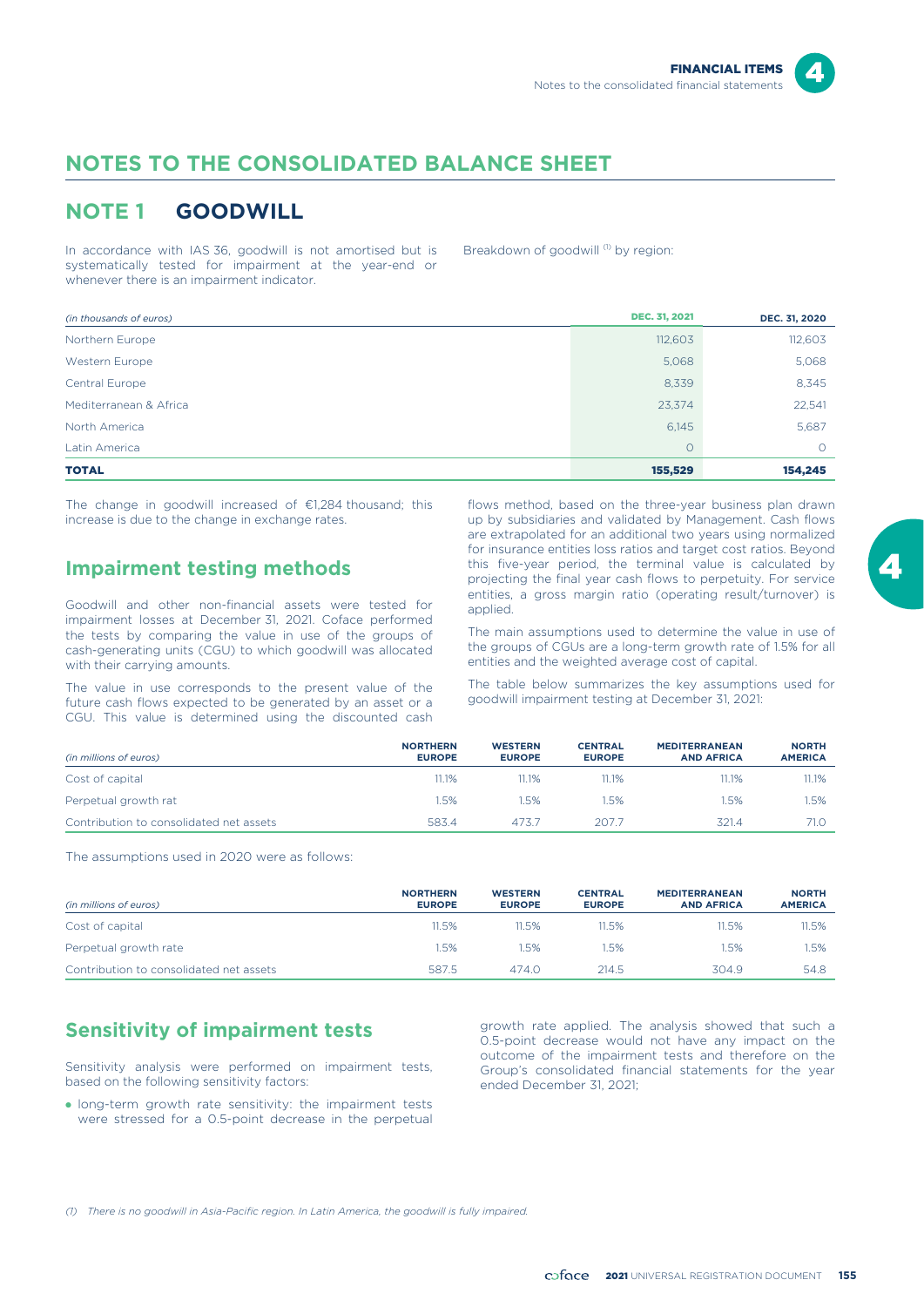# NOTES TO THE CONSOLIDATED BALANCE SHEET

## NOTE 1 GOODWILL

In accordance with IAS 36, goodwill is not amortised but is systematically tested for impairment at the year-end or whenever there is an impairment indicator.

Breakdown of goodwill [(1)] by region:

| *(in thousands of euros)* | DEC. 31, 2021 | DEC. 31, 2020 |
|---|---|---|
| Northern Europe | 112,603 | 112,603 |
| Western Europe | 5,068 | 5,068 |
| Central Europe | 8,339 | 8,345 |
| Mediterranean & Africa | 23,374 | 22,541 |
| North America | 6,145 | 5,687 |
| Latin America | 0 | 0 |
| **TOTAL** | **155,529** | **154,245** |

The change in goodwill increased of €1,284 thousand; this increase is due to the change in exchange rates.

### Impairment testing methods

Goodwill and other non-financial assets were tested for impairment losses at December 31, 2021. Coface performed the tests by comparing the value in use of the groups of cash-generating units (CGU) to which goodwill was allocated with their carrying amounts.

The value in use corresponds to the present value of the future cash flows expected to be generated by an asset or a CGU. This value is determined using the discounted cash flows method, based on the three-year business plan drawn up by subsidiaries and validated by Management. Cash flows are extrapolated for an additional two years using normalized for insurance entities loss ratios and target cost ratios. Beyond this five-year period, the terminal value is calculated by projecting the final year cash flows to perpetuity. For service entities, a gross margin ratio (operating result/turnover) is applied.

The main assumptions used to determine the value in use of the groups of CGUs are a long-term growth rate of 1.5% for all entities and the weighted average cost of capital.

The table below summarizes the key assumptions used for goodwill impairment testing at December 31, 2021:

| *(in millions of euros)* | NORTHERN EUROPE | WESTERN EUROPE | CENTRAL EUROPE | MEDITERRANEAN AND AFRICA | NORTH AMERICA |
|---|---|---|---|---|---|
| Cost of capital | 11.1% | 11.1% | 11.1% | 11.1% | 11.1% |
| Perpetual growth rat | 1.5% | 1.5% | 1.5% | 1.5% | 1.5% |
| Contribution to consolidated net assets | 583.4 | 473.7 | 207.7 | 321.4 | 71.0 |

The assumptions used in 2020 were as follows:

| *(in millions of euros)* | NORTHERN EUROPE | WESTERN EUROPE | CENTRAL EUROPE | MEDITERRANEAN AND AFRICA | NORTH AMERICA |
|---|---|---|---|---|---|
| Cost of capital | 11.5% | 11.5% | 11.5% | 11.5% | 11.5% |
| Perpetual growth rate | 1.5% | 1.5% | 1.5% | 1.5% | 1.5% |
| Contribution to consolidated net assets | 587.5 | 474.0 | 214.5 | 304.9 | 54.8 |

### Sensitivity of impairment tests

Sensitivity analysis were performed on impairment tests, based on the following sensitivity factors:

- long-term growth rate sensitivity: the impairment tests were stressed for a 0.5-point decrease in the perpetual growth rate applied. The analysis showed that such a 0.5-point decrease would not have any impact on the outcome of the impairment tests and therefore on the Group's consolidated financial statements for the year ended December 31, 2021;

*(1) There is no goodwill in Asia-Pacific region. In Latin America, the goodwill is fully impaired.*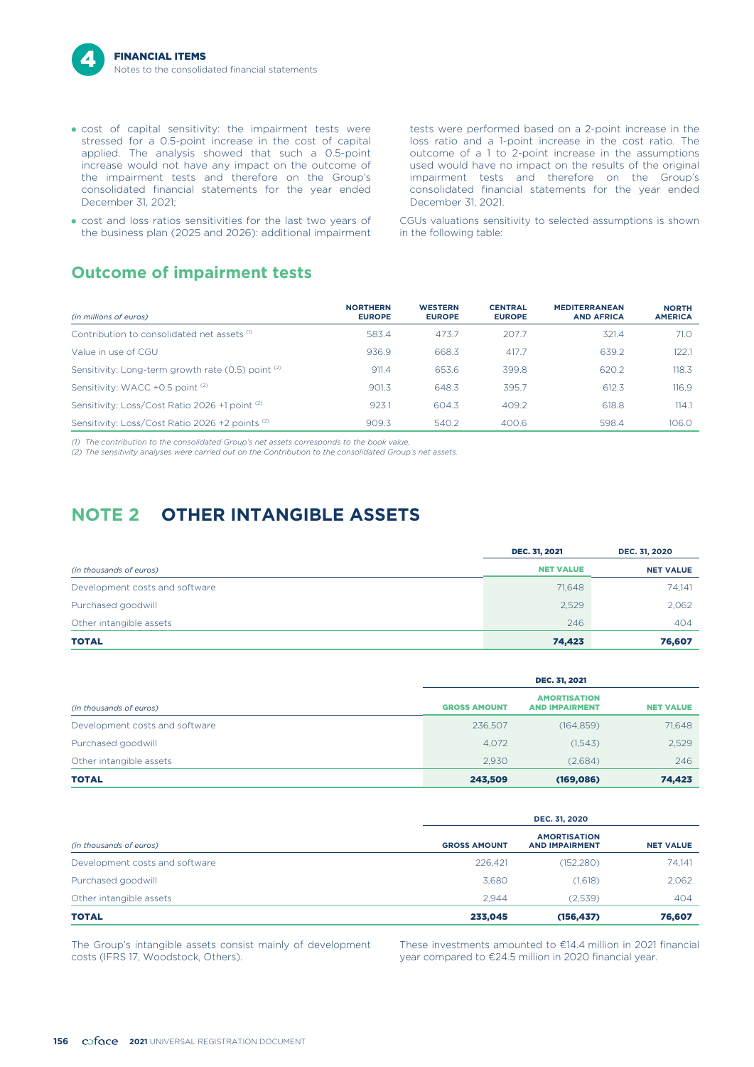- cost of capital sensitivity: the impairment tests were stressed for a 0.5-point increase in the cost of capital applied. The analysis showed that such a 0.5-point increase would not have any impact on the outcome of the impairment tests and therefore on the Group's consolidated financial statements for the year ended December 31, 2021;
- cost and loss ratios sensitivities for the last two years of the business plan (2025 and 2026): additional impairment tests were performed based on a 2-point increase in the loss ratio and a 1-point increase in the cost ratio. The outcome of a 1 to 2-point increase in the assumptions used would have no impact on the results of the original impairment tests and therefore on the Group's consolidated financial statements for the year ended December 31, 2021.

CGUs valuations sensitivity to selected assumptions is shown in the following table:

## Outcome of impairment tests

| *(in millions of euros)* | NORTHERN EUROPE | WESTERN EUROPE | CENTRAL EUROPE | MEDITERRANEAN AND AFRICA | NORTH AMERICA |
|---|---|---|---|---|---|
| Contribution to consolidated net assets [(1)] | 583.4 | 473.7 | 207.7 | 321.4 | 71.0 |
| Value in use of CGU | 936.9 | 668.3 | 417.7 | 639.2 | 122.1 |
| Sensitivity: Long-term growth rate (0.5) point [(2)] | 911.4 | 653.6 | 399.8 | 620.2 | 118.3 |
| Sensitivity: WACC +0.5 point [(2)] | 901.3 | 648.3 | 395.7 | 612.3 | 116.9 |
| Sensitivity: Loss/Cost Ratio 2026 +1 point [(2)] | 923.1 | 604.3 | 409.2 | 618.8 | 114.1 |
| Sensitivity: Loss/Cost Ratio 2026 +2 points [(2)] | 909.3 | 540.2 | 400.6 | 598.4 | 106.0 |

*(1) The contribution to the consolidated Group's net assets corresponds to the book value.*
*(2) The sensitivity analyses were carried out on the Contribution to the consolidated Group's net assets.*

# NOTE 2 OTHER INTANGIBLE ASSETS

| | DEC. 31, 2021 | DEC. 31, 2020 |
|---|---|---|
| *(in thousands of euros)* | NET VALUE | NET VALUE |
| Development costs and software | 71,648 | 74,141 |
| Purchased goodwill | 2,529 | 2,062 |
| Other intangible assets | 246 | 404 |
| **TOTAL** | **74,423** | **76,607** |

| | DEC. 31, 2021 | | |
|---|---|---|---|
| *(in thousands of euros)* | GROSS AMOUNT | AMORTISATION AND IMPAIRMENT | NET VALUE |
| Development costs and software | 236,507 | (164,859) | 71,648 |
| Purchased goodwill | 4,072 | (1,543) | 2,529 |
| Other intangible assets | 2,930 | (2,684) | 246 |
| **TOTAL** | **243,509** | **(169,086)** | **74,423** |

| | DEC. 31, 2020 | | |
|---|---|---|---|
| *(in thousands of euros)* | GROSS AMOUNT | AMORTISATION AND IMPAIRMENT | NET VALUE |
| Development costs and software | 226,421 | (152,280) | 74,141 |
| Purchased goodwill | 3,680 | (1,618) | 2,062 |
| Other intangible assets | 2,944 | (2,539) | 404 |
| **TOTAL** | **233,045** | **(156,437)** | **76,607** |

The Group's intangible assets consist mainly of development costs (IFRS 17, Woodstock, Others).

These investments amounted to €14.4 million in 2021 financial year compared to €24.5 million in 2020 financial year.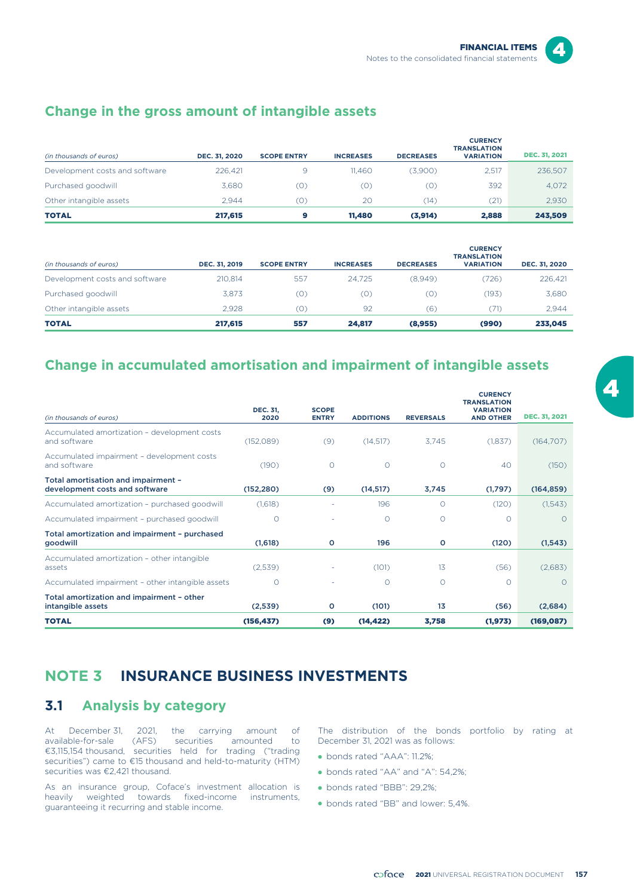## Change in the gross amount of intangible assets

| (in thousands of euros) | DEC. 31, 2020 | SCOPE ENTRY | INCREASES | DECREASES | CURENCY TRANSLATION VARIATION | DEC. 31, 2021 |
|---|---|---|---|---|---|---|
| Development costs and software | 226,421 | 9 | 11,460 | (3,900) | 2,517 | 236,507 |
| Purchased goodwill | 3,680 | (0) | (0) | (0) | 392 | 4,072 |
| Other intangible assets | 2,944 | (0) | 20 | (14) | (21) | 2,930 |
| **TOTAL** | **217,615** | **9** | **11,480** | **(3,914)** | **2,888** | **243,509** |

| (in thousands of euros) | DEC. 31, 2019 | SCOPE ENTRY | INCREASES | DECREASES | CURENCY TRANSLATION VARIATION | DEC. 31, 2020 |
|---|---|---|---|---|---|---|
| Development costs and software | 210,814 | 557 | 24,725 | (8,949) | (726) | 226,421 |
| Purchased goodwill | 3,873 | (0) | (0) | (0) | (193) | 3,680 |
| Other intangible assets | 2,928 | (0) | 92 | (6) | (71) | 2,944 |
| **TOTAL** | **217,615** | **557** | **24,817** | **(8,955)** | **(990)** | **233,045** |

## Change in accumulated amortisation and impairment of intangible assets

| (in thousands of euros) | DEC. 31, 2020 | SCOPE ENTRY | ADDITIONS | REVERSALS | CURENCY TRANSLATION VARIATION AND OTHER | DEC. 31, 2021 |
|---|---|---|---|---|---|---|
| Accumulated amortization – development costs and software | (152,089) | (9) | (14,517) | 3,745 | (1,837) | (164,707) |
| Accumulated impairment – development costs and software | (190) | 0 | 0 | 0 | 40 | (150) |
| **Total amortisation and impairment – development costs and software** | **(152,280)** | **(9)** | **(14,517)** | **3,745** | **(1,797)** | **(164,859)** |
| Accumulated amortization – purchased goodwill | (1,618) | - | 196 | 0 | (120) | (1,543) |
| Accumulated impairment – purchased goodwill | 0 | - | 0 | 0 | 0 | 0 |
| **Total amortization and impairment – purchased goodwill** | **(1,618)** | **0** | **196** | **0** | **(120)** | **(1,543)** |
| Accumulated amortization – other intangible assets | (2,539) | - | (101) | 13 | (56) | (2,683) |
| Accumulated impairment – other intangible assets | 0 | - | 0 | 0 | 0 | 0 |
| **Total amortization and impairment – other intangible assets** | **(2,539)** | **0** | **(101)** | **13** | **(56)** | **(2,684)** |
| **TOTAL** | **(156,437)** | **(9)** | **(14,422)** | **3,758** | **(1,973)** | **(169,087)** |

# NOTE 3 INSURANCE BUSINESS INVESTMENTS

## 3.1 Analysis by category

At December 31, 2021, the carrying amount of available-for-sale (AFS) securities amounted to €3,115,154 thousand, securities held for trading ("trading securities") came to €15 thousand and held-to-maturity (HTM) securities was €2,421 thousand.

As an insurance group, Coface's investment allocation is heavily weighted towards fixed-income instruments, guaranteeing it recurring and stable income.

The distribution of the bonds portfolio by rating at December 31, 2021 was as follows:

- bonds rated "AAA": 11.2%;
- bonds rated "AA" and "A": 54,2%;
- bonds rated "BBB": 29,2%;
- bonds rated "BB" and lower: 5,4%.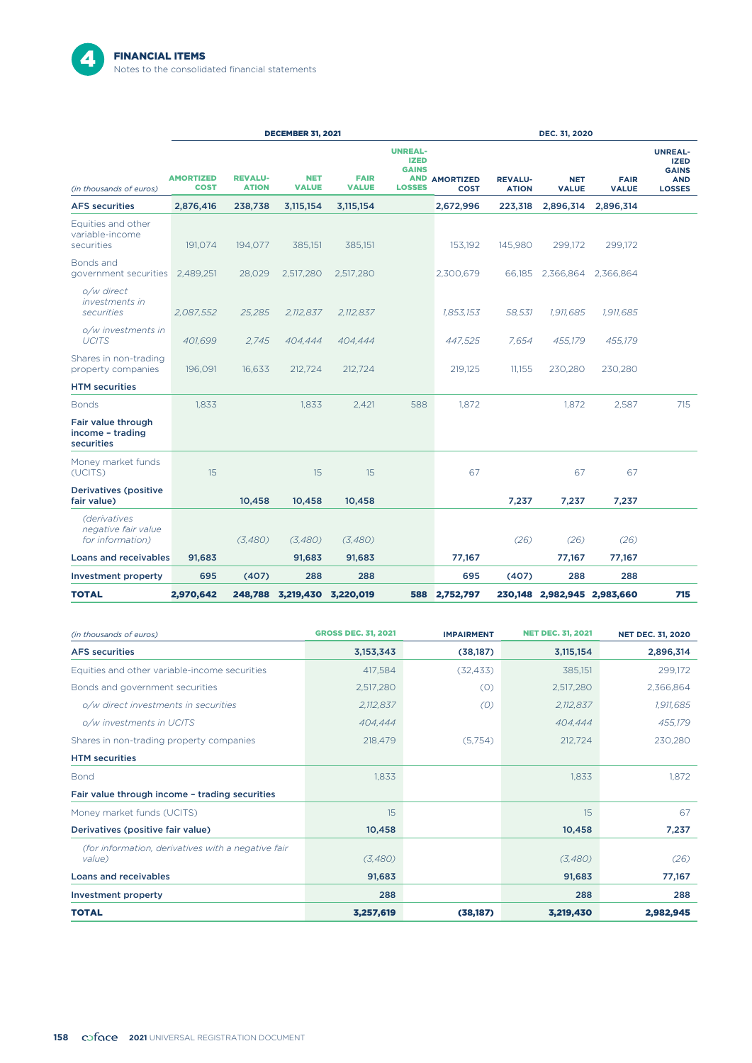| (in thousands of euros) | DECEMBER 31, 2021 | | | | | DEC. 31, 2020 | | | | |
|---|---|---|---|---|---|---|---|---|---|---|
| | AMORTIZED COST | REVALU-ATION | NET VALUE | FAIR VALUE | UNREAL-IZED GAINS AND LOSSES | AMORTIZED COST | REVALU-ATION | NET VALUE | FAIR VALUE | UNREAL-IZED GAINS AND LOSSES |
| **AFS securities** | **2,876,416** | **238,738** | **3,115,154** | **3,115,154** | | **2,672,996** | **223,318** | **2,896,314** | **2,896,314** | |
| Equities and other variable-income securities | 191,074 | 194,077 | 385,151 | 385,151 | | 153,192 | 145,980 | 299,172 | 299,172 | |
| Bonds and government securities | 2,489,251 | 28,029 | 2,517,280 | 2,517,280 | | 2,300,679 | 66,185 | 2,366,864 | 2,366,864 | |
| *o/w direct investments in securities* | *2,087,552* | *25,285* | *2,112,837* | *2,112,837* | | *1,853,153* | *58,531* | *1,911,685* | *1,911,685* | |
| *o/w investments in UCITS* | *401,699* | *2,745* | *404,444* | *404,444* | | *447,525* | *7,654* | *455,179* | *455,179* | |
| Shares in non-trading property companies | 196,091 | 16,633 | 212,724 | 212,724 | | 219,125 | 11,155 | 230,280 | 230,280 | |
| **HTM securities** | | | | | | | | | | |
| Bonds | 1,833 | | 1,833 | 2,421 | 588 | 1,872 | | 1,872 | 2,587 | 715 |
| **Fair value through income – trading securities** | | | | | | | | | | |
| Money market funds (UCITS) | 15 | | 15 | 15 | | 67 | | 67 | 67 | |
| **Derivatives (positive fair value)** | | **10,458** | **10,458** | **10,458** | | | **7,237** | **7,237** | **7,237** | |
| *(derivatives negative fair value for information)* | | *(3,480)* | *(3,480)* | *(3,480)* | | | *(26)* | *(26)* | *(26)* | |
| **Loans and receivables** | **91,683** | | **91,683** | **91,683** | | **77,167** | | **77,167** | **77,167** | |
| **Investment property** | **695** | **(407)** | **288** | **288** | | **695** | **(407)** | **288** | **288** | |
| **TOTAL** | **2,970,642** | **248,788** | **3,219,430** | **3,220,019** | **588** | **2,752,797** | **230,148** | **2,982,945** | **2,983,660** | **715** |

| (in thousands of euros) | GROSS DEC. 31, 2021 | IMPAIRMENT | NET DEC. 31, 2021 | NET DEC. 31, 2020 |
|---|---|---|---|---|
| **AFS securities** | **3,153,343** | **(38,187)** | **3,115,154** | **2,896,314** |
| Equities and other variable-income securities | 417,584 | (32,433) | 385,151 | 299,172 |
| Bonds and government securities | 2,517,280 | (0) | 2,517,280 | 2,366,864 |
| *o/w direct investments in securities* | *2,112,837* | *(0)* | *2,112,837* | *1,911,685* |
| *o/w investments in UCITS* | *404,444* | | *404,444* | *455,179* |
| Shares in non-trading property companies | 218,479 | (5,754) | 212,724 | 230,280 |
| **HTM securities** | | | | |
| Bond | 1,833 | | 1,833 | 1,872 |
| **Fair value through income – trading securities** | | | | |
| Money market funds (UCITS) | 15 | | 15 | 67 |
| **Derivatives (positive fair value)** | **10,458** | | **10,458** | **7,237** |
| *(for information, derivatives with a negative fair value)* | *(3,480)* | | *(3,480)* | *(26)* |
| **Loans and receivables** | **91,683** | | **91,683** | **77,167** |
| **Investment property** | **288** | | **288** | **288** |
| **TOTAL** | **3,257,619** | **(38,187)** | **3,219,430** | **2,982,945** |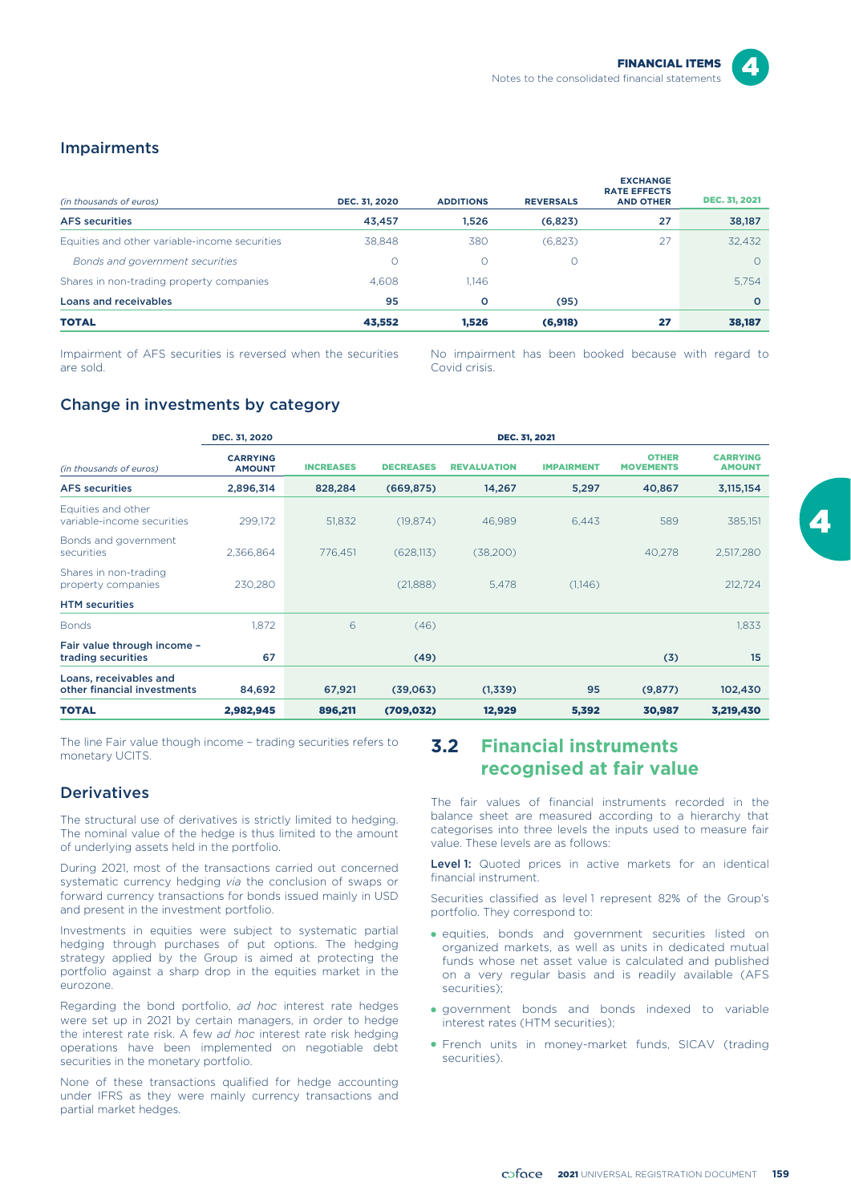## Impairments

| (in thousands of euros) | DEC. 31, 2020 | ADDITIONS | REVERSALS | EXCHANGE RATE EFFECTS AND OTHER | DEC. 31, 2021 |
|---|---|---|---|---|---|
| **AFS securities** | **43,457** | **1,526** | **(6,823)** | **27** | **38,187** |
| Equities and other variable-income securities | 38,848 | 380 | (6,823) | 27 | 32,432 |
| *Bonds and government securities* | 0 | 0 | 0 | | 0 |
| Shares in non-trading property companies | 4,608 | 1,146 | | | 5,754 |
| **Loans and receivables** | **95** | **0** | **(95)** | | **0** |
| **TOTAL** | **43,552** | **1,526** | **(6,918)** | **27** | **38,187** |

Impairment of AFS securities is reversed when the securities are sold.

No impairment has been booked because with regard to Covid crisis.

## Change in investments by category

| | DEC. 31, 2020 | DEC. 31, 2021 | | | | | |
|---|---|---|---|---|---|---|---|
| (in thousands of euros) | CARRYING AMOUNT | INCREASES | DECREASES | REVALUATION | IMPAIRMENT | OTHER MOVEMENTS | CARRYING AMOUNT |
| **AFS securities** | **2,896,314** | **828,284** | **(669,875)** | **14,267** | **5,297** | **40,867** | **3,115,154** |
| Equities and other variable-income securities | 299,172 | 51,832 | (19,874) | 46,989 | 6,443 | 589 | 385,151 |
| Bonds and government securities | 2,366,864 | 776,451 | (628,113) | (38,200) | | 40,278 | 2,517,280 |
| Shares in non-trading property companies | 230,280 | | (21,888) | 5,478 | (1,146) | | 212,724 |
| **HTM securities** | | | | | | | |
| Bonds | 1,872 | 6 | (46) | | | | 1,833 |
| **Fair value through income – trading securities** | **67** | | **(49)** | | | **(3)** | **15** |
| **Loans, receivables and other financial investments** | **84,692** | **67,921** | **(39,063)** | **(1,339)** | **95** | **(9,877)** | **102,430** |
| **TOTAL** | **2,982,945** | **896,211** | **(709,032)** | **12,929** | **5,392** | **30,987** | **3,219,430** |

The line Fair value though income – trading securities refers to monetary UCITS.

## Derivatives

The structural use of derivatives is strictly limited to hedging. The nominal value of the hedge is thus limited to the amount of underlying assets held in the portfolio.

During 2021, most of the transactions carried out concerned systematic currency hedging *via* the conclusion of swaps or forward currency transactions for bonds issued mainly in USD and present in the investment portfolio.

Investments in equities were subject to systematic partial hedging through purchases of put options. The hedging strategy applied by the Group is aimed at protecting the portfolio against a sharp drop in the equities market in the eurozone.

Regarding the bond portfolio, *ad hoc* interest rate hedges were set up in 2021 by certain managers, in order to hedge the interest rate risk. A few *ad hoc* interest rate risk hedging operations have been implemented on negotiable debt securities in the monetary portfolio.

None of these transactions qualified for hedge accounting under IFRS as they were mainly currency transactions and partial market hedges.

## 3.2 Financial instruments recognised at fair value

The fair values of financial instruments recorded in the balance sheet are measured according to a hierarchy that categorises into three levels the inputs used to measure fair value. These levels are as follows:

**Level 1:** Quoted prices in active markets for an identical financial instrument.

Securities classified as level 1 represent 82% of the Group's portfolio. They correspond to:

- equities, bonds and government securities listed on organized markets, as well as units in dedicated mutual funds whose net asset value is calculated and published on a very regular basis and is readily available (AFS securities);
- government bonds and bonds indexed to variable interest rates (HTM securities);
- French units in money-market funds, SICAV (trading securities).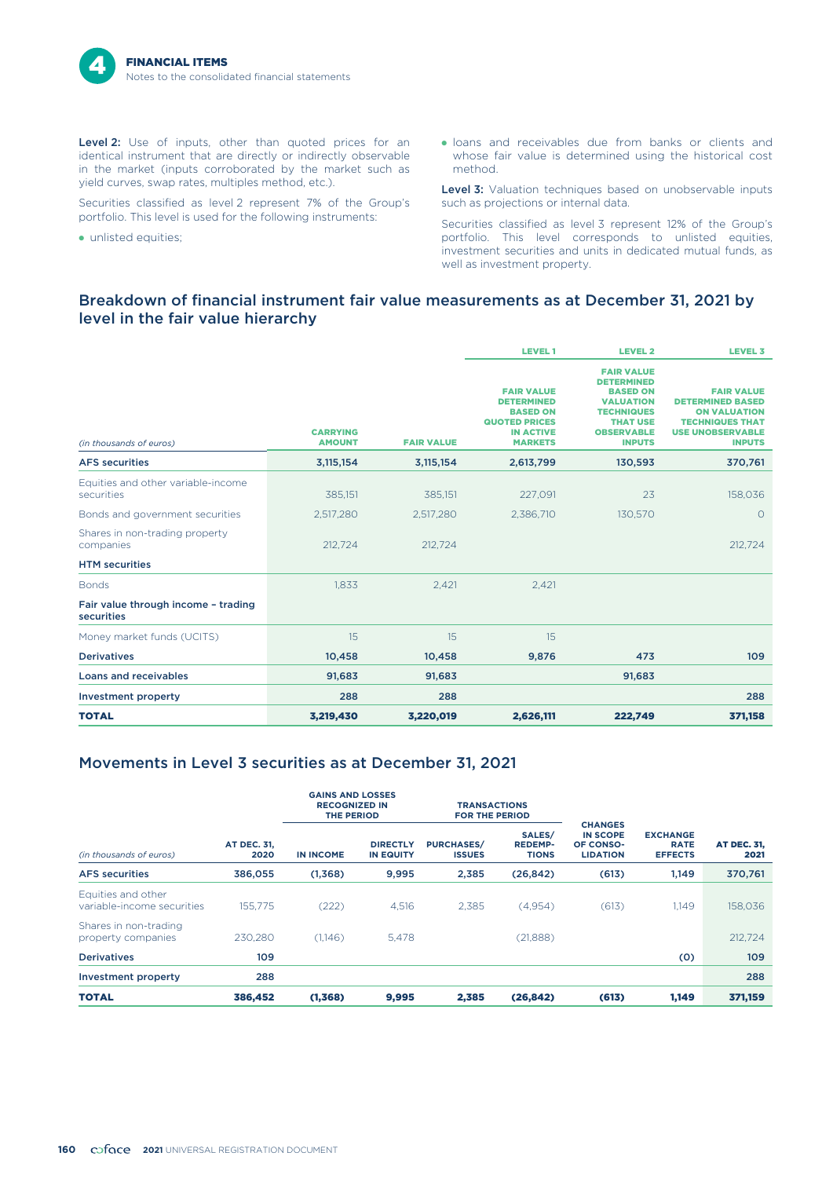**Level 2:** Use of inputs, other than quoted prices for an identical instrument that are directly or indirectly observable in the market (inputs corroborated by the market such as yield curves, swap rates, multiples method, etc.).

Securities classified as level 2 represent 7% of the Group's portfolio. This level is used for the following instruments:

- unlisted equities;
- loans and receivables due from banks or clients and whose fair value is determined using the historical cost method.

**Level 3:** Valuation techniques based on unobservable inputs such as projections or internal data.

Securities classified as level 3 represent 12% of the Group's portfolio. This level corresponds to unlisted equities, investment securities and units in dedicated mutual funds, as well as investment property.

## Breakdown of financial instrument fair value measurements as at December 31, 2021 by level in the fair value hierarchy

| | | | LEVEL 1 | LEVEL 2 | LEVEL 3 |
|---|---|---|---|---|---|
| *(in thousands of euros)* | CARRYING AMOUNT | FAIR VALUE | FAIR VALUE DETERMINED BASED ON QUOTED PRICES IN ACTIVE MARKETS | FAIR VALUE DETERMINED BASED ON VALUATION TECHNIQUES THAT USE OBSERVABLE INPUTS | FAIR VALUE DETERMINED BASED ON VALUATION TECHNIQUES THAT USE UNOBSERVABLE INPUTS |
| **AFS securities** | **3,115,154** | **3,115,154** | **2,613,799** | **130,593** | **370,761** |
| Equities and other variable-income securities | 385,151 | 385,151 | 227,091 | 23 | 158,036 |
| Bonds and government securities | 2,517,280 | 2,517,280 | 2,386,710 | 130,570 | 0 |
| Shares in non-trading property companies | 212,724 | 212,724 | | | 212,724 |
| **HTM securities** | | | | | |
| Bonds | 1,833 | 2,421 | 2,421 | | |
| **Fair value through income – trading securities** | | | | | |
| Money market funds (UCITS) | 15 | 15 | 15 | | |
| **Derivatives** | **10,458** | **10,458** | **9,876** | **473** | **109** |
| **Loans and receivables** | **91,683** | **91,683** | | **91,683** | |
| **Investment property** | **288** | **288** | | | **288** |
| **TOTAL** | **3,219,430** | **3,220,019** | **2,626,111** | **222,749** | **371,158** |

## Movements in Level 3 securities as at December 31, 2021

| | | GAINS AND LOSSES RECOGNIZED IN THE PERIOD | | TRANSACTIONS FOR THE PERIOD | | | | |
|---|---|---|---|---|---|---|---|---|
| *(in thousands of euros)* | AT DEC. 31, 2020 | IN INCOME | DIRECTLY IN EQUITY | PURCHASES/ ISSUES | SALES/ REDEMP-TIONS | CHANGES IN SCOPE OF CONSO-LIDATION | EXCHANGE RATE EFFECTS | AT DEC. 31, 2021 |
| **AFS securities** | **386,055** | **(1,368)** | **9,995** | **2,385** | **(26,842)** | **(613)** | **1,149** | **370,761** |
| Equities and other variable-income securities | 155,775 | (222) | 4,516 | 2,385 | (4,954) | (613) | 1,149 | 158,036 |
| Shares in non-trading property companies | 230,280 | (1,146) | 5,478 | | (21,888) | | | 212,724 |
| **Derivatives** | **109** | | | | | | **(0)** | **109** |
| **Investment property** | **288** | | | | | | | **288** |
| **TOTAL** | **386,452** | **(1,368)** | **9,995** | **2,385** | **(26,842)** | **(613)** | **1,149** | **371,159** |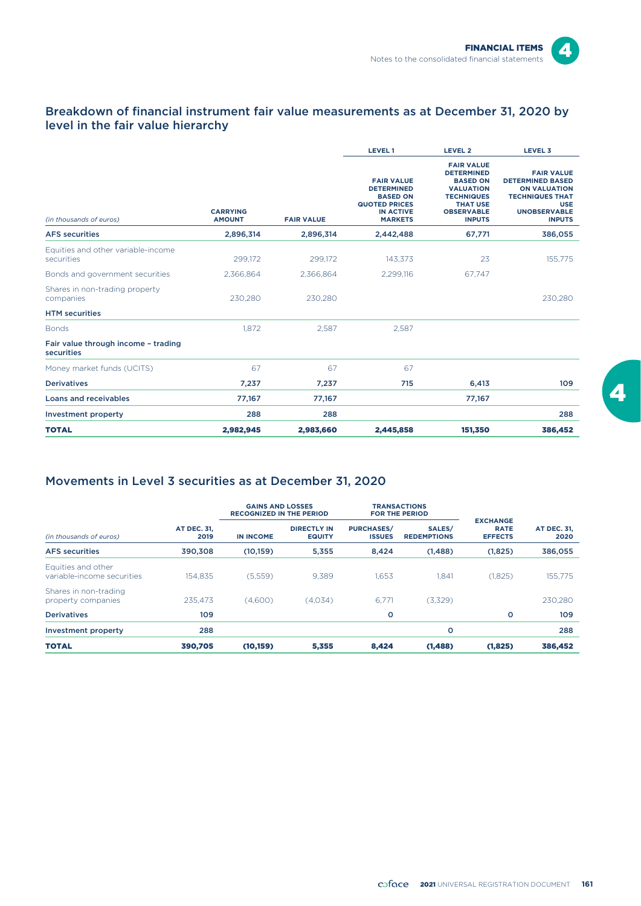## Breakdown of financial instrument fair value measurements as at December 31, 2020 by level in the fair value hierarchy

| | | | LEVEL 1 | LEVEL 2 | LEVEL 3 |
|---|---|---|---|---|---|
| *(in thousands of euros)* | CARRYING AMOUNT | FAIR VALUE | FAIR VALUE DETERMINED BASED ON QUOTED PRICES IN ACTIVE MARKETS | FAIR VALUE DETERMINED BASED ON VALUATION TECHNIQUES THAT USE OBSERVABLE INPUTS | FAIR VALUE DETERMINED BASED ON VALUATION TECHNIQUES THAT USE UNOBSERVABLE INPUTS |
| **AFS securities** | **2,896,314** | **2,896,314** | **2,442,488** | **67,771** | **386,055** |
| Equities and other variable-income securities | 299,172 | 299,172 | 143,373 | 23 | 155,775 |
| Bonds and government securities | 2,366,864 | 2,366,864 | 2,299,116 | 67,747 | |
| Shares in non-trading property companies | 230,280 | 230,280 | | | 230,280 |
| **HTM securities** | | | | | |
| Bonds | 1,872 | 2,587 | 2,587 | | |
| **Fair value through income – trading securities** | | | | | |
| Money market funds (UCITS) | 67 | 67 | 67 | | |
| **Derivatives** | **7,237** | **7,237** | **715** | **6,413** | **109** |
| **Loans and receivables** | **77,167** | **77,167** | | **77,167** | |
| **Investment property** | **288** | **288** | | | **288** |
| **TOTAL** | **2,982,945** | **2,983,660** | **2,445,858** | **151,350** | **386,452** |

## Movements in Level 3 securities as at December 31, 2020

| | | GAINS AND LOSSES RECOGNIZED IN THE PERIOD | | TRANSACTIONS FOR THE PERIOD | | | |
|---|---|---|---|---|---|---|---|
| *(in thousands of euros)* | AT DEC. 31, 2019 | IN INCOME | DIRECTLY IN EQUITY | PURCHASES/ ISSUES | SALES/ REDEMPTIONS | EXCHANGE RATE EFFECTS | AT DEC. 31, 2020 |
| **AFS securities** | **390,308** | **(10,159)** | **5,355** | **8,424** | **(1,488)** | **(1,825)** | **386,055** |
| Equities and other variable-income securities | 154,835 | (5,559) | 9,389 | 1,653 | 1,841 | (1,825) | 155,775 |
| Shares in non-trading property companies | 235,473 | (4,600) | (4,034) | 6,771 | (3,329) | | 230,280 |
| **Derivatives** | **109** | | | **0** | | **0** | **109** |
| **Investment property** | **288** | | | | **0** | | **288** |
| **TOTAL** | **390,705** | **(10,159)** | **5,355** | **8,424** | **(1,488)** | **(1,825)** | **386,452** |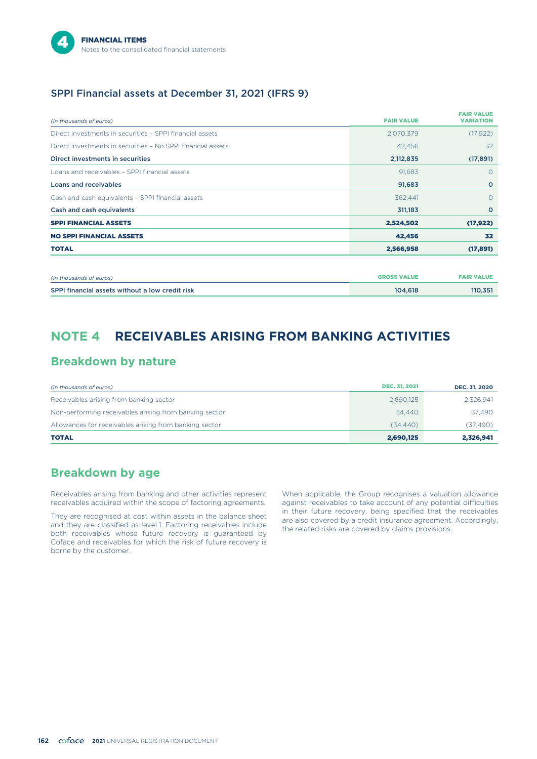### SPPI Financial assets at December 31, 2021 (IFRS 9)

| *(in thousands of euros)* | FAIR VALUE | FAIR VALUE VARIATION |
|---|---|---|
| Direct investments in securities – SPPI financial assets | 2,070,379 | (17,922) |
| Direct investments in securities – No SPPI financial assets | 42,456 | 32 |
| **Direct investments in securities** | **2,112,835** | **(17,891)** |
| Loans and receivables – SPPI financial assets | 91,683 | 0 |
| **Loans and receivables** | **91,683** | **0** |
| Cash and cash equivalents – SPPI financial assets | 362,441 | 0 |
| **Cash and cash equivalents** | **311,183** | **0** |
| **SPPI FINANCIAL ASSETS** | **2,524,502** | **(17,922)** |
| **NO SPPI FINANCIAL ASSETS** | **42,456** | **32** |
| **TOTAL** | **2,566,958** | **(17,891)** |

| *(in thousands of euros)* | GROSS VALUE | FAIR VALUE |
|---|---|---|
| **SPPI financial assets without a low credit risk** | **104,618** | **110,351** |

# NOTE 4 RECEIVABLES ARISING FROM BANKING ACTIVITIES

## Breakdown by nature

| *(in thousands of euros)* | DEC. 31, 2021 | DEC. 31, 2020 |
|---|---|---|
| Receivables arising from banking sector | 2,690,125 | 2,326,941 |
| Non-performing receivables arising from banking sector | 34,440 | 37,490 |
| Allowances for receivables arising from banking sector | (34,440) | (37,490) |
| **TOTAL** | **2,690,125** | **2,326,941** |

## Breakdown by age

Receivables arising from banking and other activities represent receivables acquired within the scope of factoring agreements.

They are recognised at cost within assets in the balance sheet and they are classified as level 1. Factoring receivables include both receivables whose future recovery is guaranteed by Coface and receivables for which the risk of future recovery is borne by the customer.

When applicable, the Group recognises a valuation allowance against receivables to take account of any potential difficulties in their future recovery, being specified that the receivables are also covered by a credit insurance agreement. Accordingly, the related risks are covered by claims provisions.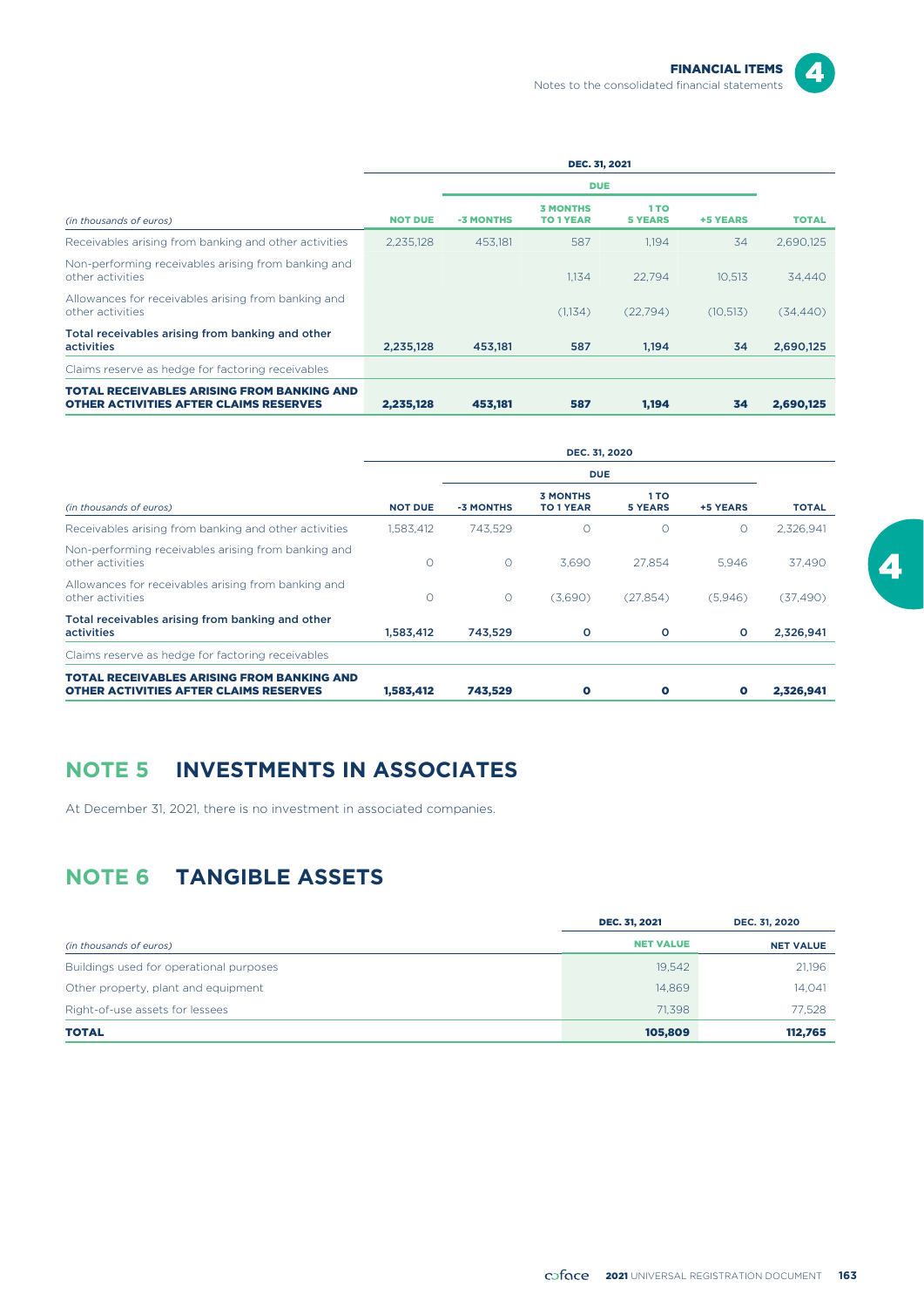| (in thousands of euros) | DEC. 31, 2021 | | | | | |
|---|---|---|---|---|---|---|
| | | DUE | | | | |
| | NOT DUE | -3 MONTHS | 3 MONTHS TO 1 YEAR | 1 TO 5 YEARS | +5 YEARS | TOTAL |
| Receivables arising from banking and other activities | 2,235,128 | 453,181 | 587 | 1,194 | 34 | 2,690,125 |
| Non-performing receivables arising from banking and other activities | | | 1,134 | 22,794 | 10,513 | 34,440 |
| Allowances for receivables arising from banking and other activities | | | (1,134) | (22,794) | (10,513) | (34,440) |
| **Total receivables arising from banking and other activities** | **2,235,128** | **453,181** | **587** | **1,194** | **34** | **2,690,125** |
| Claims reserve as hedge for factoring receivables | | | | | | |
| **TOTAL RECEIVABLES ARISING FROM BANKING AND OTHER ACTIVITIES AFTER CLAIMS RESERVES** | **2,235,128** | **453,181** | **587** | **1,194** | **34** | **2,690,125** |

| (in thousands of euros) | DEC. 31, 2020 | | | | | |
|---|---|---|---|---|---|---|
| | | DUE | | | | |
| | NOT DUE | -3 MONTHS | 3 MONTHS TO 1 YEAR | 1 TO 5 YEARS | +5 YEARS | TOTAL |
| Receivables arising from banking and other activities | 1,583,412 | 743,529 | 0 | 0 | 0 | 2,326,941 |
| Non-performing receivables arising from banking and other activities | 0 | 0 | 3,690 | 27,854 | 5,946 | 37,490 |
| Allowances for receivables arising from banking and other activities | 0 | 0 | (3,690) | (27,854) | (5,946) | (37,490) |
| **Total receivables arising from banking and other activities** | **1,583,412** | **743,529** | **0** | **0** | **0** | **2,326,941** |
| Claims reserve as hedge for factoring receivables | | | | | | |
| **TOTAL RECEIVABLES ARISING FROM BANKING AND OTHER ACTIVITIES AFTER CLAIMS RESERVES** | **1,583,412** | **743,529** | **0** | **0** | **0** | **2,326,941** |

## NOTE 5 INVESTMENTS IN ASSOCIATES

At December 31, 2021, there is no investment in associated companies.

## NOTE 6 TANGIBLE ASSETS

| (in thousands of euros) | DEC. 31, 2021 | DEC. 31, 2020 |
|---|---|---|
| | NET VALUE | NET VALUE |
| Buildings used for operational purposes | 19,542 | 21,196 |
| Other property, plant and equipment | 14,869 | 14,041 |
| Right-of-use assets for lessees | 71,398 | 77,528 |
| **TOTAL** | **105,809** | **112,765** |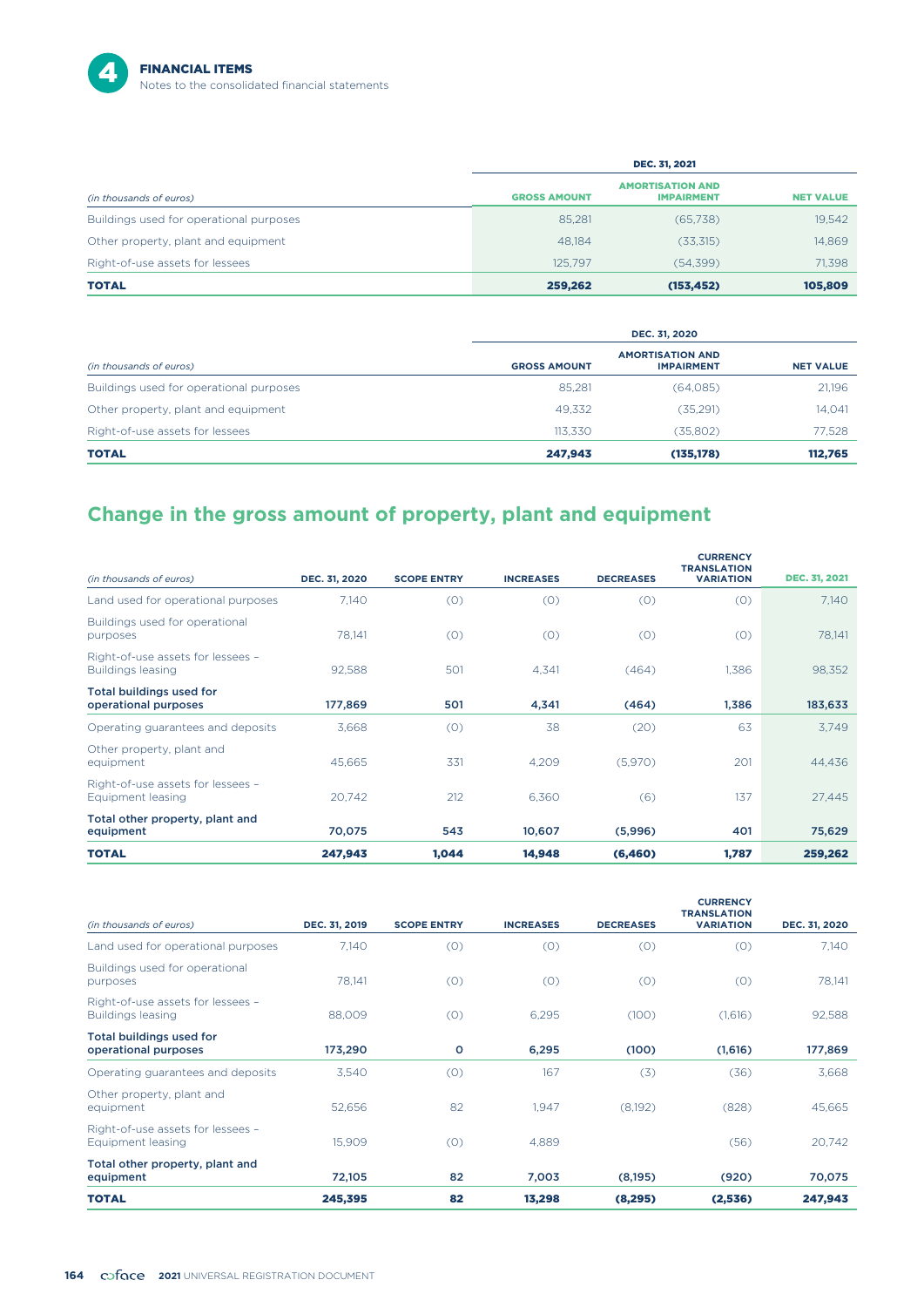| (in thousands of euros) | DEC. 31, 2021 | | |
|---|---|---|---|
| | GROSS AMOUNT | AMORTISATION AND IMPAIRMENT | NET VALUE |
| Buildings used for operational purposes | 85,281 | (65,738) | 19,542 |
| Other property, plant and equipment | 48,184 | (33,315) | 14,869 |
| Right-of-use assets for lessees | 125,797 | (54,399) | 71,398 |
| **TOTAL** | **259,262** | **(153,452)** | **105,809** |

| (in thousands of euros) | DEC. 31, 2020 | | |
|---|---|---|---|
| | GROSS AMOUNT | AMORTISATION AND IMPAIRMENT | NET VALUE |
| Buildings used for operational purposes | 85,281 | (64,085) | 21,196 |
| Other property, plant and equipment | 49,332 | (35,291) | 14,041 |
| Right-of-use assets for lessees | 113,330 | (35,802) | 77,528 |
| **TOTAL** | **247,943** | **(135,178)** | **112,765** |

## Change in the gross amount of property, plant and equipment

| (in thousands of euros) | DEC. 31, 2020 | SCOPE ENTRY | INCREASES | DECREASES | CURRENCY TRANSLATION VARIATION | DEC. 31, 2021 |
|---|---|---|---|---|---|---|
| Land used for operational purposes | 7,140 | (0) | (0) | (0) | (0) | 7,140 |
| Buildings used for operational purposes | 78,141 | (0) | (0) | (0) | (0) | 78,141 |
| Right-of-use assets for lessees – Buildings leasing | 92,588 | 501 | 4,341 | (464) | 1,386 | 98,352 |
| **Total buildings used for operational purposes** | **177,869** | **501** | **4,341** | **(464)** | **1,386** | **183,633** |
| Operating guarantees and deposits | 3,668 | (0) | 38 | (20) | 63 | 3,749 |
| Other property, plant and equipment | 45,665 | 331 | 4,209 | (5,970) | 201 | 44,436 |
| Right-of-use assets for lessees – Equipment leasing | 20,742 | 212 | 6,360 | (6) | 137 | 27,445 |
| **Total other property, plant and equipment** | **70,075** | **543** | **10,607** | **(5,996)** | **401** | **75,629** |
| **TOTAL** | **247,943** | **1,044** | **14,948** | **(6,460)** | **1,787** | **259,262** |

| (in thousands of euros) | DEC. 31, 2019 | SCOPE ENTRY | INCREASES | DECREASES | CURRENCY TRANSLATION VARIATION | DEC. 31, 2020 |
|---|---|---|---|---|---|---|
| Land used for operational purposes | 7,140 | (0) | (0) | (0) | (0) | 7,140 |
| Buildings used for operational purposes | 78,141 | (0) | (0) | (0) | (0) | 78,141 |
| Right-of-use assets for lessees – Buildings leasing | 88,009 | (0) | 6,295 | (100) | (1,616) | 92,588 |
| **Total buildings used for operational purposes** | **173,290** | **0** | **6,295** | **(100)** | **(1,616)** | **177,869** |
| Operating guarantees and deposits | 3,540 | (0) | 167 | (3) | (36) | 3,668 |
| Other property, plant and equipment | 52,656 | 82 | 1,947 | (8,192) | (828) | 45,665 |
| Right-of-use assets for lessees – Equipment leasing | 15,909 | (0) | 4,889 | | (56) | 20,742 |
| **Total other property, plant and equipment** | **72,105** | **82** | **7,003** | **(8,195)** | **(920)** | **70,075** |
| **TOTAL** | **245,395** | **82** | **13,298** | **(8,295)** | **(2,536)** | **247,943** |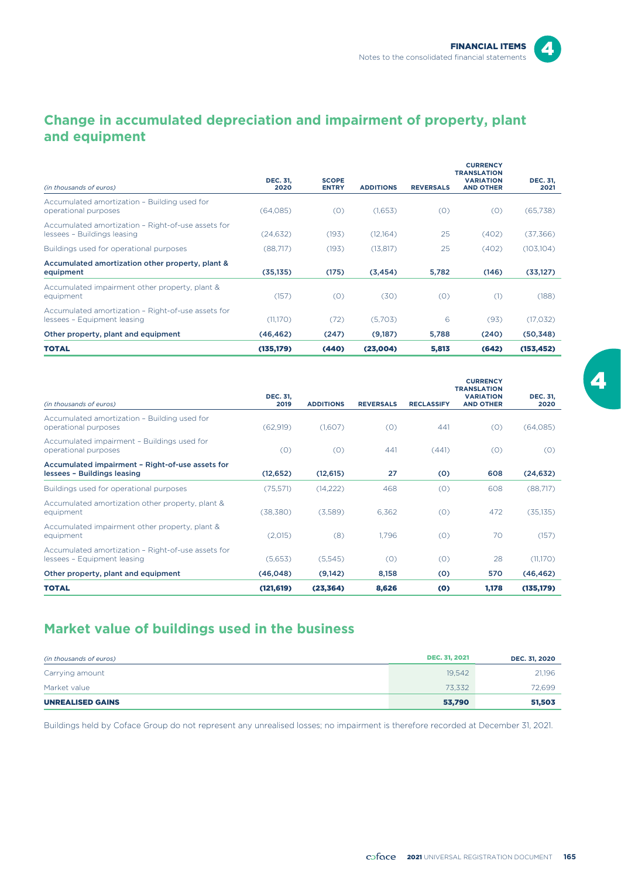## Change in accumulated depreciation and impairment of property, plant and equipment

| *(in thousands of euros)* | DEC. 31, 2020 | SCOPE ENTRY | ADDITIONS | REVERSALS | CURRENCY TRANSLATION VARIATION AND OTHER | DEC. 31, 2021 |
|---|---|---|---|---|---|---|
| Accumulated amortization – Building used for operational purposes | (64,085) | (0) | (1,653) | (0) | (0) | (65,738) |
| Accumulated amortization – Right-of-use assets for lessees – Buildings leasing | (24,632) | (193) | (12,164) | 25 | (402) | (37,366) |
| Buildings used for operational purposes | (88,717) | (193) | (13,817) | 25 | (402) | (103,104) |
| **Accumulated amortization other property, plant & equipment** | **(35,135)** | **(175)** | **(3,454)** | **5,782** | **(146)** | **(33,127)** |
| Accumulated impairment other property, plant & equipment | (157) | (0) | (30) | (0) | (1) | (188) |
| Accumulated amortization – Right-of-use assets for lessees – Equipment leasing | (11,170) | (72) | (5,703) | 6 | (93) | (17,032) |
| **Other property, plant and equipment** | **(46,462)** | **(247)** | **(9,187)** | **5,788** | **(240)** | **(50,348)** |
| **TOTAL** | **(135,179)** | **(440)** | **(23,004)** | **5,813** | **(642)** | **(153,452)** |

| *(in thousands of euros)* | DEC. 31, 2019 | ADDITIONS | REVERSALS | RECLASSIFY | CURRENCY TRANSLATION VARIATION AND OTHER | DEC. 31, 2020 |
|---|---|---|---|---|---|---|
| Accumulated amortization – Building used for operational purposes | (62,919) | (1,607) | (0) | 441 | (0) | (64,085) |
| Accumulated impairment – Buildings used for operational purposes | (0) | (0) | 441 | (441) | (0) | (0) |
| **Accumulated impairment – Right-of-use assets for lessees – Buildings leasing** | **(12,652)** | **(12,615)** | **27** | **(0)** | **608** | **(24,632)** |
| Buildings used for operational purposes | (75,571) | (14,222) | 468 | (0) | 608 | (88,717) |
| Accumulated amortization other property, plant & equipment | (38,380) | (3,589) | 6,362 | (0) | 472 | (35,135) |
| Accumulated impairment other property, plant & equipment | (2,015) | (8) | 1,796 | (0) | 70 | (157) |
| Accumulated amortization – Right-of-use assets for lessees – Equipment leasing | (5,653) | (5,545) | (0) | (0) | 28 | (11,170) |
| **Other property, plant and equipment** | **(46,048)** | **(9,142)** | **8,158** | **(0)** | **570** | **(46,462)** |
| **TOTAL** | **(121,619)** | **(23,364)** | **8,626** | **(0)** | **1,178** | **(135,179)** |

## Market value of buildings used in the business

| *(in thousands of euros)* | DEC. 31, 2021 | DEC. 31, 2020 |
|---|---|---|
| Carrying amount | 19,542 | 21,196 |
| Market value | 73,332 | 72,699 |
| **UNREALISED GAINS** | **53,790** | **51,503** |

Buildings held by Coface Group do not represent any unrealised losses; no impairment is therefore recorded at December 31, 2021.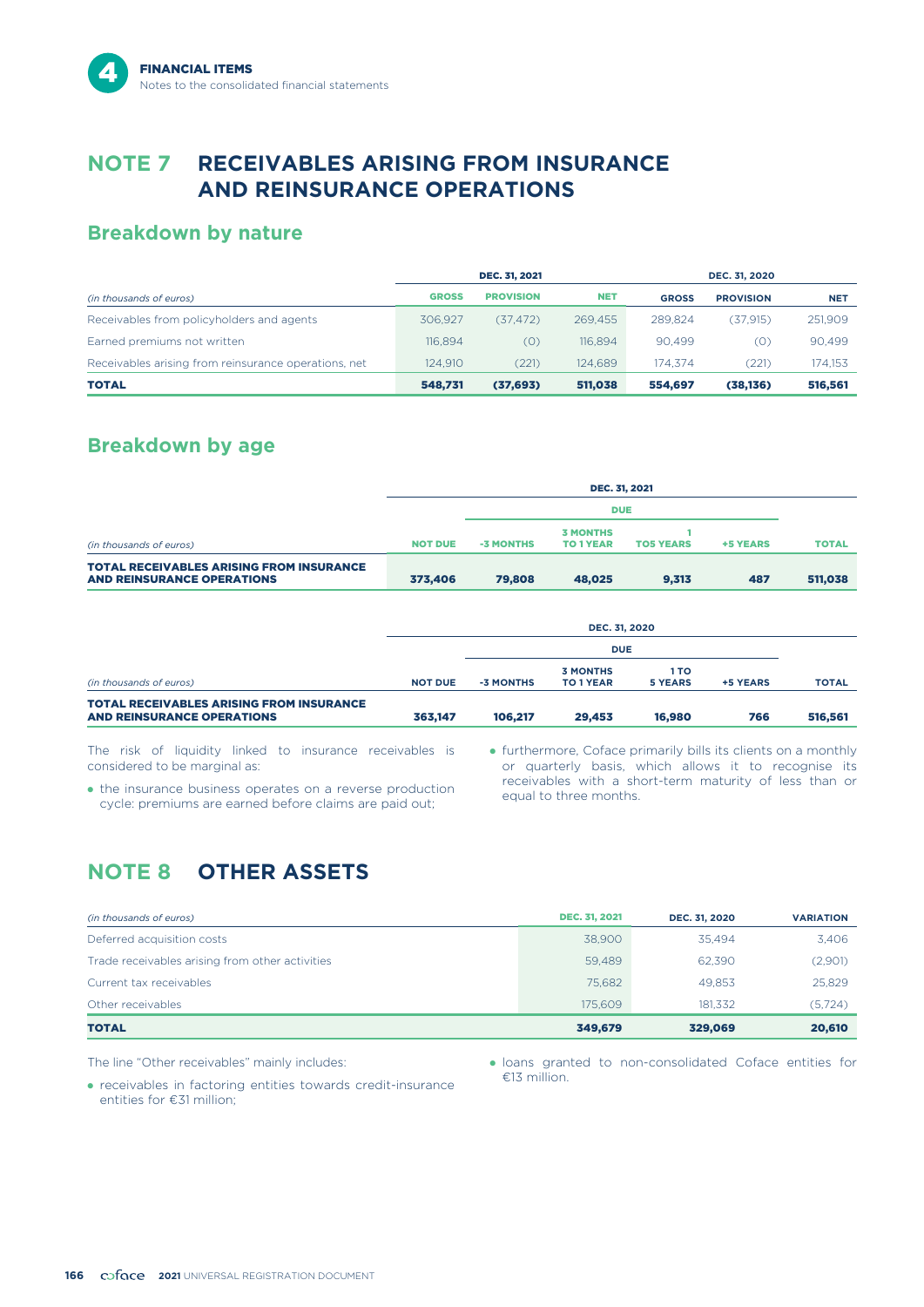## NOTE 7 RECEIVABLES ARISING FROM INSURANCE AND REINSURANCE OPERATIONS

### Breakdown by nature

| | DEC. 31, 2021 | | | DEC. 31, 2020 | | |
|---|---|---|---|---|---|---|
| *(in thousands of euros)* | GROSS | PROVISION | NET | GROSS | PROVISION | NET |
| Receivables from policyholders and agents | 306,927 | (37,472) | 269,455 | 289,824 | (37,915) | 251,909 |
| Earned premiums not written | 116,894 | (0) | 116,894 | 90,499 | (0) | 90,499 |
| Receivables arising from reinsurance operations, net | 124,910 | (221) | 124,689 | 174,374 | (221) | 174,153 |
| **TOTAL** | **548,731** | **(37,693)** | **511,038** | **554,697** | **(38,136)** | **516,561** |

### Breakdown by age

| | DEC. 31, 2021 | | | | | |
|---|---|---|---|---|---|---|
| | | DUE | | | | |
| *(in thousands of euros)* | NOT DUE | -3 MONTHS | 3 MONTHS TO 1 YEAR | 1 TO5 YEARS | +5 YEARS | TOTAL |
| **TOTAL RECEIVABLES ARISING FROM INSURANCE AND REINSURANCE OPERATIONS** | **373,406** | **79,808** | **48,025** | **9,313** | **487** | **511,038** |

| | DEC. 31, 2020 | | | | | |
|---|---|---|---|---|---|---|
| | | DUE | | | | |
| *(in thousands of euros)* | NOT DUE | -3 MONTHS | 3 MONTHS TO 1 YEAR | 1 TO 5 YEARS | +5 YEARS | TOTAL |
| **TOTAL RECEIVABLES ARISING FROM INSURANCE AND REINSURANCE OPERATIONS** | **363,147** | **106,217** | **29,453** | **16,980** | **766** | **516,561** |

The risk of liquidity linked to insurance receivables is considered to be marginal as:

- the insurance business operates on a reverse production cycle: premiums are earned before claims are paid out;
- furthermore, Coface primarily bills its clients on a monthly or quarterly basis, which allows it to recognise its receivables with a short-term maturity of less than or equal to three months.

## NOTE 8 OTHER ASSETS

| *(in thousands of euros)* | DEC. 31, 2021 | DEC. 31, 2020 | VARIATION |
|---|---|---|---|
| Deferred acquisition costs | 38,900 | 35,494 | 3,406 |
| Trade receivables arising from other activities | 59,489 | 62,390 | (2,901) |
| Current tax receivables | 75,682 | 49,853 | 25,829 |
| Other receivables | 175,609 | 181,332 | (5,724) |
| **TOTAL** | **349,679** | **329,069** | **20,610** |

The line "Other receivables" mainly includes:

- receivables in factoring entities towards credit-insurance entities for €31 million;
- loans granted to non-consolidated Coface entities for €13 million.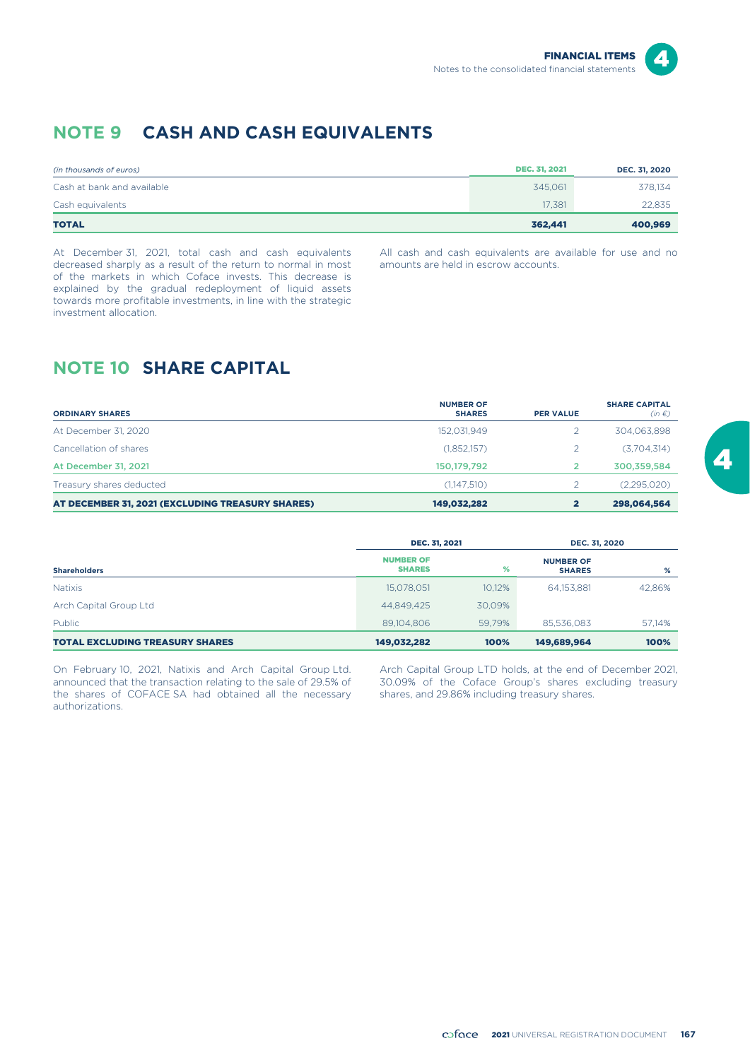## NOTE 9 CASH AND CASH EQUIVALENTS

| *(in thousands of euros)* | DEC. 31, 2021 | DEC. 31, 2020 |
|---|---|---|
| Cash at bank and available | 345,061 | 378,134 |
| Cash equivalents | 17,381 | 22,835 |
| **TOTAL** | **362,441** | **400,969** |

At December 31, 2021, total cash and cash equivalents decreased sharply as a result of the return to normal in most of the markets in which Coface invests. This decrease is explained by the gradual redeployment of liquid assets towards more profitable investments, in line with the strategic investment allocation.

All cash and cash equivalents are available for use and no amounts are held in escrow accounts.

## NOTE 10 SHARE CAPITAL

| ORDINARY SHARES | NUMBER OF SHARES | PER VALUE | SHARE CAPITAL *(in €)* |
|---|---|---|---|
| At December 31, 2020 | 152,031,949 | 2 | 304,063,898 |
| Cancellation of shares | (1,852,157) | 2 | (3,704,314) |
| **At December 31, 2021** | **150,179,792** | **2** | **300,359,584** |
| Treasury shares deducted | (1,147,510) | 2 | (2,295,020) |
| **AT DECEMBER 31, 2021 (EXCLUDING TREASURY SHARES)** | **149,032,282** | **2** | **298,064,564** |

| | DEC. 31, 2021 | | DEC. 31, 2020 | |
|---|---|---|---|---|
| **Shareholders** | **NUMBER OF SHARES** | **%** | **NUMBER OF SHARES** | **%** |
| Natixis | 15,078,051 | 10.12% | 64,153,881 | 42.86% |
| Arch Capital Group Ltd | 44,849,425 | 30.09% | | |
| Public | 89,104,806 | 59.79% | 85,536,083 | 57.14% |
| **TOTAL EXCLUDING TREASURY SHARES** | **149,032,282** | **100%** | **149,689,964** | **100%** |

On February 10, 2021, Natixis and Arch Capital Group Ltd. announced that the transaction relating to the sale of 29.5% of the shares of COFACE SA had obtained all the necessary authorizations.

Arch Capital Group LTD holds, at the end of December 2021, 30.09% of the Coface Group's shares excluding treasury shares, and 29.86% including treasury shares.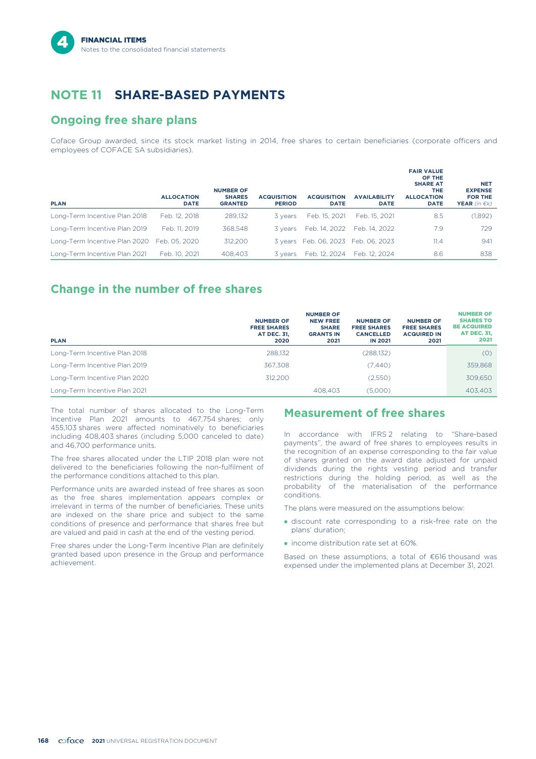# NOTE 11 SHARE-BASED PAYMENTS

## Ongoing free share plans

Coface Group awarded, since its stock market listing in 2014, free shares to certain beneficiaries (corporate officers and employees of COFACE SA subsidiaries).

| PLAN | ALLOCATION DATE | NUMBER OF SHARES GRANTED | ACQUISITION PERIOD | ACQUISITION DATE | AVAILABILITY DATE | FAIR VALUE OF THE SHARE AT THE ALLOCATION DATE | NET EXPENSE FOR THE YEAR *(in €k)* |
|---|---|---|---|---|---|---|---|
| Long-Term Incentive Plan 2018 | Feb. 12, 2018 | 289,132 | 3 years | Feb. 15, 2021 | Feb. 15, 2021 | 8.5 | (1,892) |
| Long-Term Incentive Plan 2019 | Feb. 11, 2019 | 368,548 | 3 years | Feb. 14, 2022 | Feb. 14, 2022 | 7.9 | 729 |
| Long-Term Incentive Plan 2020 | Feb. 05, 2020 | 312,200 | 3 years | Feb. 06, 2023 | Feb. 06, 2023 | 11.4 | 941 |
| Long-Term Incentive Plan 2021 | Feb. 10, 2021 | 408,403 | 3 years | Feb. 12, 2024 | Feb. 12, 2024 | 8.6 | 838 |

## Change in the number of free shares

| PLAN | NUMBER OF FREE SHARES AT DEC. 31, 2020 | NUMBER OF NEW FREE SHARE GRANTS IN 2021 | NUMBER OF FREE SHARES CANCELLED IN 2021 | NUMBER OF FREE SHARES ACQUIRED IN 2021 | NUMBER OF SHARES TO BE ACQUIRED AT DEC. 31, 2021 |
|---|---|---|---|---|---|
| Long-Term Incentive Plan 2018 | 288,132 | | (288,132) | | (0) |
| Long-Term Incentive Plan 2019 | 367,308 | | (7,440) | | 359,868 |
| Long-Term Incentive Plan 2020 | 312,200 | | (2,550) | | 309,650 |
| Long-Term Incentive Plan 2021 | | 408,403 | (5,000) | | 403,403 |

The total number of shares allocated to the Long-Term Incentive Plan 2021 amounts to 467,754 shares; only 455,103 shares were affected nominatively to beneficiaries including 408,403 shares (including 5,000 canceled to date) and 46,700 performance units.

The free shares allocated under the LTIP 2018 plan were not delivered to the beneficiaries following the non-fulfilment of the performance conditions attached to this plan.

Performance units are awarded instead of free shares as soon as the free shares implementation appears complex or irrelevant in terms of the number of beneficiaries. These units are indexed on the share price and subject to the same conditions of presence and performance that shares free but are valued and paid in cash at the end of the vesting period.

Free shares under the Long-Term Incentive Plan are definitely granted based upon presence in the Group and performance achievement.

## Measurement of free shares

In accordance with IFRS 2 relating to "Share-based payments", the award of free shares to employees results in the recognition of an expense corresponding to the fair value of shares granted on the award date adjusted for unpaid dividends during the rights vesting period and transfer restrictions during the holding period, as well as the probability of the materialisation of the performance conditions.

The plans were measured on the assumptions below:

- discount rate corresponding to a risk-free rate on the plans' duration;
- income distribution rate set at 60%.

Based on these assumptions, a total of €616 thousand was expensed under the implemented plans at December 31, 2021.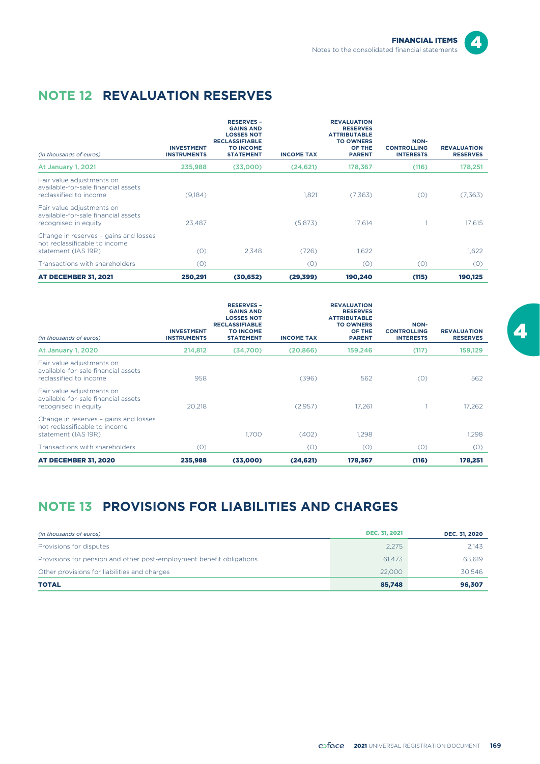## NOTE 12 REVALUATION RESERVES

| *(in thousands of euros)* | INVESTMENT INSTRUMENTS | RESERVES – GAINS AND LOSSES NOT RECLASSIFIABLE TO INCOME STATEMENT | INCOME TAX | REVALUATION RESERVES ATTRIBUTABLE TO OWNERS OF THE PARENT | NON-CONTROLLING INTERESTS | REVALUATION RESERVES |
|---|---|---|---|---|---|---|
| At January 1, 2021 | 235,988 | (33,000) | (24,621) | 178,367 | (116) | 178,251 |
| Fair value adjustments on available-for-sale financial assets reclassified to income | (9,184) | | 1,821 | (7,363) | (0) | (7,363) |
| Fair value adjustments on available-for-sale financial assets recognised in equity | 23,487 | | (5,873) | 17,614 | 1 | 17,615 |
| Change in reserves – gains and losses not reclassifiable to income statement (IAS 19R) | (0) | 2,348 | (726) | 1,622 | | 1,622 |
| Transactions with shareholders | (0) | | (0) | (0) | (0) | (0) |
| **AT DECEMBER 31, 2021** | **250,291** | **(30,652)** | **(29,399)** | **190,240** | **(115)** | **190,125** |

| *(in thousands of euros)* | INVESTMENT INSTRUMENTS | RESERVES – GAINS AND LOSSES NOT RECLASSIFIABLE TO INCOME STATEMENT | INCOME TAX | REVALUATION RESERVES ATTRIBUTABLE TO OWNERS OF THE PARENT | NON-CONTROLLING INTERESTS | REVALUATION RESERVES |
|---|---|---|---|---|---|---|
| At January 1, 2020 | 214,812 | (34,700) | (20,866) | 159,246 | (117) | 159,129 |
| Fair value adjustments on available-for-sale financial assets reclassified to income | 958 | | (396) | 562 | (0) | 562 |
| Fair value adjustments on available-for-sale financial assets recognised in equity | 20,218 | | (2,957) | 17,261 | 1 | 17,262 |
| Change in reserves – gains and losses not reclassifiable to income statement (IAS 19R) | | 1,700 | (402) | 1,298 | | 1,298 |
| Transactions with shareholders | (0) | | (0) | (0) | (0) | (0) |
| **AT DECEMBER 31, 2020** | **235,988** | **(33,000)** | **(24,621)** | **178,367** | **(116)** | **178,251** |

## NOTE 13 PROVISIONS FOR LIABILITIES AND CHARGES

| *(in thousands of euros)* | DEC. 31, 2021 | DEC. 31, 2020 |
|---|---|---|
| Provisions for disputes | 2,275 | 2,143 |
| Provisions for pension and other post-employment benefit obligations | 61,473 | 63,619 |
| Other provisions for liabilities and charges | 22,000 | 30,546 |
| **TOTAL** | **85,748** | **96,307** |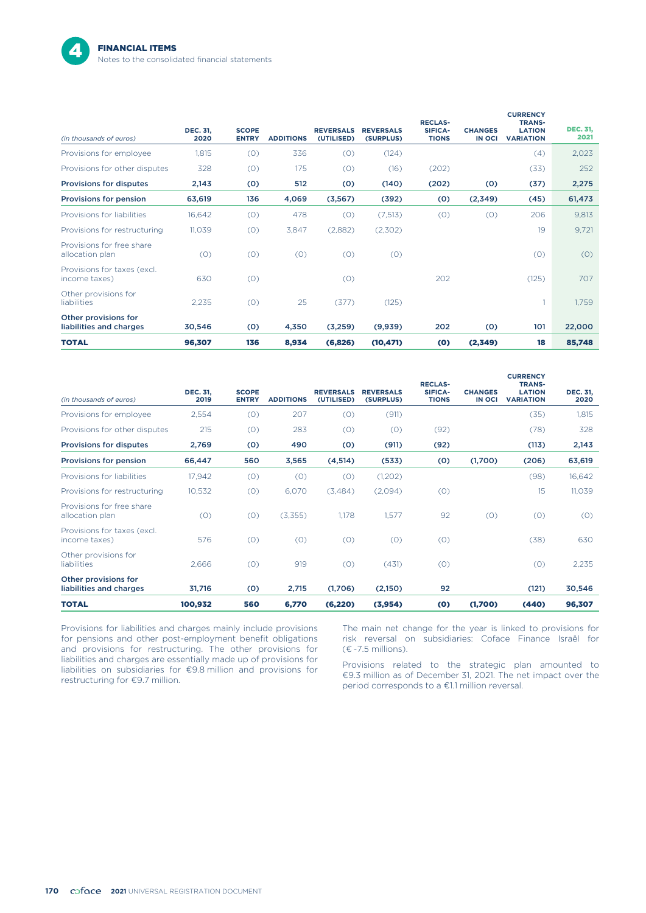| (in thousands of euros) | DEC. 31, 2020 | SCOPE ENTRY | ADDITIONS | REVERSALS (UTILISED) | REVERSALS (SURPLUS) | RECLAS-SIFICA-TIONS | CHANGES IN OCI | CURRENCY TRANS-LATION VARIATION | DEC. 31, 2021 |
|---|---|---|---|---|---|---|---|---|---|
| Provisions for employee | 1,815 | (0) | 336 | (0) | (124) | | | (4) | 2,023 |
| Provisions for other disputes | 328 | (0) | 175 | (0) | (16) | (202) | | (33) | 252 |
| **Provisions for disputes** | **2,143** | **(0)** | **512** | **(0)** | **(140)** | **(202)** | **(0)** | **(37)** | **2,275** |
| **Provisions for pension** | **63,619** | **136** | **4,069** | **(3,567)** | **(392)** | **(0)** | **(2,349)** | **(45)** | **61,473** |
| Provisions for liabilities | 16,642 | (0) | 478 | (0) | (7,513) | (0) | (0) | 206 | 9,813 |
| Provisions for restructuring | 11,039 | (0) | 3,847 | (2,882) | (2,302) | | | 19 | 9,721 |
| Provisions for free share allocation plan | (0) | (0) | (0) | (0) | (0) | | | (0) | (0) |
| Provisions for taxes (excl. income taxes) | 630 | (0) | | (0) | | 202 | | (125) | 707 |
| Other provisions for liabilities | 2,235 | (0) | 25 | (377) | (125) | | | 1 | 1,759 |
| **Other provisions for liabilities and charges** | **30,546** | **(0)** | **4,350** | **(3,259)** | **(9,939)** | **202** | **(0)** | **101** | **22,000** |
| **TOTAL** | **96,307** | **136** | **8,934** | **(6,826)** | **(10,471)** | **(0)** | **(2,349)** | **18** | **85,748** |

| (in thousands of euros) | DEC. 31, 2019 | SCOPE ENTRY | ADDITIONS | REVERSALS (UTILISED) | REVERSALS (SURPLUS) | RECLAS-SIFICA-TIONS | CHANGES IN OCI | CURRENCY TRANS-LATION VARIATION | DEC. 31, 2020 |
|---|---|---|---|---|---|---|---|---|---|
| Provisions for employee | 2,554 | (0) | 207 | (0) | (911) | | | (35) | 1,815 |
| Provisions for other disputes | 215 | (0) | 283 | (0) | (0) | (92) | | (78) | 328 |
| **Provisions for disputes** | **2,769** | **(0)** | **490** | **(0)** | **(911)** | **(92)** | | **(113)** | **2,143** |
| **Provisions for pension** | **66,447** | **560** | **3,565** | **(4,514)** | **(533)** | **(0)** | **(1,700)** | **(206)** | **63,619** |
| Provisions for liabilities | 17,942 | (0) | (0) | (0) | (1,202) | | | (98) | 16,642 |
| Provisions for restructuring | 10,532 | (0) | 6,070 | (3,484) | (2,094) | (0) | | 15 | 11,039 |
| Provisions for free share allocation plan | (0) | (0) | (3,355) | 1,178 | 1,577 | 92 | (0) | (0) | (0) |
| Provisions for taxes (excl. income taxes) | 576 | (0) | (0) | (0) | (0) | (0) | | (38) | 630 |
| Other provisions for liabilities | 2,666 | (0) | 919 | (0) | (431) | (0) | | (0) | 2,235 |
| **Other provisions for liabilities and charges** | **31,716** | **(0)** | **2,715** | **(1,706)** | **(2,150)** | **92** | | **(121)** | **30,546** |
| **TOTAL** | **100,932** | **560** | **6,770** | **(6,220)** | **(3,954)** | **(0)** | **(1,700)** | **(440)** | **96,307** |

Provisions for liabilities and charges mainly include provisions for pensions and other post-employment benefit obligations and provisions for restructuring. The other provisions for liabilities and charges are essentially made up of provisions for liabilities on subsidiaries for €9.8 million and provisions for restructuring for €9.7 million.

The main net change for the year is linked to provisions for risk reversal on subsidiaries: Coface Finance Israël for (€ -7.5 millions).

Provisions related to the strategic plan amounted to €9.3 million as of December 31, 2021. The net impact over the period corresponds to a €1.1 million reversal.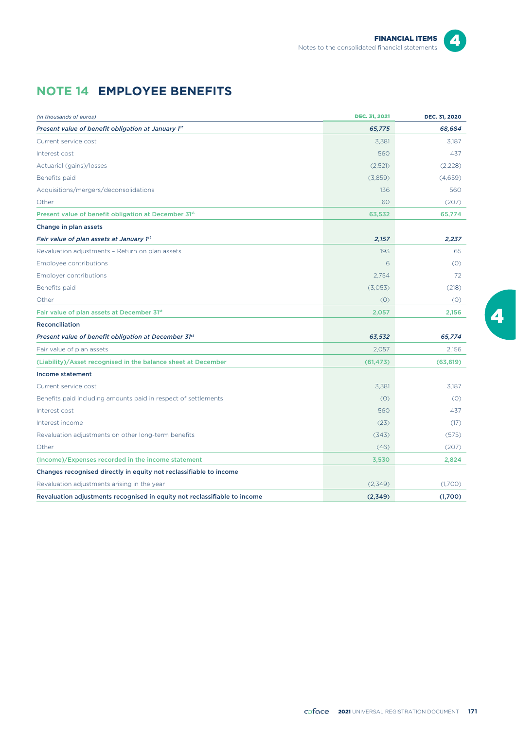## NOTE 14 EMPLOYEE BENEFITS

| *(in thousands of euros)* | DEC. 31, 2021 | DEC. 31, 2020 |
|---|---|---|
| ***Present value of benefit obligation at January 1st*** | ***65,775*** | ***68,684*** |
| Current service cost | 3,381 | 3,187 |
| Interest cost | 560 | 437 |
| Actuarial (gains)/losses | (2,521) | (2,228) |
| Benefits paid | (3,859) | (4,659) |
| Acquisitions/mergers/deconsolidations | 136 | 560 |
| Other | 60 | (207) |
| **Present value of benefit obligation at December 31st** | **63,532** | **65,774** |
| **Change in plan assets** | | |
| ***Fair value of plan assets at January 1st*** | ***2,157*** | ***2,237*** |
| Revaluation adjustments – Return on plan assets | 193 | 65 |
| Employee contributions | 6 | (0) |
| Employer contributions | 2,754 | 72 |
| Benefits paid | (3,053) | (218) |
| Other | (0) | (0) |
| **Fair value of plan assets at December 31st** | **2,057** | **2,156** |
| **Reconciliation** | | |
| ***Present value of benefit obligation at December 31st*** | ***63,532*** | ***65,774*** |
| Fair value of plan assets | 2,057 | 2,156 |
| **(Liability)/Asset recognised in the balance sheet at December** | **(61,473)** | **(63,619)** |
| **Income statement** | | |
| Current service cost | 3,381 | 3,187 |
| Benefits paid including amounts paid in respect of settlements | (0) | (0) |
| Interest cost | 560 | 437 |
| Interest income | (23) | (17) |
| Revaluation adjustments on other long-term benefits | (343) | (575) |
| Other | (46) | (207) |
| **(Income)/Expenses recorded in the income statement** | **3,530** | **2,824** |
| **Changes recognised directly in equity not reclassifiable to income** | | |
| Revaluation adjustments arising in the year | (2,349) | (1,700) |
| **Revaluation adjustments recognised in equity not reclassifiable to income** | **(2,349)** | **(1,700)** |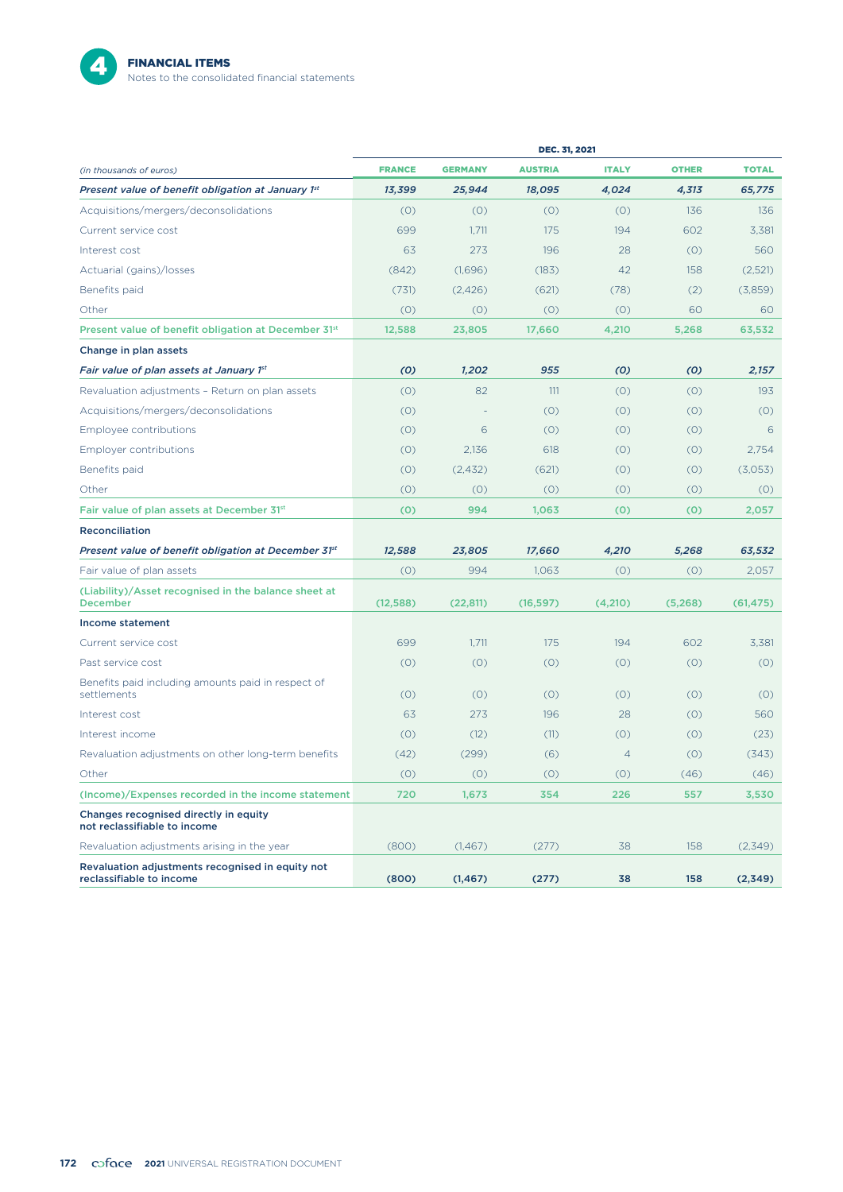| (in thousands of euros) | DEC. 31, 2021 | | | | | |
|---|---|---|---|---|---|---|
| | FRANCE | GERMANY | AUSTRIA | ITALY | OTHER | TOTAL |
| *Present value of benefit obligation at January 1st* | *13,399* | *25,944* | *18,095* | *4,024* | *4,313* | *65,775* |
| Acquisitions/mergers/deconsolidations | (0) | (0) | (0) | (0) | 136 | 136 |
| Current service cost | 699 | 1,711 | 175 | 194 | 602 | 3,381 |
| Interest cost | 63 | 273 | 196 | 28 | (0) | 560 |
| Actuarial (gains)/losses | (842) | (1,696) | (183) | 42 | 158 | (2,521) |
| Benefits paid | (731) | (2,426) | (621) | (78) | (2) | (3,859) |
| Other | (0) | (0) | (0) | (0) | 60 | 60 |
| **Present value of benefit obligation at December 31st** | **12,588** | **23,805** | **17,660** | **4,210** | **5,268** | **63,532** |
| **Change in plan assets** | | | | | | |
| *Fair value of plan assets at January 1st* | *(0)* | *1,202* | *955* | *(0)* | *(0)* | *2,157* |
| Revaluation adjustments – Return on plan assets | (0) | 82 | 111 | (0) | (0) | 193 |
| Acquisitions/mergers/deconsolidations | (0) | - | (0) | (0) | (0) | (0) |
| Employee contributions | (0) | 6 | (0) | (0) | (0) | 6 |
| Employer contributions | (0) | 2,136 | 618 | (0) | (0) | 2,754 |
| Benefits paid | (0) | (2,432) | (621) | (0) | (0) | (3,053) |
| Other | (0) | (0) | (0) | (0) | (0) | (0) |
| **Fair value of plan assets at December 31st** | **(0)** | **994** | **1,063** | **(0)** | **(0)** | **2,057** |
| **Reconciliation** | | | | | | |
| *Present value of benefit obligation at December 31st* | *12,588* | *23,805* | *17,660* | *4,210* | *5,268* | *63,532* |
| Fair value of plan assets | (0) | 994 | 1,063 | (0) | (0) | 2,057 |
| **(Liability)/Asset recognised in the balance sheet at December** | **(12,588)** | **(22,811)** | **(16,597)** | **(4,210)** | **(5,268)** | **(61,475)** |
| **Income statement** | | | | | | |
| Current service cost | 699 | 1,711 | 175 | 194 | 602 | 3,381 |
| Past service cost | (0) | (0) | (0) | (0) | (0) | (0) |
| Benefits paid including amounts paid in respect of settlements | (0) | (0) | (0) | (0) | (0) | (0) |
| Interest cost | 63 | 273 | 196 | 28 | (0) | 560 |
| Interest income | (0) | (12) | (11) | (0) | (0) | (23) |
| Revaluation adjustments on other long-term benefits | (42) | (299) | (6) | 4 | (0) | (343) |
| Other | (0) | (0) | (0) | (0) | (46) | (46) |
| **(Income)/Expenses recorded in the income statement** | **720** | **1,673** | **354** | **226** | **557** | **3,530** |
| **Changes recognised directly in equity not reclassifiable to income** | | | | | | |
| Revaluation adjustments arising in the year | (800) | (1,467) | (277) | 38 | 158 | (2,349) |
| **Revaluation adjustments recognised in equity not reclassifiable to income** | **(800)** | **(1,467)** | **(277)** | **38** | **158** | **(2,349)** |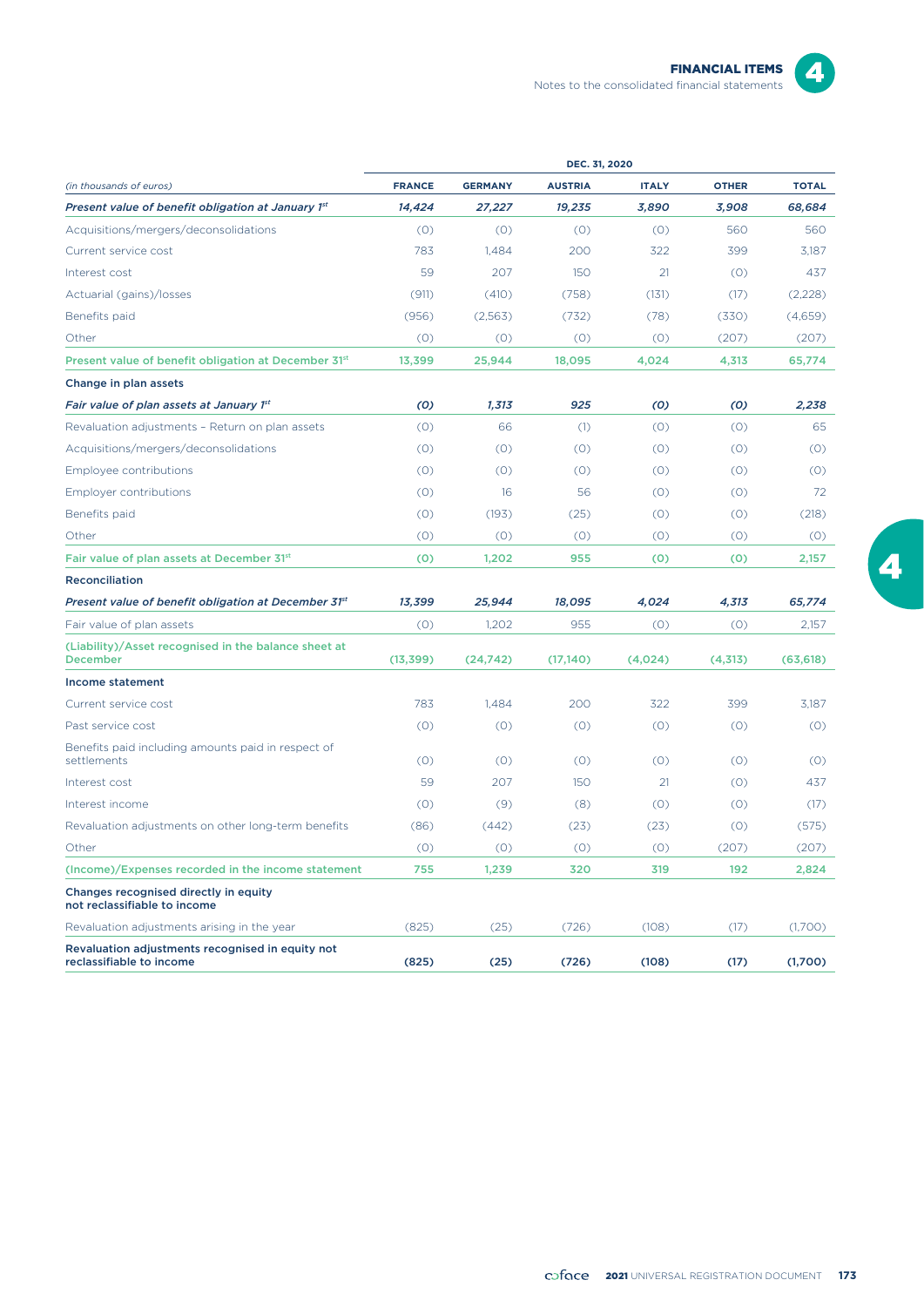| (in thousands of euros) | DEC. 31, 2020 | | | | | |
|---|---|---|---|---|---|---|
| | **FRANCE** | **GERMANY** | **AUSTRIA** | **ITALY** | **OTHER** | **TOTAL** |
| ***Present value of benefit obligation at January 1st*** | ***14,424*** | ***27,227*** | ***19,235*** | ***3,890*** | ***3,908*** | ***68,684*** |
| Acquisitions/mergers/deconsolidations | (0) | (0) | (0) | (0) | 560 | 560 |
| Current service cost | 783 | 1,484 | 200 | 322 | 399 | 3,187 |
| Interest cost | 59 | 207 | 150 | 21 | (0) | 437 |
| Actuarial (gains)/losses | (911) | (410) | (758) | (131) | (17) | (2,228) |
| Benefits paid | (956) | (2,563) | (732) | (78) | (330) | (4,659) |
| Other | (0) | (0) | (0) | (0) | (207) | (207) |
| **Present value of benefit obligation at December 31st** | **13,399** | **25,944** | **18,095** | **4,024** | **4,313** | **65,774** |
| **Change in plan assets** | | | | | | |
| ***Fair value of plan assets at January 1st*** | ***(0)*** | ***1,313*** | ***925*** | ***(0)*** | ***(0)*** | ***2,238*** |
| Revaluation adjustments – Return on plan assets | (0) | 66 | (1) | (0) | (0) | 65 |
| Acquisitions/mergers/deconsolidations | (0) | (0) | (0) | (0) | (0) | (0) |
| Employee contributions | (0) | (0) | (0) | (0) | (0) | (0) |
| Employer contributions | (0) | 16 | 56 | (0) | (0) | 72 |
| Benefits paid | (0) | (193) | (25) | (0) | (0) | (218) |
| Other | (0) | (0) | (0) | (0) | (0) | (0) |
| **Fair value of plan assets at December 31st** | **(0)** | **1,202** | **955** | **(0)** | **(0)** | **2,157** |
| **Reconciliation** | | | | | | |
| ***Present value of benefit obligation at December 31st*** | ***13,399*** | ***25,944*** | ***18,095*** | ***4,024*** | ***4,313*** | ***65,774*** |
| Fair value of plan assets | (0) | 1,202 | 955 | (0) | (0) | 2,157 |
| **(Liability)/Asset recognised in the balance sheet at December** | **(13,399)** | **(24,742)** | **(17,140)** | **(4,024)** | **(4,313)** | **(63,618)** |
| **Income statement** | | | | | | |
| Current service cost | 783 | 1,484 | 200 | 322 | 399 | 3,187 |
| Past service cost | (0) | (0) | (0) | (0) | (0) | (0) |
| Benefits paid including amounts paid in respect of settlements | (0) | (0) | (0) | (0) | (0) | (0) |
| Interest cost | 59 | 207 | 150 | 21 | (0) | 437 |
| Interest income | (0) | (9) | (8) | (0) | (0) | (17) |
| Revaluation adjustments on other long-term benefits | (86) | (442) | (23) | (23) | (0) | (575) |
| Other | (0) | (0) | (0) | (0) | (207) | (207) |
| **(Income)/Expenses recorded in the income statement** | **755** | **1,239** | **320** | **319** | **192** | **2,824** |
| **Changes recognised directly in equity not reclassifiable to income** | | | | | | |
| Revaluation adjustments arising in the year | (825) | (25) | (726) | (108) | (17) | (1,700) |
| **Revaluation adjustments recognised in equity not reclassifiable to income** | **(825)** | **(25)** | **(726)** | **(108)** | **(17)** | **(1,700)** |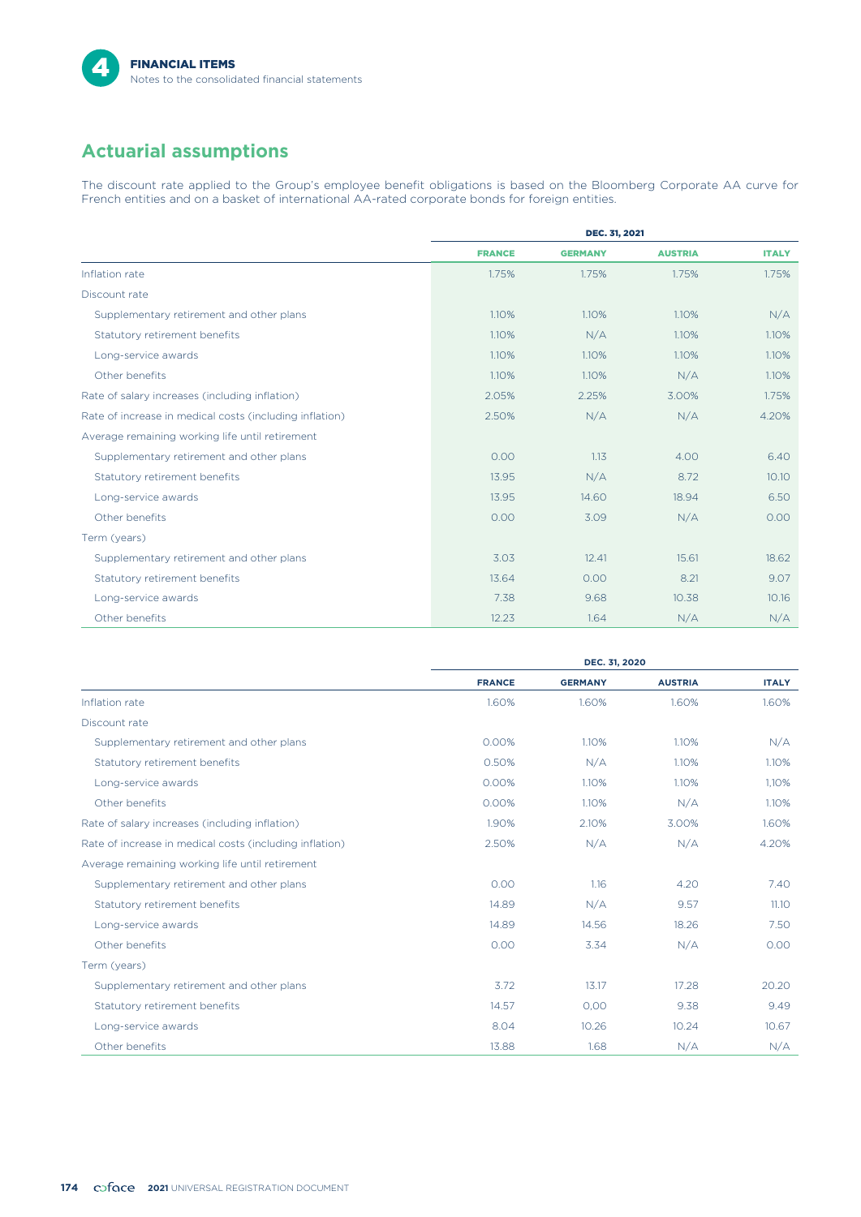## Actuarial assumptions

The discount rate applied to the Group's employee benefit obligations is based on the Bloomberg Corporate AA curve for French entities and on a basket of international AA-rated corporate bonds for foreign entities.

| | DEC. 31, 2021 | | | |
|---|---|---|---|---|
| | **FRANCE** | **GERMANY** | **AUSTRIA** | **ITALY** |
| Inflation rate | 1.75% | 1.75% | 1.75% | 1.75% |
| Discount rate | | | | |
| Supplementary retirement and other plans | 1.10% | 1.10% | 1.10% | N/A |
| Statutory retirement benefits | 1.10% | N/A | 1.10% | 1.10% |
| Long-service awards | 1.10% | 1.10% | 1.10% | 1.10% |
| Other benefits | 1.10% | 1.10% | N/A | 1.10% |
| Rate of salary increases (including inflation) | 2.05% | 2.25% | 3.00% | 1.75% |
| Rate of increase in medical costs (including inflation) | 2.50% | N/A | N/A | 4.20% |
| Average remaining working life until retirement | | | | |
| Supplementary retirement and other plans | 0.00 | 1.13 | 4.00 | 6.40 |
| Statutory retirement benefits | 13.95 | N/A | 8.72 | 10.10 |
| Long-service awards | 13.95 | 14.60 | 18.94 | 6.50 |
| Other benefits | 0.00 | 3.09 | N/A | 0.00 |
| Term (years) | | | | |
| Supplementary retirement and other plans | 3.03 | 12.41 | 15.61 | 18.62 |
| Statutory retirement benefits | 13.64 | 0.00 | 8.21 | 9.07 |
| Long-service awards | 7.38 | 9.68 | 10.38 | 10.16 |
| Other benefits | 12.23 | 1.64 | N/A | N/A |

| | DEC. 31, 2020 | | | |
|---|---|---|---|---|
| | **FRANCE** | **GERMANY** | **AUSTRIA** | **ITALY** |
| Inflation rate | 1.60% | 1.60% | 1.60% | 1.60% |
| Discount rate | | | | |
| Supplementary retirement and other plans | 0.00% | 1.10% | 1.10% | N/A |
| Statutory retirement benefits | 0.50% | N/A | 1.10% | 1.10% |
| Long-service awards | 0.00% | 1.10% | 1.10% | 1,10% |
| Other benefits | 0.00% | 1.10% | N/A | 1.10% |
| Rate of salary increases (including inflation) | 1.90% | 2.10% | 3.00% | 1.60% |
| Rate of increase in medical costs (including inflation) | 2.50% | N/A | N/A | 4.20% |
| Average remaining working life until retirement | | | | |
| Supplementary retirement and other plans | 0.00 | 1.16 | 4.20 | 7.40 |
| Statutory retirement benefits | 14.89 | N/A | 9.57 | 11.10 |
| Long-service awards | 14.89 | 14.56 | 18.26 | 7.50 |
| Other benefits | 0.00 | 3.34 | N/A | 0.00 |
| Term (years) | | | | |
| Supplementary retirement and other plans | 3.72 | 13.17 | 17.28 | 20.20 |
| Statutory retirement benefits | 14.57 | 0,00 | 9.38 | 9.49 |
| Long-service awards | 8.04 | 10.26 | 10.24 | 10.67 |
| Other benefits | 13.88 | 1.68 | N/A | N/A |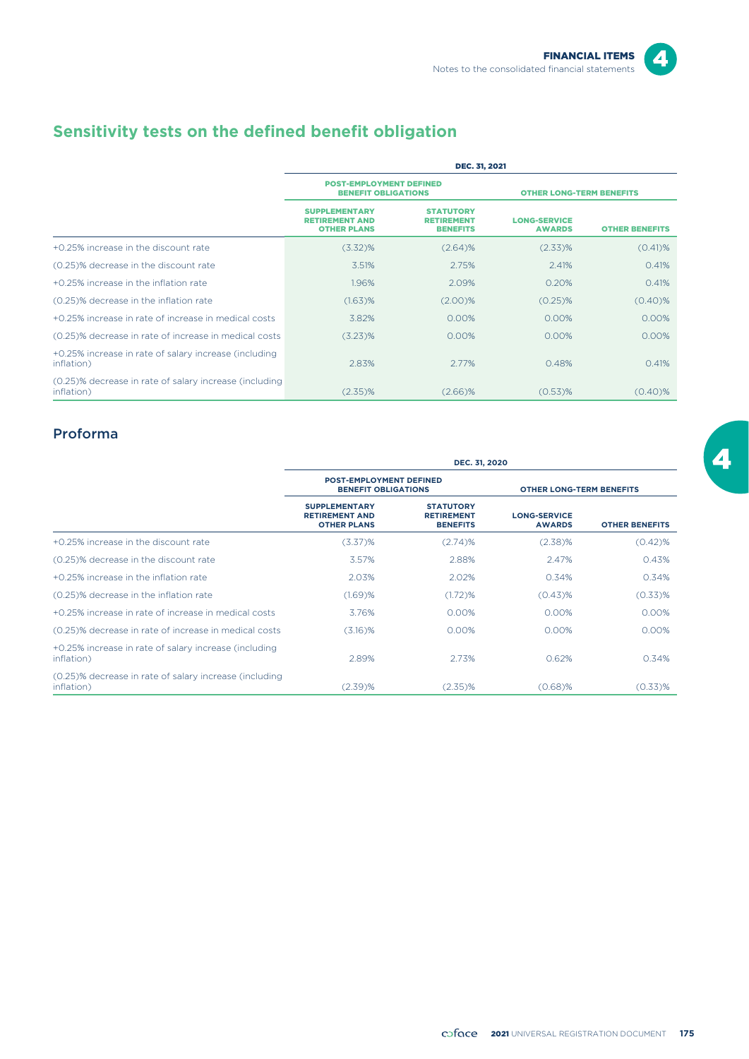## Sensitivity tests on the defined benefit obligation

| | DEC. 31, 2021 | | | |
|---|---|---|---|---|
| | POST-EMPLOYMENT DEFINED BENEFIT OBLIGATIONS | | OTHER LONG-TERM BENEFITS | |
| | SUPPLEMENTARY RETIREMENT AND OTHER PLANS | STATUTORY RETIREMENT BENEFITS | LONG-SERVICE AWARDS | OTHER BENEFITS |
| +0.25% increase in the discount rate | (3.32)% | (2.64)% | (2.33)% | (0.41)% |
| (0.25)% decrease in the discount rate | 3.51% | 2.75% | 2.41% | 0.41% |
| +0.25% increase in the inflation rate | 1.96% | 2.09% | 0.20% | 0.41% |
| (0.25)% decrease in the inflation rate | (1.63)% | (2.00)% | (0.25)% | (0.40)% |
| +0.25% increase in rate of increase in medical costs | 3.82% | 0.00% | 0.00% | 0.00% |
| (0.25)% decrease in rate of increase in medical costs | (3.23)% | 0.00% | 0.00% | 0.00% |
| +0.25% increase in rate of salary increase (including inflation) | 2.83% | 2.77% | 0.48% | 0.41% |
| (0.25)% decrease in rate of salary increase (including inflation) | (2.35)% | (2.66)% | (0.53)% | (0.40)% |

### Proforma

| | DEC. 31, 2020 | | | |
|---|---|---|---|---|
| | POST-EMPLOYMENT DEFINED BENEFIT OBLIGATIONS | | OTHER LONG-TERM BENEFITS | |
| | SUPPLEMENTARY RETIREMENT AND OTHER PLANS | STATUTORY RETIREMENT BENEFITS | LONG-SERVICE AWARDS | OTHER BENEFITS |
| +0.25% increase in the discount rate | (3.37)% | (2.74)% | (2.38)% | (0.42)% |
| (0.25)% decrease in the discount rate | 3.57% | 2.88% | 2.47% | 0.43% |
| +0.25% increase in the inflation rate | 2.03% | 2.02% | 0.34% | 0.34% |
| (0.25)% decrease in the inflation rate | (1.69)% | (1.72)% | (0.43)% | (0.33)% |
| +0.25% increase in rate of increase in medical costs | 3.76% | 0.00% | 0.00% | 0.00% |
| (0.25)% decrease in rate of increase in medical costs | (3.16)% | 0.00% | 0.00% | 0.00% |
| +0.25% increase in rate of salary increase (including inflation) | 2.89% | 2.73% | 0.62% | 0.34% |
| (0.25)% decrease in rate of salary increase (including inflation) | (2.39)% | (2.35)% | (0.68)% | (0.33)% |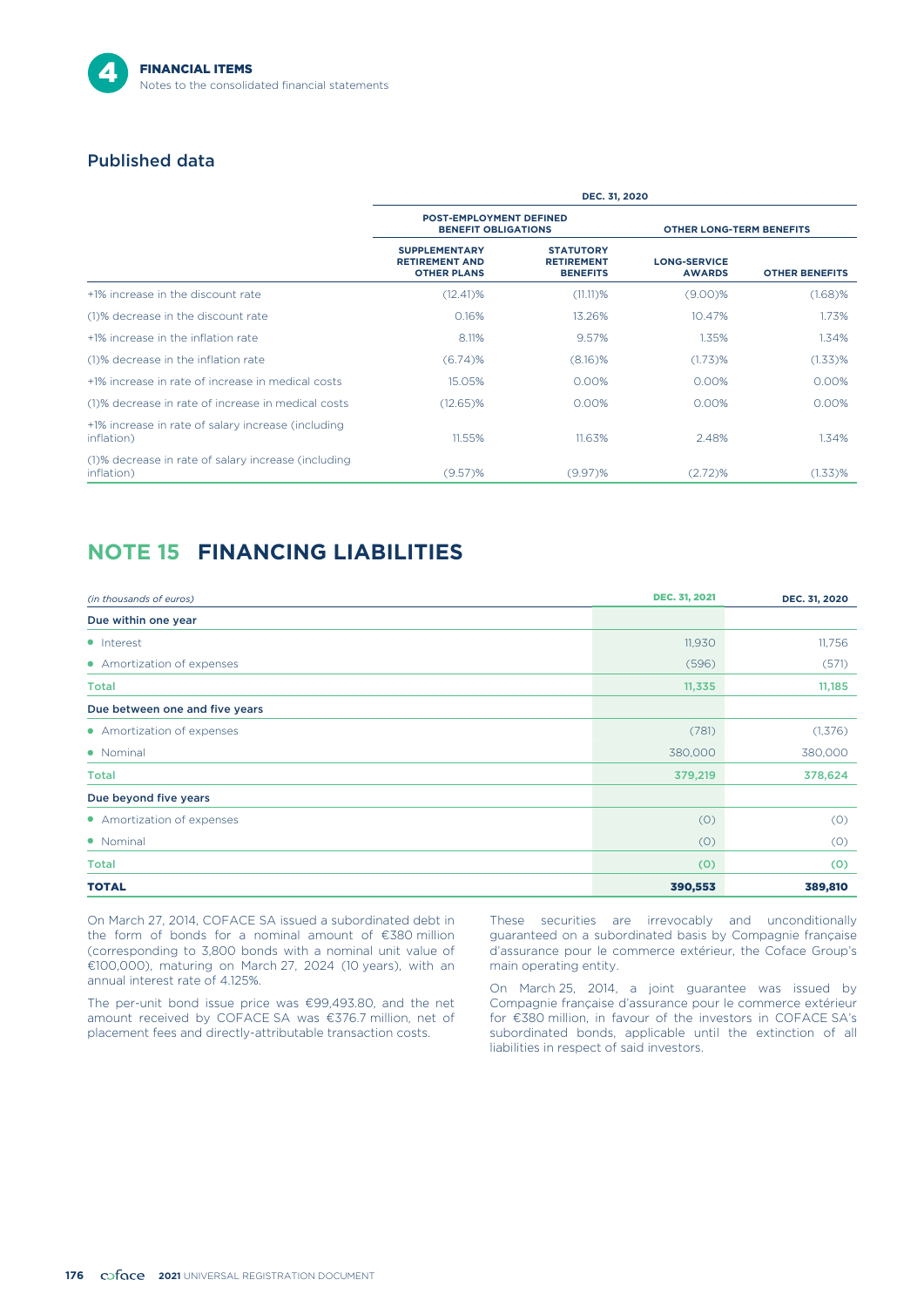## Published data

| | DEC. 31, 2020 | | | |
|---|---|---|---|---|
| | POST-EMPLOYMENT DEFINED BENEFIT OBLIGATIONS | | OTHER LONG-TERM BENEFITS | |
| | SUPPLEMENTARY RETIREMENT AND OTHER PLANS | STATUTORY RETIREMENT BENEFITS | LONG-SERVICE AWARDS | OTHER BENEFITS |
| +1% increase in the discount rate | (12.41)% | (11.11)% | (9.00)% | (1.68)% |
| (1)% decrease in the discount rate | 0.16% | 13.26% | 10.47% | 1.73% |
| +1% increase in the inflation rate | 8.11% | 9.57% | 1.35% | 1.34% |
| (1)% decrease in the inflation rate | (6.74)% | (8.16)% | (1.73)% | (1.33)% |
| +1% increase in rate of increase in medical costs | 15.05% | 0.00% | 0.00% | 0.00% |
| (1)% decrease in rate of increase in medical costs | (12.65)% | 0.00% | 0.00% | 0.00% |
| +1% increase in rate of salary increase (including inflation) | 11.55% | 11.63% | 2.48% | 1.34% |
| (1)% decrease in rate of salary increase (including inflation) | (9.57)% | (9.97)% | (2.72)% | (1.33)% |

# NOTE 15 FINANCING LIABILITIES

| *(in thousands of euros)* | DEC. 31, 2021 | DEC. 31, 2020 |
|---|---|---|
| **Due within one year** | | |
| • Interest | 11,930 | 11,756 |
| • Amortization of expenses | (596) | (571) |
| **Total** | **11,335** | **11,185** |
| **Due between one and five years** | | |
| • Amortization of expenses | (781) | (1,376) |
| • Nominal | 380,000 | 380,000 |
| **Total** | **379,219** | **378,624** |
| **Due beyond five years** | | |
| • Amortization of expenses | (0) | (0) |
| • Nominal | (0) | (0) |
| **Total** | **(0)** | **(0)** |
| **TOTAL** | **390,553** | **389,810** |

On March 27, 2014, COFACE SA issued a subordinated debt in the form of bonds for a nominal amount of €380 million (corresponding to 3,800 bonds with a nominal unit value of €100,000), maturing on March 27, 2024 (10 years), with an annual interest rate of 4.125%.

The per-unit bond issue price was €99,493.80, and the net amount received by COFACE SA was €376.7 million, net of placement fees and directly-attributable transaction costs.

These securities are irrevocably and unconditionally guaranteed on a subordinated basis by Compagnie française d'assurance pour le commerce extérieur, the Coface Group's main operating entity.

On March 25, 2014, a joint guarantee was issued by Compagnie française d'assurance pour le commerce extérieur for €380 million, in favour of the investors in COFACE SA's subordinated bonds, applicable until the extinction of all liabilities in respect of said investors.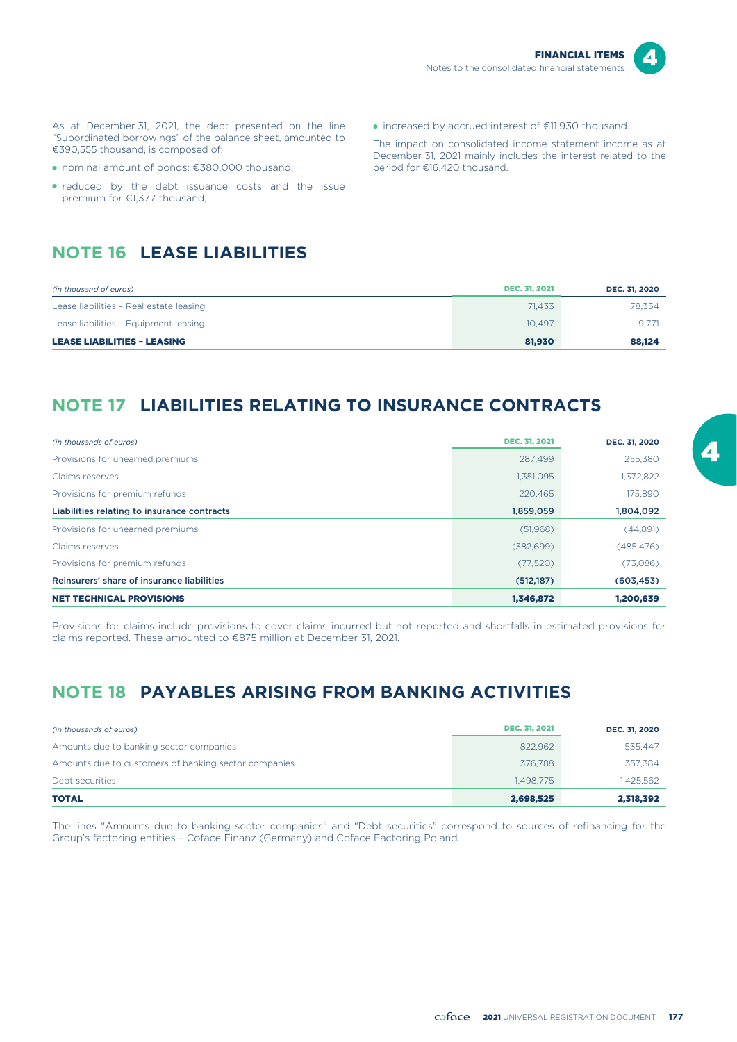As at December 31, 2021, the debt presented on the line "Subordinated borrowings" of the balance sheet, amounted to €390,555 thousand, is composed of:

- nominal amount of bonds: €380,000 thousand;
- reduced by the debt issuance costs and the issue premium for €1,377 thousand;
- increased by accrued interest of €11,930 thousand.

The impact on consolidated income statement income as at December 31, 2021 mainly includes the interest related to the period for €16,420 thousand.

## NOTE 16 LEASE LIABILITIES

| *(in thousand of euros)* | DEC. 31, 2021 | DEC. 31, 2020 |
|---|---|---|
| Lease liabilities – Real estate leasing | 71,433 | 78,354 |
| Lease liabilities – Equipment leasing | 10,497 | 9,771 |
| **LEASE LIABILITIES – LEASING** | **81,930** | **88,124** |

## NOTE 17 LIABILITIES RELATING TO INSURANCE CONTRACTS

| *(in thousands of euros)* | DEC. 31, 2021 | DEC. 31, 2020 |
|---|---|---|
| Provisions for unearned premiums | 287,499 | 255,380 |
| Claims reserves | 1,351,095 | 1,372,822 |
| Provisions for premium refunds | 220,465 | 175,890 |
| **Liabilities relating to insurance contracts** | **1,859,059** | **1,804,092** |
| Provisions for unearned premiums | (51,968) | (44,891) |
| Claims reserves | (382,699) | (485,476) |
| Provisions for premium refunds | (77,520) | (73,086) |
| **Reinsurers' share of insurance liabilities** | **(512,187)** | **(603,453)** |
| **NET TECHNICAL PROVISIONS** | **1,346,872** | **1,200,639** |

Provisions for claims include provisions to cover claims incurred but not reported and shortfalls in estimated provisions for claims reported. These amounted to €875 million at December 31, 2021.

## NOTE 18 PAYABLES ARISING FROM BANKING ACTIVITIES

| *(in thousands of euros)* | DEC. 31, 2021 | DEC. 31, 2020 |
|---|---|---|
| Amounts due to banking sector companies | 822,962 | 535,447 |
| Amounts due to customers of banking sector companies | 376,788 | 357,384 |
| Debt securities | 1,498,775 | 1,425,562 |
| **TOTAL** | **2,698,525** | **2,318,392** |

The lines "Amounts due to banking sector companies" and "Debt securities" correspond to sources of refinancing for the Group's factoring entities – Coface Finanz (Germany) and Coface Factoring Poland.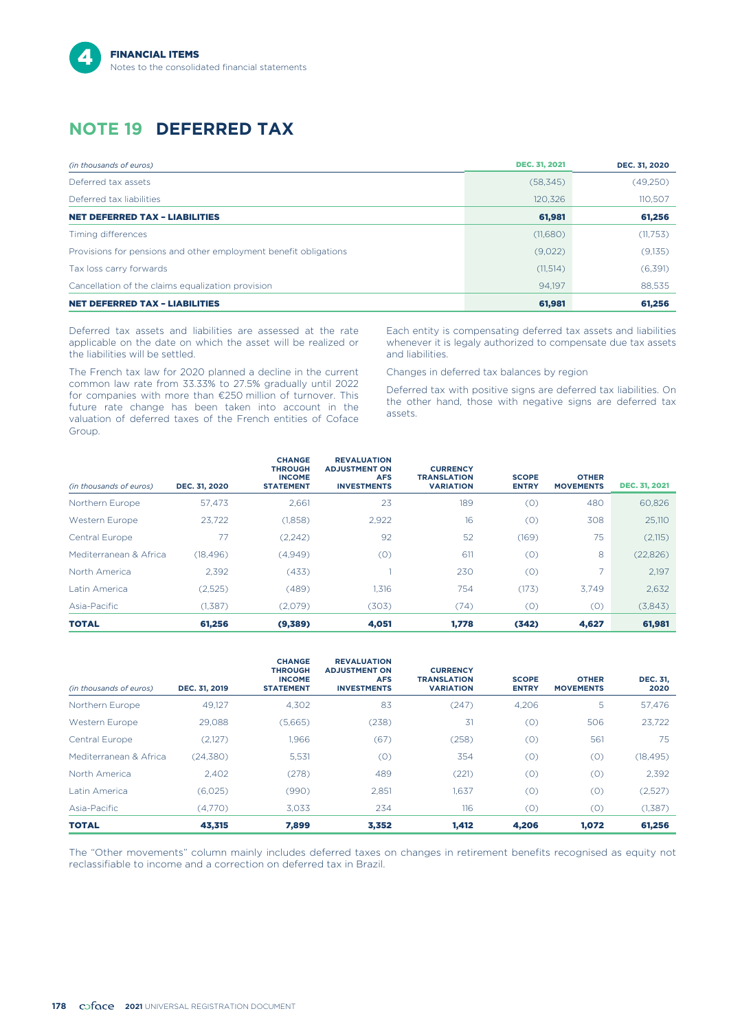# NOTE 19 DEFERRED TAX

| *(in thousands of euros)* | DEC. 31, 2021 | DEC. 31, 2020 |
|---|---|---|
| Deferred tax assets | (58,345) | (49,250) |
| Deferred tax liabilities | 120,326 | 110,507 |
| **NET DEFERRED TAX – LIABILITIES** | **61,981** | **61,256** |
| Timing differences | (11,680) | (11,753) |
| Provisions for pensions and other employment benefit obligations | (9,022) | (9,135) |
| Tax loss carry forwards | (11,514) | (6,391) |
| Cancellation of the claims equalization provision | 94,197 | 88,535 |
| **NET DEFERRED TAX – LIABILITIES** | **61,981** | **61,256** |

Deferred tax assets and liabilities are assessed at the rate applicable on the date on which the asset will be realized or the liabilities will be settled.

The French tax law for 2020 planned a decline in the current common law rate from 33.33% to 27.5% gradually until 2022 for companies with more than €250 million of turnover. This future rate change has been taken into account in the valuation of deferred taxes of the French entities of Coface Group.

Each entity is compensating deferred tax assets and liabilities whenever it is legaly authorized to compensate due tax assets and liabilities.

Changes in deferred tax balances by region

Deferred tax with positive signs are deferred tax liabilities. On the other hand, those with negative signs are deferred tax assets.

| *(in thousands of euros)* | DEC. 31, 2020 | CHANGE THROUGH INCOME STATEMENT | REVALUATION ADJUSTMENT ON AFS INVESTMENTS | CURRENCY TRANSLATION VARIATION | SCOPE ENTRY | OTHER MOVEMENTS | DEC. 31, 2021 |
|---|---|---|---|---|---|---|---|
| Northern Europe | 57,473 | 2,661 | 23 | 189 | (0) | 480 | 60,826 |
| Western Europe | 23,722 | (1,858) | 2,922 | 16 | (0) | 308 | 25,110 |
| Central Europe | 77 | (2,242) | 92 | 52 | (169) | 75 | (2,115) |
| Mediterranean & Africa | (18,496) | (4,949) | (0) | 611 | (0) | 8 | (22,826) |
| North America | 2,392 | (433) | 1 | 230 | (0) | 7 | 2,197 |
| Latin America | (2,525) | (489) | 1,316 | 754 | (173) | 3,749 | 2,632 |
| Asia-Pacific | (1,387) | (2,079) | (303) | (74) | (0) | (0) | (3,843) |
| **TOTAL** | **61,256** | **(9,389)** | **4,051** | **1,778** | **(342)** | **4,627** | **61,981** |

| *(in thousands of euros)* | DEC. 31, 2019 | CHANGE THROUGH INCOME STATEMENT | REVALUATION ADJUSTMENT ON AFS INVESTMENTS | CURRENCY TRANSLATION VARIATION | SCOPE ENTRY | OTHER MOVEMENTS | DEC. 31, 2020 |
|---|---|---|---|---|---|---|---|
| Northern Europe | 49,127 | 4,302 | 83 | (247) | 4,206 | 5 | 57,476 |
| Western Europe | 29,088 | (5,665) | (238) | 31 | (0) | 506 | 23,722 |
| Central Europe | (2,127) | 1,966 | (67) | (258) | (0) | 561 | 75 |
| Mediterranean & Africa | (24,380) | 5,531 | (0) | 354 | (0) | (0) | (18,495) |
| North America | 2,402 | (278) | 489 | (221) | (0) | (0) | 2,392 |
| Latin America | (6,025) | (990) | 2,851 | 1,637 | (0) | (0) | (2,527) |
| Asia-Pacific | (4,770) | 3,033 | 234 | 116 | (0) | (0) | (1,387) |
| **TOTAL** | **43,315** | **7,899** | **3,352** | **1,412** | **4,206** | **1,072** | **61,256** |

The "Other movements" column mainly includes deferred taxes on changes in retirement benefits recognised as equity not reclassifiable to income and a correction on deferred tax in Brazil.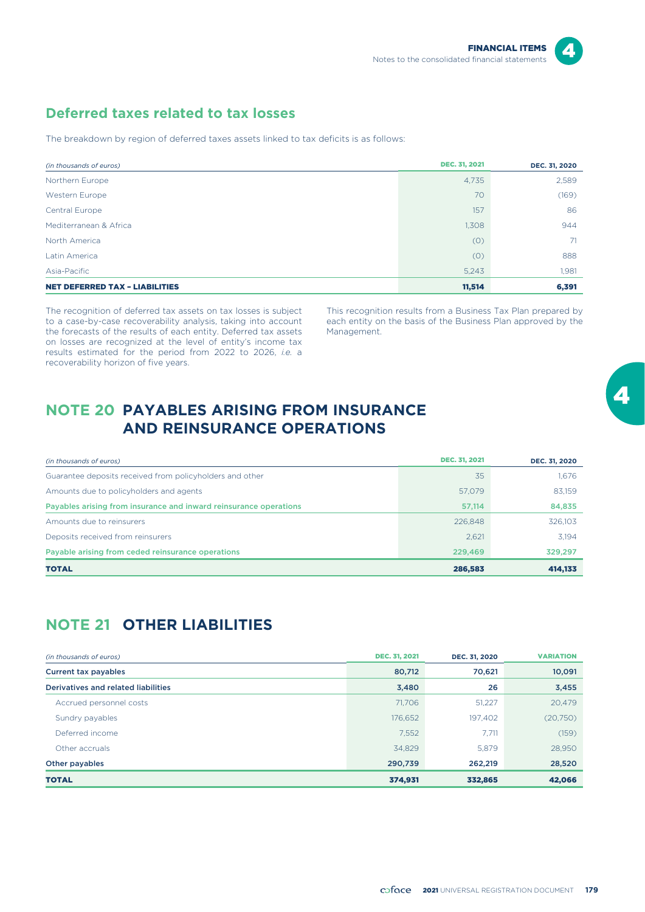## Deferred taxes related to tax losses

The breakdown by region of deferred taxes assets linked to tax deficits is as follows:

| *(in thousands of euros)* | DEC. 31, 2021 | DEC. 31, 2020 |
|---|---|---|
| Northern Europe | 4,735 | 2,589 |
| Western Europe | 70 | (169) |
| Central Europe | 157 | 86 |
| Mediterranean & Africa | 1,308 | 944 |
| North America | (0) | 71 |
| Latin America | (0) | 888 |
| Asia-Pacific | 5,243 | 1,981 |
| **NET DEFERRED TAX – LIABILITIES** | **11,514** | **6,391** |

The recognition of deferred tax assets on tax losses is subject to a case-by-case recoverability analysis, taking into account the forecasts of the results of each entity. Deferred tax assets on losses are recognized at the level of entity's income tax results estimated for the period from 2022 to 2026, *i.e.* a recoverability horizon of five years.

This recognition results from a Business Tax Plan prepared by each entity on the basis of the Business Plan approved by the Management.

# NOTE 20 PAYABLES ARISING FROM INSURANCE AND REINSURANCE OPERATIONS

| *(in thousands of euros)* | DEC. 31, 2021 | DEC. 31, 2020 |
|---|---|---|
| Guarantee deposits received from policyholders and other | 35 | 1,676 |
| Amounts due to policyholders and agents | 57,079 | 83,159 |
| Payables arising from insurance and inward reinsurance operations | 57,114 | 84,835 |
| Amounts due to reinsurers | 226,848 | 326,103 |
| Deposits received from reinsurers | 2,621 | 3,194 |
| Payable arising from ceded reinsurance operations | 229,469 | 329,297 |
| **TOTAL** | **286,583** | **414,133** |

# NOTE 21 OTHER LIABILITIES

| *(in thousands of euros)* | DEC. 31, 2021 | DEC. 31, 2020 | VARIATION |
|---|---|---|---|
| **Current tax payables** | **80,712** | **70,621** | **10,091** |
| **Derivatives and related liabilities** | **3,480** | **26** | **3,455** |
| Accrued personnel costs | 71,706 | 51,227 | 20,479 |
| Sundry payables | 176,652 | 197,402 | (20,750) |
| Deferred income | 7,552 | 7,711 | (159) |
| Other accruals | 34,829 | 5,879 | 28,950 |
| **Other payables** | **290,739** | **262,219** | **28,520** |
| **TOTAL** | **374,931** | **332,865** | **42,066** |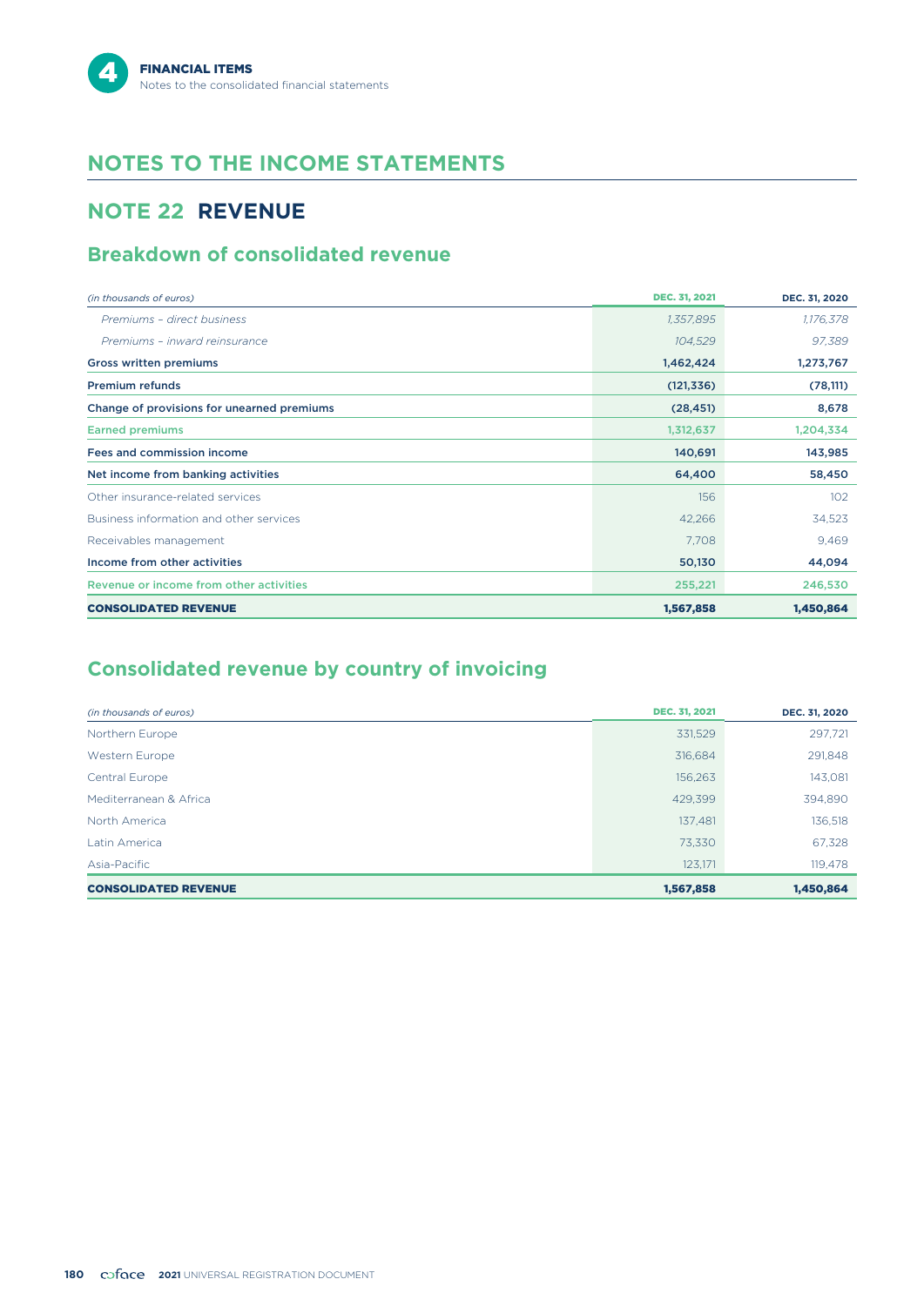# NOTES TO THE INCOME STATEMENTS

## NOTE 22 REVENUE

### Breakdown of consolidated revenue

| *(in thousands of euros)* | DEC. 31, 2021 | DEC. 31, 2020 |
|---|---|---|
| *Premiums – direct business* | *1,357,895* | *1,176,378* |
| *Premiums – inward reinsurance* | *104,529* | *97,389* |
| **Gross written premiums** | **1,462,424** | **1,273,767** |
| **Premium refunds** | **(121,336)** | **(78,111)** |
| **Change of provisions for unearned premiums** | **(28,451)** | **8,678** |
| **Earned premiums** | **1,312,637** | **1,204,334** |
| **Fees and commission income** | **140,691** | **143,985** |
| **Net income from banking activities** | **64,400** | **58,450** |
| Other insurance-related services | 156 | 102 |
| Business information and other services | 42,266 | 34,523 |
| Receivables management | 7,708 | 9,469 |
| **Income from other activities** | **50,130** | **44,094** |
| **Revenue or income from other activities** | **255,221** | **246,530** |
| **CONSOLIDATED REVENUE** | **1,567,858** | **1,450,864** |

### Consolidated revenue by country of invoicing

| *(in thousands of euros)* | DEC. 31, 2021 | DEC. 31, 2020 |
|---|---|---|
| Northern Europe | 331,529 | 297,721 |
| Western Europe | 316,684 | 291,848 |
| Central Europe | 156,263 | 143,081 |
| Mediterranean & Africa | 429,399 | 394,890 |
| North America | 137,481 | 136,518 |
| Latin America | 73,330 | 67,328 |
| Asia-Pacific | 123,171 | 119,478 |
| **CONSOLIDATED REVENUE** | **1,567,858** | **1,450,864** |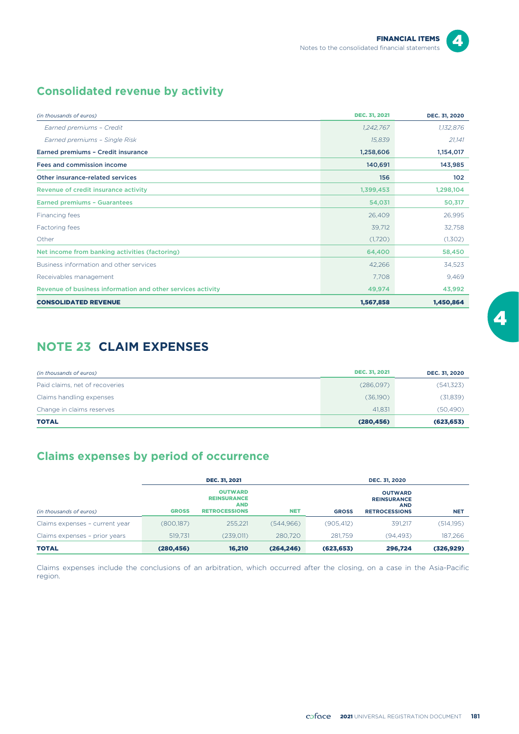## Consolidated revenue by activity

| *(in thousands of euros)* | DEC. 31, 2021 | DEC. 31, 2020 |
|---|---|---|
| *Earned premiums – Credit* | *1,242,767* | *1,132,876* |
| *Earned premiums – Single Risk* | *15,839* | *21,141* |
| **Earned premiums – Credit insurance** | **1,258,606** | **1,154,017** |
| **Fees and commission income** | **140,691** | **143,985** |
| **Other insurance-related services** | **156** | **102** |
| **Revenue of credit insurance activity** | **1,399,453** | **1,298,104** |
| **Earned premiums – Guarantees** | **54,031** | **50,317** |
| Financing fees | 26,409 | 26,995 |
| Factoring fees | 39,712 | 32,758 |
| Other | (1,720) | (1,302) |
| **Net income from banking activities (factoring)** | **64,400** | **58,450** |
| Business information and other services | 42,266 | 34,523 |
| Receivables management | 7,708 | 9,469 |
| **Revenue of business information and other services activity** | **49,974** | **43,992** |
| **CONSOLIDATED REVENUE** | **1,567,858** | **1,450,864** |

## NOTE 23 CLAIM EXPENSES

| *(in thousands of euros)* | DEC. 31, 2021 | DEC. 31, 2020 |
|---|---|---|
| Paid claims, net of recoveries | (286,097) | (541,323) |
| Claims handling expenses | (36,190) | (31,839) |
| Change in claims reserves | 41,831 | (50,490) |
| **TOTAL** | **(280,456)** | **(623,653)** |

## Claims expenses by period of occurrence

| | DEC. 31, 2021 | | | DEC. 31, 2020 | | |
|---|---|---|---|---|---|---|
| *(in thousands of euros)* | GROSS | OUTWARD REINSURANCE AND RETROCESSIONS | NET | GROSS | OUTWARD REINSURANCE AND RETROCESSIONS | NET |
| Claims expenses – current year | (800,187) | 255,221 | (544,966) | (905,412) | 391,217 | (514,195) |
| Claims expenses – prior years | 519,731 | (239,011) | 280,720 | 281,759 | (94,493) | 187,266 |
| **TOTAL** | **(280,456)** | **16,210** | **(264,246)** | **(623,653)** | **296,724** | **(326,929)** |

Claims expenses include the conclusions of an arbitration, which occurred after the closing, on a case in the Asia-Pacific region.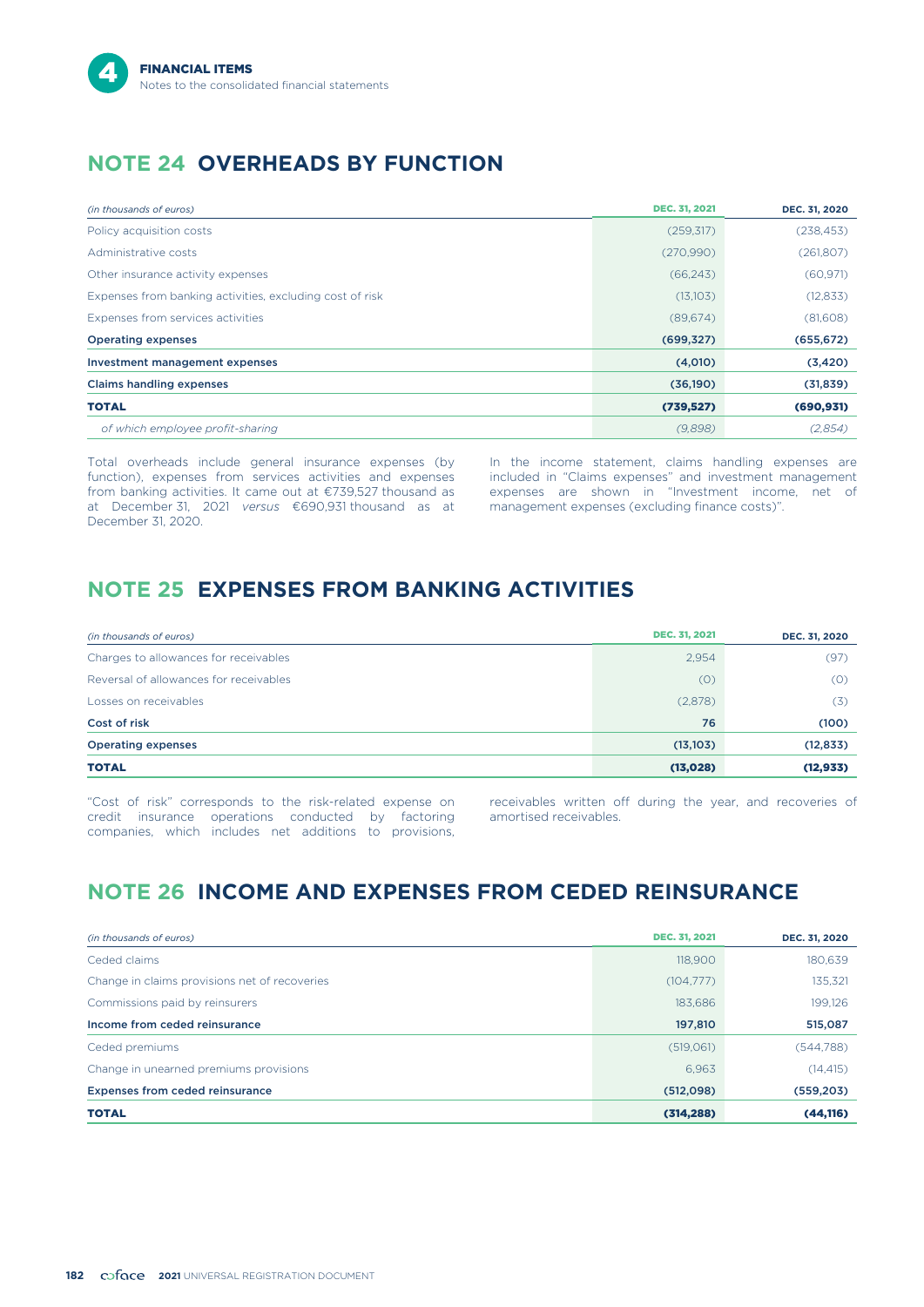## NOTE 24 OVERHEADS BY FUNCTION

| *(in thousands of euros)* | DEC. 31, 2021 | DEC. 31, 2020 |
|---|---|---|
| Policy acquisition costs | (259,317) | (238,453) |
| Administrative costs | (270,990) | (261,807) |
| Other insurance activity expenses | (66,243) | (60,971) |
| Expenses from banking activities, excluding cost of risk | (13,103) | (12,833) |
| Expenses from services activities | (89,674) | (81,608) |
| **Operating expenses** | **(699,327)** | **(655,672)** |
| **Investment management expenses** | **(4,010)** | **(3,420)** |
| **Claims handling expenses** | **(36,190)** | **(31,839)** |
| **TOTAL** | **(739,527)** | **(690,931)** |
| *of which employee profit-sharing* | *(9,898)* | *(2,854)* |

Total overheads include general insurance expenses (by function), expenses from services activities and expenses from banking activities. It came out at €739,527 thousand as at December 31, 2021 *versus* €690,931 thousand as at December 31, 2020.

In the income statement, claims handling expenses are included in "Claims expenses" and investment management expenses are shown in "Investment income, net of management expenses (excluding finance costs)".

## NOTE 25 EXPENSES FROM BANKING ACTIVITIES

| *(in thousands of euros)* | DEC. 31, 2021 | DEC. 31, 2020 |
|---|---|---|
| Charges to allowances for receivables | 2,954 | (97) |
| Reversal of allowances for receivables | (0) | (0) |
| Losses on receivables | (2,878) | (3) |
| **Cost of risk** | **76** | **(100)** |
| **Operating expenses** | **(13,103)** | **(12,833)** |
| **TOTAL** | **(13,028)** | **(12,933)** |

"Cost of risk" corresponds to the risk-related expense on credit insurance operations conducted by factoring companies, which includes net additions to provisions, receivables written off during the year, and recoveries of amortised receivables.

## NOTE 26 INCOME AND EXPENSES FROM CEDED REINSURANCE

| *(in thousands of euros)* | DEC. 31, 2021 | DEC. 31, 2020 |
|---|---|---|
| Ceded claims | 118,900 | 180,639 |
| Change in claims provisions net of recoveries | (104,777) | 135,321 |
| Commissions paid by reinsurers | 183,686 | 199,126 |
| **Income from ceded reinsurance** | **197,810** | **515,087** |
| Ceded premiums | (519,061) | (544,788) |
| Change in unearned premiums provisions | 6,963 | (14,415) |
| **Expenses from ceded reinsurance** | **(512,098)** | **(559,203)** |
| **TOTAL** | **(314,288)** | **(44,116)** |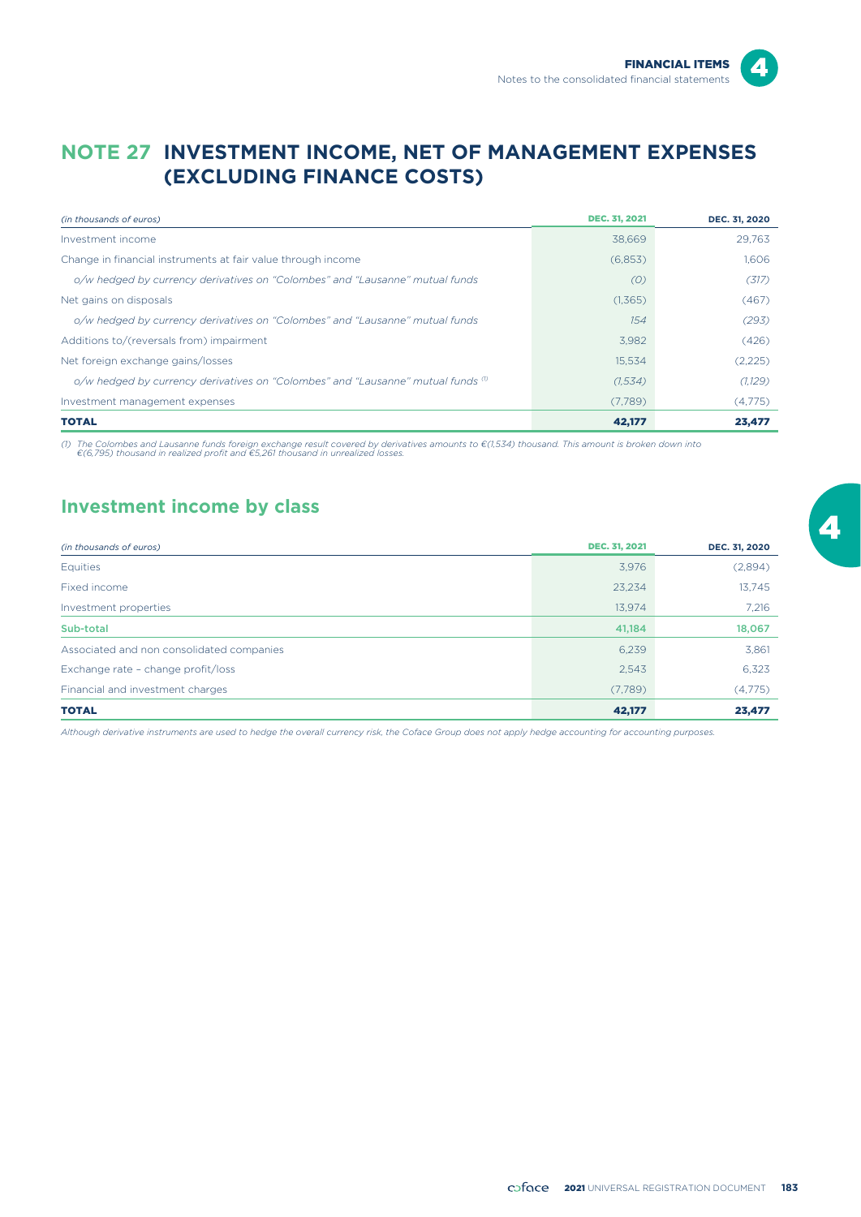## NOTE 27 INVESTMENT INCOME, NET OF MANAGEMENT EXPENSES (EXCLUDING FINANCE COSTS)

| *(in thousands of euros)* | DEC. 31, 2021 | DEC. 31, 2020 |
|---|---|---|
| Investment income | 38,669 | 29,763 |
| Change in financial instruments at fair value through income | (6,853) | 1,606 |
| *o/w hedged by currency derivatives on "Colombes" and "Lausanne" mutual funds* | *(0)* | *(317)* |
| Net gains on disposals | (1,365) | (467) |
| *o/w hedged by currency derivatives on "Colombes" and "Lausanne" mutual funds* | *154* | *(293)* |
| Additions to/(reversals from) impairment | 3,982 | (426) |
| Net foreign exchange gains/losses | 15,534 | (2,225) |
| *o/w hedged by currency derivatives on "Colombes" and "Lausanne" mutual funds* [(1)] | *(1,534)* | *(1,129)* |
| Investment management expenses | (7,789) | (4,775) |
| **TOTAL** | **42,177** | **23,477** |

*(1) The Colombes and Lausanne funds foreign exchange result covered by derivatives amounts to €(1,534) thousand. This amount is broken down into €(6,795) thousand in realized profit and €5,261 thousand in unrealized losses.*

## Investment income by class

| *(in thousands of euros)* | DEC. 31, 2021 | DEC. 31, 2020 |
|---|---|---|
| Equities | 3,976 | (2,894) |
| Fixed income | 23,234 | 13,745 |
| Investment properties | 13,974 | 7,216 |
| Sub-total | 41,184 | 18,067 |
| Associated and non consolidated companies | 6,239 | 3,861 |
| Exchange rate – change profit/loss | 2,543 | 6,323 |
| Financial and investment charges | (7,789) | (4,775) |
| **TOTAL** | **42,177** | **23,477** |

*Although derivative instruments are used to hedge the overall currency risk, the Coface Group does not apply hedge accounting for accounting purposes.*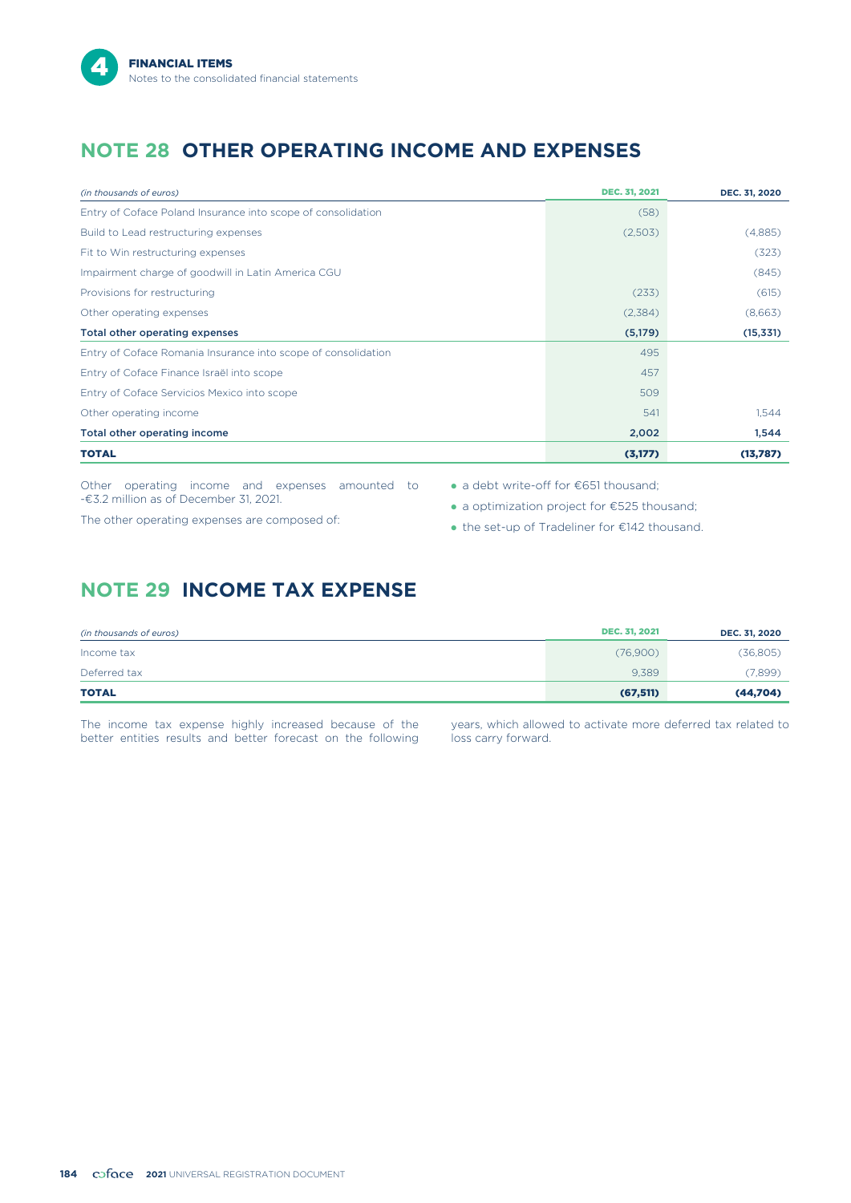## NOTE 28 OTHER OPERATING INCOME AND EXPENSES

| *(in thousands of euros)* | DEC. 31, 2021 | DEC. 31, 2020 |
|---|---|---|
| Entry of Coface Poland Insurance into scope of consolidation | (58) | |
| Build to Lead restructuring expenses | (2,503) | (4,885) |
| Fit to Win restructuring expenses | | (323) |
| Impairment charge of goodwill in Latin America CGU | | (845) |
| Provisions for restructuring | (233) | (615) |
| Other operating expenses | (2,384) | (8,663) |
| **Total other operating expenses** | **(5,179)** | **(15,331)** |
| Entry of Coface Romania Insurance into scope of consolidation | 495 | |
| Entry of Coface Finance Israël into scope | 457 | |
| Entry of Coface Servicios Mexico into scope | 509 | |
| Other operating income | 541 | 1,544 |
| **Total other operating income** | **2,002** | **1,544** |
| **TOTAL** | **(3,177)** | **(13,787)** |

Other operating income and expenses amounted to -€3.2 million as of December 31, 2021.

The other operating expenses are composed of:

- a debt write-off for €651 thousand;
- a optimization project for €525 thousand;
- the set-up of Tradeliner for €142 thousand.

## NOTE 29 INCOME TAX EXPENSE

| *(in thousands of euros)* | DEC. 31, 2021 | DEC. 31, 2020 |
|---|---|---|
| Income tax | (76,900) | (36,805) |
| Deferred tax | 9,389 | (7,899) |
| **TOTAL** | **(67,511)** | **(44,704)** |

The income tax expense highly increased because of the better entities results and better forecast on the following years, which allowed to activate more deferred tax related to loss carry forward.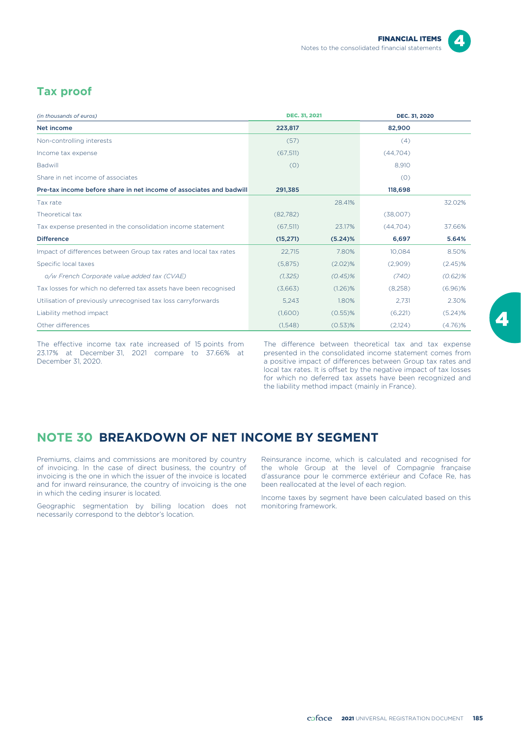## Tax proof

| *(in thousands of euros)* | DEC. 31, 2021 | | DEC. 31, 2020 | |
|---|---|---|---|---|
| **Net income** | **223,817** | | **82,900** | |
| Non-controlling interests | (57) | | (4) | |
| Income tax expense | (67,511) | | (44,704) | |
| Badwill | (0) | | 8,910 | |
| Share in net income of associates | | | (0) | |
| **Pre-tax income before share in net income of associates and badwill** | **291,385** | | **118,698** | |
| Tax rate | | 28.41% | | 32.02% |
| Theoretical tax | (82,782) | | (38,007) | |
| Tax expense presented in the consolidation income statement | (67,511) | 23.17% | (44,704) | 37.66% |
| **Difference** | **(15,271)** | **(5.24)%** | **6,697** | **5.64%** |
| Impact of differences between Group tax rates and local tax rates | 22,715 | 7.80% | 10,084 | 8.50% |
| Specific local taxes | (5,875) | (2.02)% | (2,909) | (2.45)% |
| *o/w French Corporate value added tax (CVAE)* | *(1,325)* | *(0.45)%* | *(740)* | *(0.62)%* |
| Tax losses for which no deferred tax assets have been recognised | (3,663) | (1.26)% | (8,258) | (6.96)% |
| Utilisation of previously unrecognised tax loss carryforwards | 5,243 | 1.80% | 2,731 | 2.30% |
| Liability method impact | (1,600) | (0.55)% | (6,221) | (5.24)% |
| Other differences | (1,548) | (0.53)% | (2,124) | (4.76)% |

The effective income tax rate increased of 15 points from 23.17% at December 31, 2021 compare to 37.66% at December 31, 2020.

The difference between theoretical tax and tax expense presented in the consolidated income statement comes from a positive impact of differences between Group tax rates and local tax rates. It is offset by the negative impact of tax losses for which no deferred tax assets have been recognized and the liability method impact (mainly in France).

## NOTE 30 BREAKDOWN OF NET INCOME BY SEGMENT

Premiums, claims and commissions are monitored by country of invoicing. In the case of direct business, the country of invoicing is the one in which the issuer of the invoice is located and for inward reinsurance, the country of invoicing is the one in which the ceding insurer is located.

Geographic segmentation by billing location does not necessarily correspond to the debtor's location.

Reinsurance income, which is calculated and recognised for the whole Group at the level of Compagnie française d'assurance pour le commerce extérieur and Coface Re, has been reallocated at the level of each region.

Income taxes by segment have been calculated based on this monitoring framework.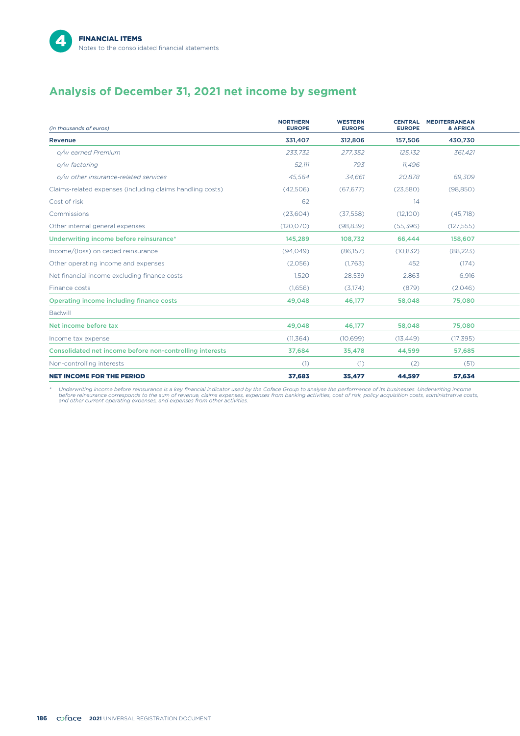## Analysis of December 31, 2021 net income by segment

| *(in thousands of euros)* | NORTHERN EUROPE | WESTERN EUROPE | CENTRAL EUROPE | MEDITERRANEAN & AFRICA |
|---|---|---|---|---|
| **Revenue** | **331,407** | **312,806** | **157,506** | **430,730** |
| *o/w earned Premium* | *233,732* | *277,352* | *125,132* | *361,421* |
| *o/w factoring* | *52,111* | *793* | *11,496* | |
| *o/w other insurance-related services* | *45,564* | *34,661* | *20,878* | *69,309* |
| Claims-related expenses (including claims handling costs) | (42,506) | (67,677) | (23,580) | (98,850) |
| Cost of risk | 62 | | 14 | |
| Commissions | (23,604) | (37,558) | (12,100) | (45,718) |
| Other internal general expenses | (120,070) | (98,839) | (55,396) | (127,555) |
| **Underwriting income before reinsurance*** | **145,289** | **108,732** | **66,444** | **158,607** |
| Income/(loss) on ceded reinsurance | (94,049) | (86,157) | (10,832) | (88,223) |
| Other operating income and expenses | (2,056) | (1,763) | 452 | (174) |
| Net financial income excluding finance costs | 1,520 | 28,539 | 2,863 | 6,916 |
| Finance costs | (1,656) | (3,174) | (879) | (2,046) |
| **Operating income including finance costs** | **49,048** | **46,177** | **58,048** | **75,080** |
| Badwill | | | | |
| **Net income before tax** | **49,048** | **46,177** | **58,048** | **75,080** |
| Income tax expense | (11,364) | (10,699) | (13,449) | (17,395) |
| **Consolidated net income before non-controlling interests** | **37,684** | **35,478** | **44,599** | **57,685** |
| Non-controlling interests | (1) | (1) | (2) | (51) |
| **NET INCOME FOR THE PERIOD** | **37,683** | **35,477** | **44,597** | **57,634** |

\* *Underwriting income before reinsurance is a key financial indicator used by the Coface Group to analyse the performance of its businesses. Underwriting income before reinsurance corresponds to the sum of revenue, claims expenses, expenses from banking activities, cost of risk, policy acquisition costs, administrative costs, and other current operating expenses, and expenses from other activities.*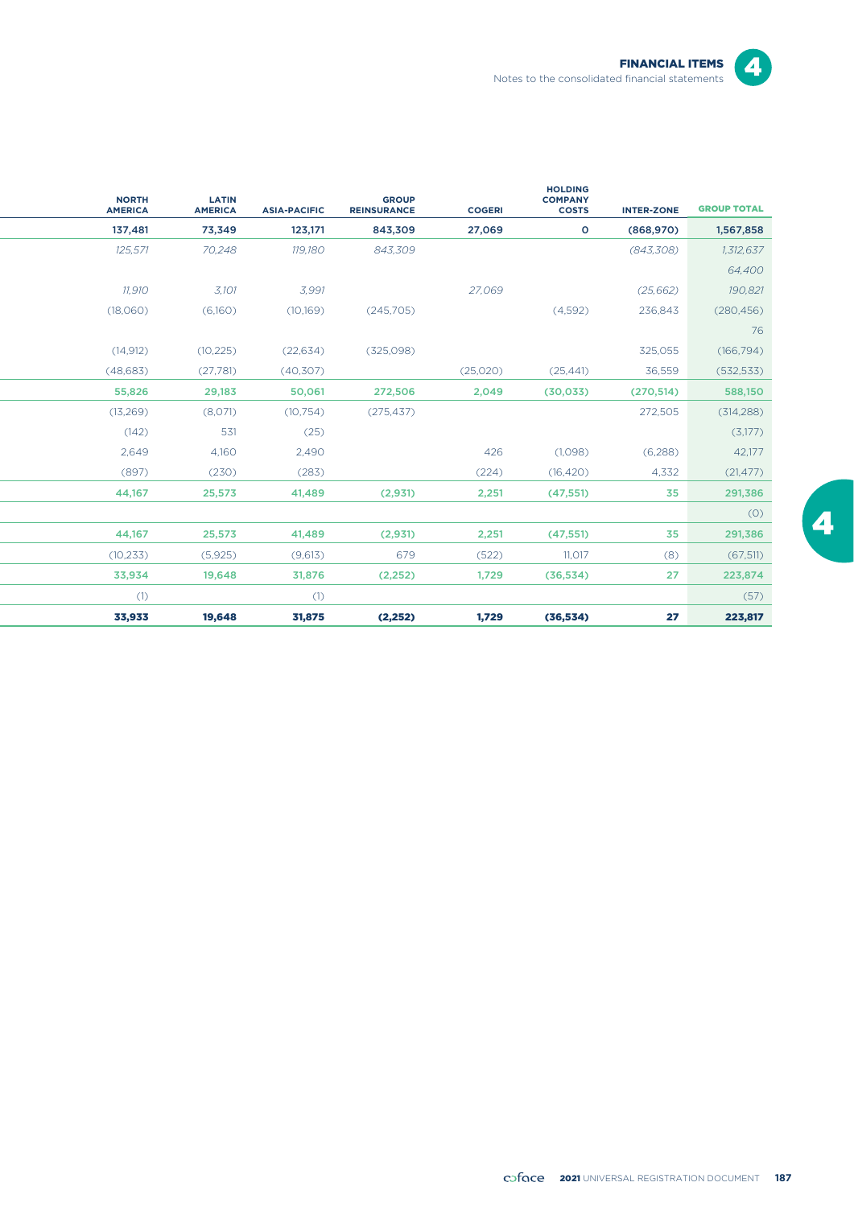| NORTH AMERICA | LATIN AMERICA | ASIA-PACIFIC | GROUP REINSURANCE | COGERI | HOLDING COMPANY COSTS | INTER-ZONE | GROUP TOTAL |
|---|---|---|---|---|---|---|---|
| **137,481** | **73,349** | **123,171** | **843,309** | **27,069** | **0** | **(868,970)** | **1,567,858** |
| *125,571* | *70,248* | *119,180* | *843,309* | | | *(843,308)* | *1,312,637* |
| | | | | | | | *64,400* |
| *11,910* | *3,101* | *3,991* | | *27,069* | | *(25,662)* | *190,821* |
| (18,060) | (6,160) | (10,169) | (245,705) | | (4,592) | 236,843 | (280,456) |
| | | | | | | | 76 |
| (14,912) | (10,225) | (22,634) | (325,098) | | | 325,055 | (166,794) |
| (48,683) | (27,781) | (40,307) | | (25,020) | (25,441) | 36,559 | (532,533) |
| **55,826** | **29,183** | **50,061** | **272,506** | **2,049** | **(30,033)** | **(270,514)** | **588,150** |
| (13,269) | (8,071) | (10,754) | (275,437) | | | 272,505 | (314,288) |
| (142) | 531 | (25) | | | | | (3,177) |
| 2,649 | 4,160 | 2,490 | | 426 | (1,098) | (6,288) | 42,177 |
| (897) | (230) | (283) | | (224) | (16,420) | 4,332 | (21,477) |
| **44,167** | **25,573** | **41,489** | **(2,931)** | **2,251** | **(47,551)** | **35** | **291,386** |
| | | | | | | | (0) |
| **44,167** | **25,573** | **41,489** | **(2,931)** | **2,251** | **(47,551)** | **35** | **291,386** |
| (10,233) | (5,925) | (9,613) | 679 | (522) | 11,017 | (8) | (67,511) |
| **33,934** | **19,648** | **31,876** | **(2,252)** | **1,729** | **(36,534)** | **27** | **223,874** |
| (1) | | (1) | | | | | (57) |
| **33,933** | **19,648** | **31,875** | **(2,252)** | **1,729** | **(36,534)** | **27** | **223,817** |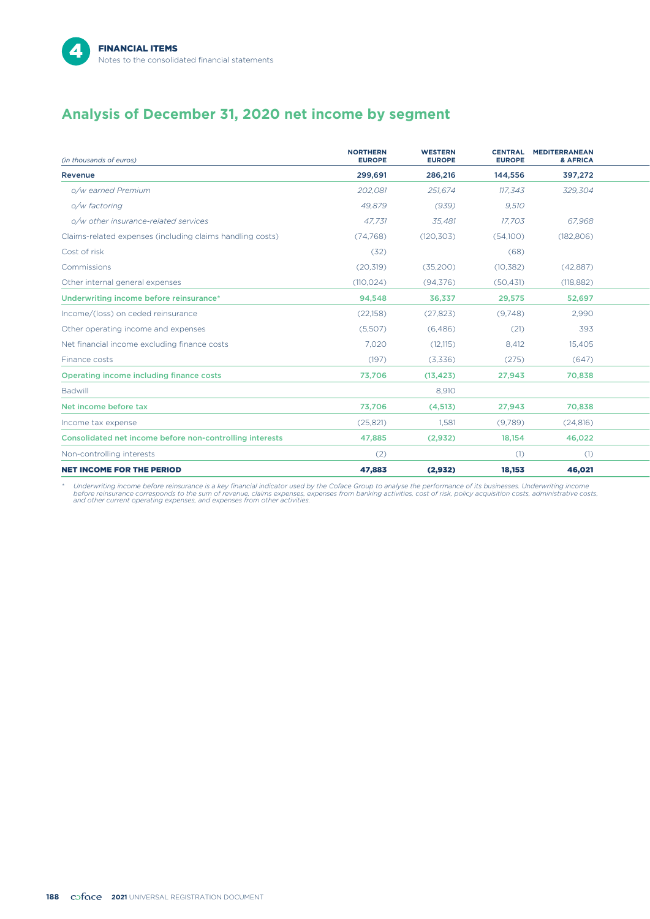## Analysis of December 31, 2020 net income by segment

| *(in thousands of euros)* | NORTHERN EUROPE | WESTERN EUROPE | CENTRAL EUROPE | MEDITERRANEAN & AFRICA |
|---|---|---|---|---|
| **Revenue** | **299,691** | **286,216** | **144,556** | **397,272** |
| *o/w earned Premium* | *202,081* | *251,674* | *117,343* | *329,304* |
| *o/w factoring* | *49,879* | *(939)* | *9,510* | |
| *o/w other insurance-related services* | *47,731* | *35,481* | *17,703* | *67,968* |
| Claims-related expenses (including claims handling costs) | (74,768) | (120,303) | (54,100) | (182,806) |
| Cost of risk | (32) | | (68) | |
| Commissions | (20,319) | (35,200) | (10,382) | (42,887) |
| Other internal general expenses | (110,024) | (94,376) | (50,431) | (118,882) |
| **Underwriting income before reinsurance*** | **94,548** | **36,337** | **29,575** | **52,697** |
| Income/(loss) on ceded reinsurance | (22,158) | (27,823) | (9,748) | 2,990 |
| Other operating income and expenses | (5,507) | (6,486) | (21) | 393 |
| Net financial income excluding finance costs | 7,020 | (12,115) | 8,412 | 15,405 |
| Finance costs | (197) | (3,336) | (275) | (647) |
| **Operating income including finance costs** | **73,706** | **(13,423)** | **27,943** | **70,838** |
| Badwill | | 8,910 | | |
| **Net income before tax** | **73,706** | **(4,513)** | **27,943** | **70,838** |
| Income tax expense | (25,821) | 1,581 | (9,789) | (24,816) |
| **Consolidated net income before non-controlling interests** | **47,885** | **(2,932)** | **18,154** | **46,022** |
| Non-controlling interests | (2) | | (1) | (1) |
| **NET INCOME FOR THE PERIOD** | **47,883** | **(2,932)** | **18,153** | **46,021** |

\* *Underwriting income before reinsurance is a key financial indicator used by the Coface Group to analyse the performance of its businesses. Underwriting income before reinsurance corresponds to the sum of revenue, claims expenses, expenses from banking activities, cost of risk, policy acquisition costs, administrative costs, and other current operating expenses, and expenses from other activities.*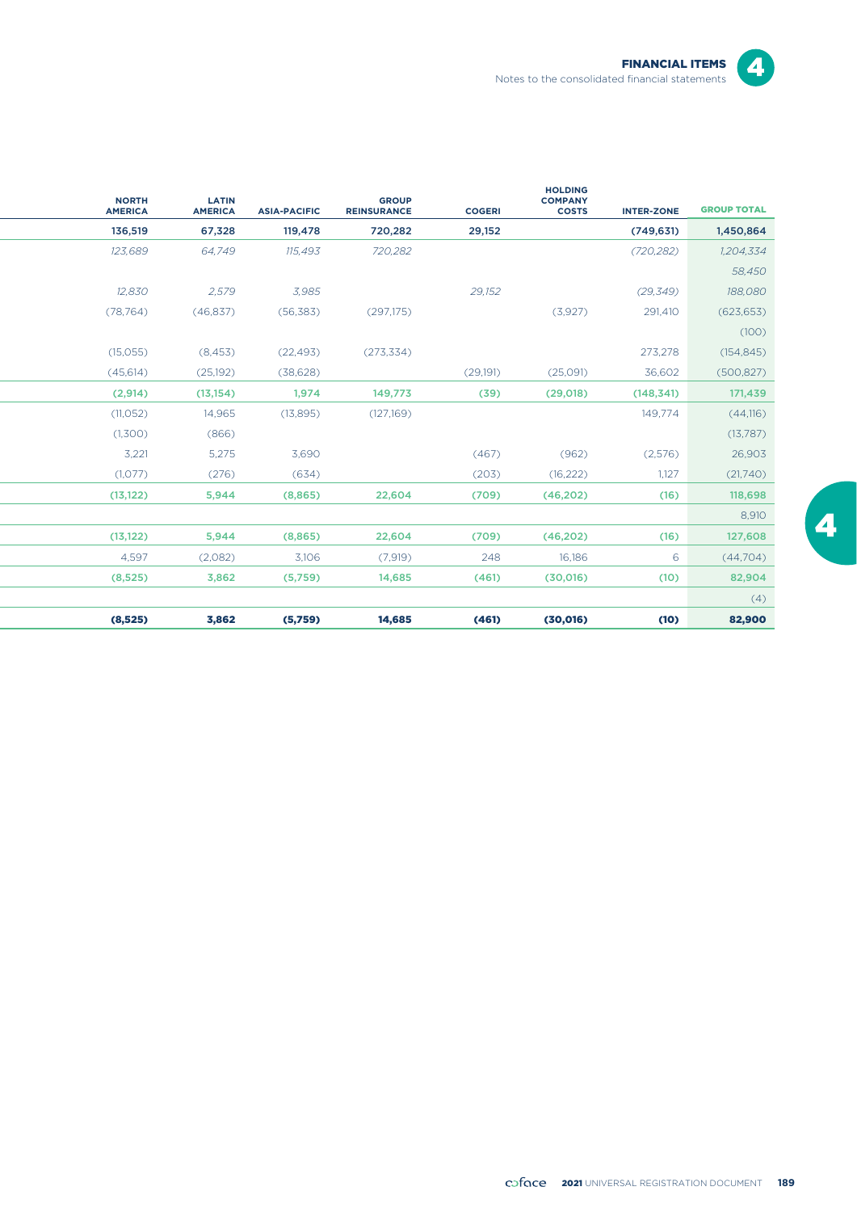| NORTH AMERICA | LATIN AMERICA | ASIA-PACIFIC | GROUP REINSURANCE | COGERI | HOLDING COMPANY COSTS | INTER-ZONE | GROUP TOTAL |
|---|---|---|---|---|---|---|---|
| **136,519** | **67,328** | **119,478** | **720,282** | **29,152** | | **(749,631)** | **1,450,864** |
| *123,689* | *64,749* | *115,493* | *720,282* | | | *(720,282)* | *1,204,334* |
| | | | | | | | *58,450* |
| *12,830* | *2,579* | *3,985* | | *29,152* | | *(29,349)* | *188,080* |
| (78,764) | (46,837) | (56,383) | (297,175) | | (3,927) | 291,410 | (623,653) |
| | | | | | | | (100) |
| (15,055) | (8,453) | (22,493) | (273,334) | | | 273,278 | (154,845) |
| (45,614) | (25,192) | (38,628) | | (29,191) | (25,091) | 36,602 | (500,827) |
| **(2,914)** | **(13,154)** | **1,974** | **149,773** | **(39)** | **(29,018)** | **(148,341)** | **171,439** |
| (11,052) | 14,965 | (13,895) | (127,169) | | | 149,774 | (44,116) |
| (1,300) | (866) | | | | | | (13,787) |
| 3,221 | 5,275 | 3,690 | | (467) | (962) | (2,576) | 26,903 |
| (1,077) | (276) | (634) | | (203) | (16,222) | 1,127 | (21,740) |
| **(13,122)** | **5,944** | **(8,865)** | **22,604** | **(709)** | **(46,202)** | **(16)** | **118,698** |
| | | | | | | | 8,910 |
| **(13,122)** | **5,944** | **(8,865)** | **22,604** | **(709)** | **(46,202)** | **(16)** | **127,608** |
| 4,597 | (2,082) | 3,106 | (7,919) | 248 | 16,186 | 6 | (44,704) |
| **(8,525)** | **3,862** | **(5,759)** | **14,685** | **(461)** | **(30,016)** | **(10)** | **82,904** |
| | | | | | | | (4) |
| **(8,525)** | **3,862** | **(5,759)** | **14,685** | **(461)** | **(30,016)** | **(10)** | **82,900** |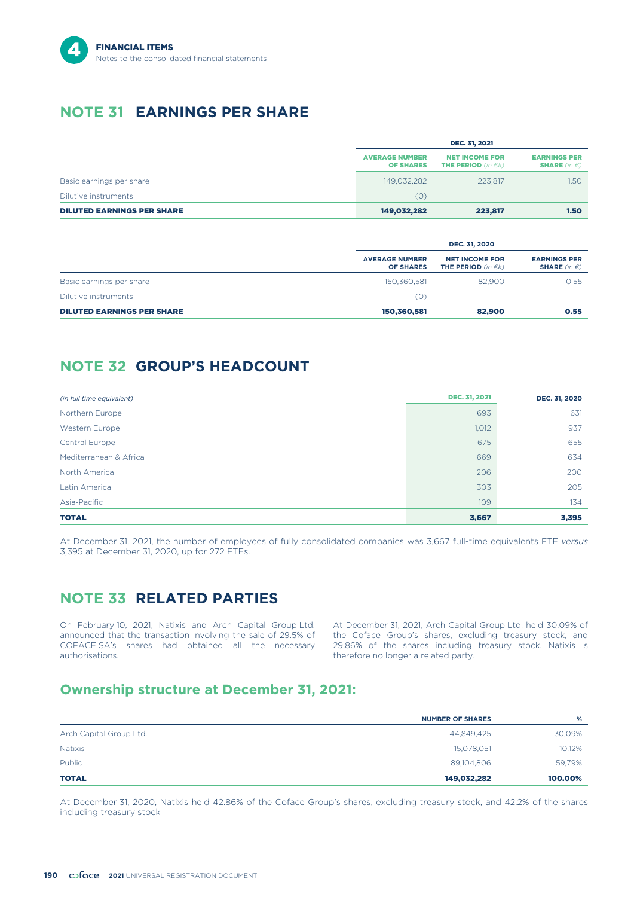## NOTE 31 EARNINGS PER SHARE

| | DEC. 31, 2021 | | |
|---|---|---|---|
| | AVERAGE NUMBER OF SHARES | NET INCOME FOR THE PERIOD *(in €k)* | EARNINGS PER SHARE *(in €)* |
| Basic earnings per share | 149,032,282 | 223,817 | 1.50 |
| Dilutive instruments | (0) | | |
| **DILUTED EARNINGS PER SHARE** | **149,032,282** | **223,817** | **1.50** |

| | DEC. 31, 2020 | | |
|---|---|---|---|
| | AVERAGE NUMBER OF SHARES | NET INCOME FOR THE PERIOD *(in €k)* | EARNINGS PER SHARE *(in €)* |
| Basic earnings per share | 150,360,581 | 82,900 | 0.55 |
| Dilutive instruments | (0) | | |
| **DILUTED EARNINGS PER SHARE** | **150,360,581** | **82,900** | **0.55** |

## NOTE 32 GROUP'S HEADCOUNT

| *(in full time equivalent)* | DEC. 31, 2021 | DEC. 31, 2020 |
|---|---|---|
| Northern Europe | 693 | 631 |
| Western Europe | 1,012 | 937 |
| Central Europe | 675 | 655 |
| Mediterranean & Africa | 669 | 634 |
| North America | 206 | 200 |
| Latin America | 303 | 205 |
| Asia-Pacific | 109 | 134 |
| **TOTAL** | **3,667** | **3,395** |

At December 31, 2021, the number of employees of fully consolidated companies was 3,667 full-time equivalents FTE *versus* 3,395 at December 31, 2020, up for 272 FTEs.

## NOTE 33 RELATED PARTIES

On February 10, 2021, Natixis and Arch Capital Group Ltd. announced that the transaction involving the sale of 29.5% of COFACE SA's shares had obtained all the necessary authorisations.

At December 31, 2021, Arch Capital Group Ltd. held 30.09% of the Coface Group's shares, excluding treasury stock, and 29.86% of the shares including treasury stock. Natixis is therefore no longer a related party.

### Ownership structure at December 31, 2021:

| | NUMBER OF SHARES | % |
|---|---|---|
| Arch Capital Group Ltd. | 44,849,425 | 30,09% |
| Natixis | 15,078,051 | 10,12% |
| Public | 89,104,806 | 59,79% |
| **TOTAL** | **149,032,282** | **100.00%** |

At December 31, 2020, Natixis held 42.86% of the Coface Group's shares, excluding treasury stock, and 42.2% of the shares including treasury stock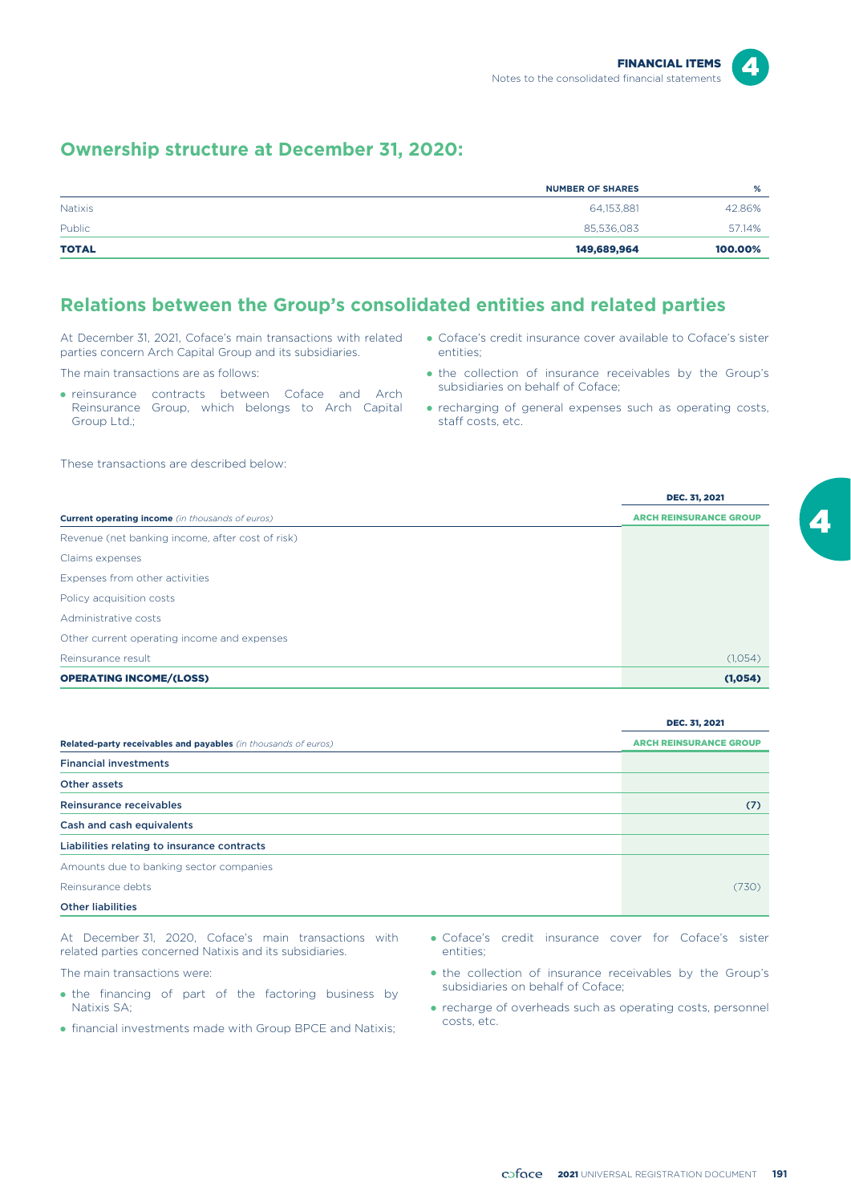## Ownership structure at December 31, 2020:

| | NUMBER OF SHARES | % |
|---|---|---|
| Natixis | 64,153,881 | 42.86% |
| Public | 85,536,083 | 57.14% |
| **TOTAL** | **149,689,964** | **100.00%** |

## Relations between the Group's consolidated entities and related parties

At December 31, 2021, Coface's main transactions with related parties concern Arch Capital Group and its subsidiaries.

The main transactions are as follows:

- reinsurance contracts between Coface and Arch Reinsurance Group, which belongs to Arch Capital Group Ltd.;
- Coface's credit insurance cover available to Coface's sister entities;
- the collection of insurance receivables by the Group's subsidiaries on behalf of Coface;
- recharging of general expenses such as operating costs, staff costs, etc.

These transactions are described below:

| **Current operating income** *(in thousands of euros)* | DEC. 31, 2021<br>ARCH REINSURANCE GROUP |
|---|---|
| Revenue (net banking income, after cost of risk) | |
| Claims expenses | |
| Expenses from other activities | |
| Policy acquisition costs | |
| Administrative costs | |
| Other current operating income and expenses | |
| Reinsurance result | (1,054) |
| **OPERATING INCOME/(LOSS)** | **(1,054)** |

| **Related-party receivables and payables** *(in thousands of euros)* | DEC. 31, 2021<br>ARCH REINSURANCE GROUP |
|---|---|
| **Financial investments** | |
| **Other assets** | |
| **Reinsurance receivables** | **(7)** |
| **Cash and cash equivalents** | |
| **Liabilities relating to insurance contracts** | |
| Amounts due to banking sector companies | |
| Reinsurance debts | (730) |
| **Other liabilities** | |

At December 31, 2020, Coface's main transactions with related parties concerned Natixis and its subsidiaries.

The main transactions were:

- the financing of part of the factoring business by Natixis SA;
- financial investments made with Group BPCE and Natixis;
- Coface's credit insurance cover for Coface's sister entities;
- the collection of insurance receivables by the Group's subsidiaries on behalf of Coface;
- recharge of overheads such as operating costs, personnel costs, etc.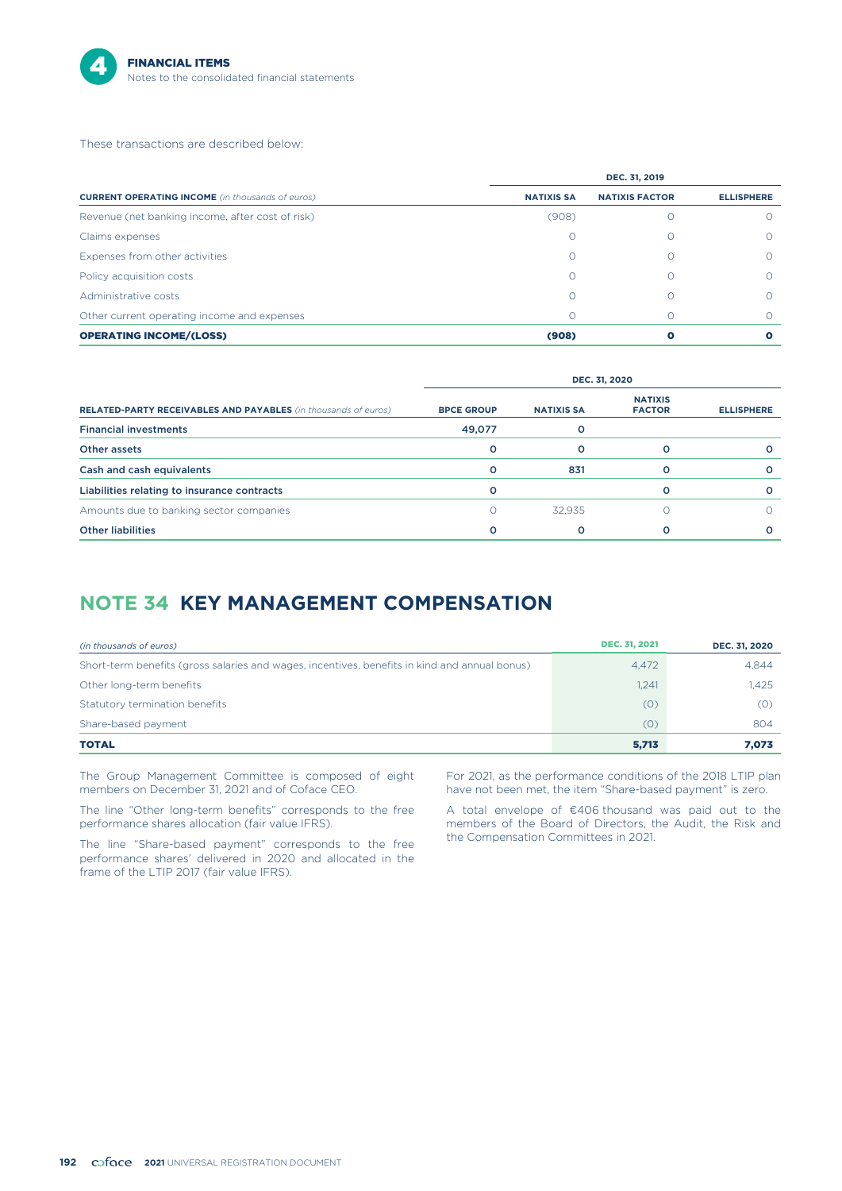These transactions are described below:

| CURRENT OPERATING INCOME *(in thousands of euros)* | DEC. 31, 2019 | | |
|---|---|---|---|
| | NATIXIS SA | NATIXIS FACTOR | ELLISPHERE |
| Revenue (net banking income, after cost of risk) | (908) | 0 | 0 |
| Claims expenses | 0 | 0 | 0 |
| Expenses from other activities | 0 | 0 | 0 |
| Policy acquisition costs | 0 | 0 | 0 |
| Administrative costs | 0 | 0 | 0 |
| Other current operating income and expenses | 0 | 0 | 0 |
| **OPERATING INCOME/(LOSS)** | **(908)** | **0** | **0** |

| RELATED-PARTY RECEIVABLES AND PAYABLES *(in thousands of euros)* | DEC. 31, 2020 | | | |
|---|---|---|---|---|
| | BPCE GROUP | NATIXIS SA | NATIXIS FACTOR | ELLISPHERE |
| **Financial investments** | **49,077** | **0** | | |
| **Other assets** | **0** | **0** | **0** | **0** |
| **Cash and cash equivalents** | **0** | **831** | **0** | **0** |
| **Liabilities relating to insurance contracts** | **0** | | **0** | **0** |
| Amounts due to banking sector companies | 0 | 32,935 | 0 | 0 |
| **Other liabilities** | **0** | **0** | **0** | **0** |

## NOTE 34 KEY MANAGEMENT COMPENSATION

| *(in thousands of euros)* | DEC. 31, 2021 | DEC. 31, 2020 |
|---|---|---|
| Short-term benefits (gross salaries and wages, incentives, benefits in kind and annual bonus) | 4,472 | 4,844 |
| Other long-term benefits | 1,241 | 1,425 |
| Statutory termination benefits | (0) | (0) |
| Share-based payment | (0) | 804 |
| **TOTAL** | **5,713** | **7,073** |

The Group Management Committee is composed of eight members on December 31, 2021 and of Coface CEO.

The line "Other long-term benefits" corresponds to the free performance shares allocation (fair value IFRS).

The line "Share-based payment" corresponds to the free performance shares' delivered in 2020 and allocated in the frame of the LTIP 2017 (fair value IFRS).

For 2021, as the performance conditions of the 2018 LTIP plan have not been met, the item "Share-based payment" is zero.

A total envelope of €406 thousand was paid out to the members of the Board of Directors, the Audit, the Risk and the Compensation Committees in 2021.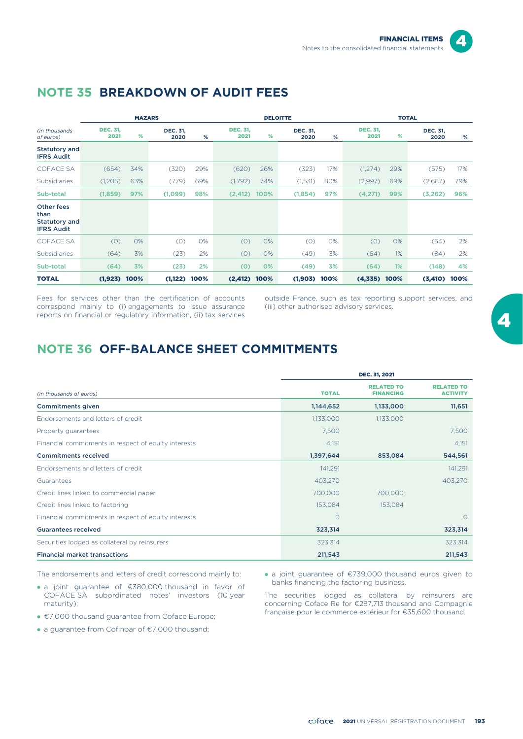## NOTE 35 BREAKDOWN OF AUDIT FEES

| *(in thousands of euros)* | MAZARS | | | | DELOITTE | | | | TOTAL | | | |
|---|---|---|---|---|---|---|---|---|---|---|---|---|
| | DEC. 31, 2021 | % | DEC. 31, 2020 | % | DEC. 31, 2021 | % | DEC. 31, 2020 | % | DEC. 31, 2021 | % | DEC. 31, 2020 | % |
| **Statutory and IFRS Audit** | | | | | | | | | | | | |
| COFACE SA | (654) | 34% | (320) | 29% | (620) | 26% | (323) | 17% | (1,274) | 29% | (575) | 17% |
| Subsidiaries | (1,205) | 63% | (779) | 69% | (1,792) | 74% | (1,531) | 80% | (2,997) | 69% | (2,687) | 79% |
| **Sub-total** | **(1,859)** | **97%** | **(1,099)** | **98%** | **(2,412)** | **100%** | **(1,854)** | **97%** | **(4,271)** | **99%** | **(3,262)** | **96%** |
| **Other fees than Statutory and IFRS Audit** | | | | | | | | | | | | |
| COFACE SA | (0) | 0% | (0) | 0% | (0) | 0% | (0) | 0% | (0) | 0% | (64) | 2% |
| Subsidiaries | (64) | 3% | (23) | 2% | (0) | 0% | (49) | 3% | (64) | 1% | (84) | 2% |
| **Sub-total** | **(64)** | **3%** | **(23)** | **2%** | **(0)** | **0%** | **(49)** | **3%** | **(64)** | **1%** | **(148)** | **4%** |
| **TOTAL** | **(1,923)** | **100%** | **(1,122)** | **100%** | **(2,412)** | **100%** | **(1,903)** | **100%** | **(4,335)** | **100%** | **(3,410)** | **100%** |

Fees for services other than the certification of accounts correspond mainly to (i) engagements to issue assurance reports on financial or regulatory information, (ii) tax services outside France, such as tax reporting support services, and (iii) other authorised advisory services.

## NOTE 36 OFF-BALANCE SHEET COMMITMENTS

| *(in thousands of euros)* | DEC. 31, 2021 | | |
|---|---|---|---|
| | TOTAL | RELATED TO FINANCING | RELATED TO ACTIVITY |
| **Commitments given** | **1,144,652** | **1,133,000** | **11,651** |
| Endorsements and letters of credit | 1,133,000 | 1,133,000 | |
| Property guarantees | 7,500 | | 7,500 |
| Financial commitments in respect of equity interests | 4,151 | | 4,151 |
| **Commitments received** | **1,397,644** | **853,084** | **544,561** |
| Endorsements and letters of credit | 141,291 | | 141,291 |
| Guarantees | 403,270 | | 403,270 |
| Credit lines linked to commercial paper | 700,000 | 700,000 | |
| Credit lines linked to factoring | 153,084 | 153,084 | |
| Financial commitments in respect of equity interests | 0 | | 0 |
| **Guarantees received** | **323,314** | | **323,314** |
| Securities lodged as collateral by reinsurers | 323,314 | | 323,314 |
| **Financial market transactions** | **211,543** | | **211,543** |

The endorsements and letters of credit correspond mainly to:

- a joint guarantee of €380,000 thousand in favor of COFACE SA subordinated notes' investors (10 year maturity);
- €7,000 thousand guarantee from Coface Europe;
- a guarantee from Cofinpar of €7,000 thousand;
- a joint guarantee of €739,000 thousand euros given to banks financing the factoring business.

The securities lodged as collateral by reinsurers are concerning Coface Re for €287,713 thousand and Compagnie française pour le commerce extérieur for €35,600 thousand.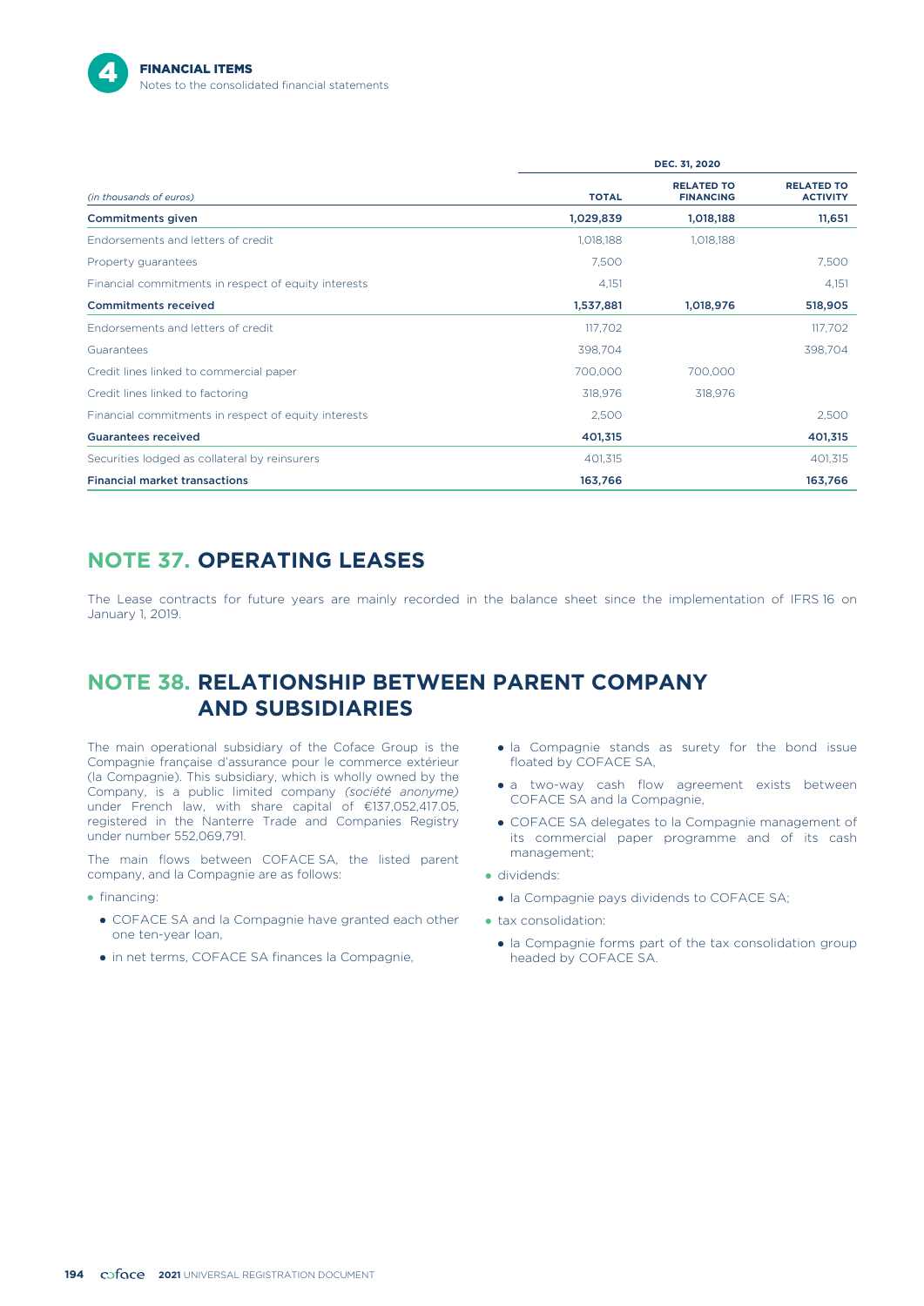| | DEC. 31, 2020 | | |
|---|---|---|---|
| *(in thousands of euros)* | **TOTAL** | **RELATED TO FINANCING** | **RELATED TO ACTIVITY** |
| **Commitments given** | **1,029,839** | **1,018,188** | **11,651** |
| Endorsements and letters of credit | 1,018,188 | 1,018,188 | |
| Property guarantees | 7,500 | | 7,500 |
| Financial commitments in respect of equity interests | 4,151 | | 4,151 |
| **Commitments received** | **1,537,881** | **1,018,976** | **518,905** |
| Endorsements and letters of credit | 117,702 | | 117,702 |
| Guarantees | 398,704 | | 398,704 |
| Credit lines linked to commercial paper | 700,000 | 700,000 | |
| Credit lines linked to factoring | 318,976 | 318,976 | |
| Financial commitments in respect of equity interests | 2,500 | | 2,500 |
| **Guarantees received** | **401,315** | | **401,315** |
| Securities lodged as collateral by reinsurers | 401,315 | | 401,315 |
| **Financial market transactions** | **163,766** | | **163,766** |

## NOTE 37. OPERATING LEASES

The Lease contracts for future years are mainly recorded in the balance sheet since the implementation of IFRS 16 on January 1, 2019.

## NOTE 38. RELATIONSHIP BETWEEN PARENT COMPANY AND SUBSIDIARIES

The main operational subsidiary of the Coface Group is the Compagnie française d'assurance pour le commerce extérieur (la Compagnie). This subsidiary, which is wholly owned by the Company, is a public limited company *(société anonyme)* under French law, with share capital of €137,052,417.05, registered in the Nanterre Trade and Companies Registry under number 552,069,791.

The main flows between COFACE SA, the listed parent company, and la Compagnie are as follows:

- financing:
  - COFACE SA and la Compagnie have granted each other one ten-year loan,
  - in net terms, COFACE SA finances la Compagnie,
  - la Compagnie stands as surety for the bond issue floated by COFACE SA,
  - a two-way cash flow agreement exists between COFACE SA and la Compagnie,
  - COFACE SA delegates to la Compagnie management of its commercial paper programme and of its cash management;
- dividends:
  - la Compagnie pays dividends to COFACE SA;
- tax consolidation:
  - la Compagnie forms part of the tax consolidation group headed by COFACE SA.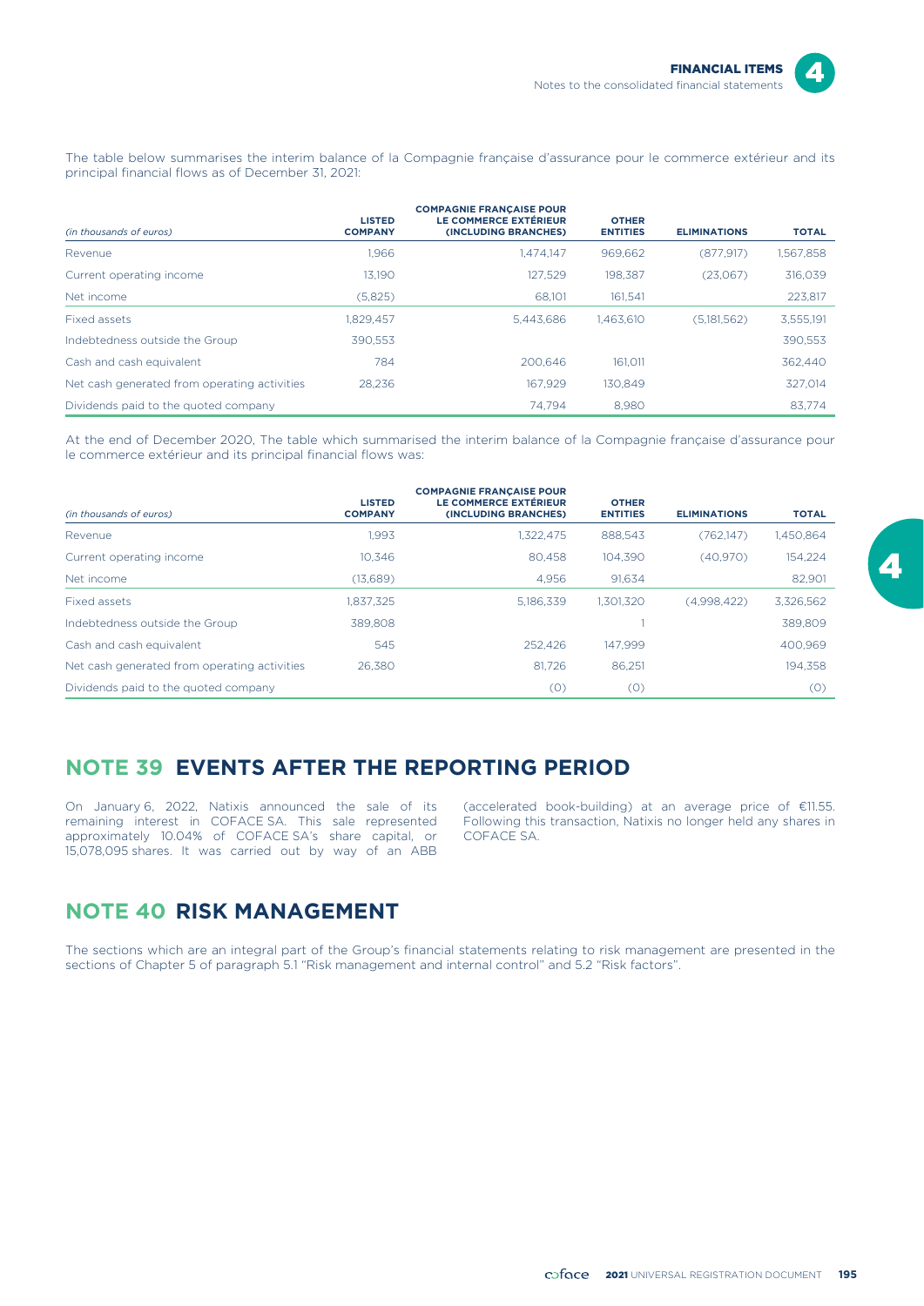The table below summarises the interim balance of la Compagnie française d'assurance pour le commerce extérieur and its principal financial flows as of December 31, 2021:

| *(in thousands of euros)* | LISTED COMPANY | COMPAGNIE FRANÇAISE POUR LE COMMERCE EXTÉRIEUR (INCLUDING BRANCHES) | OTHER ENTITIES | ELIMINATIONS | TOTAL |
|---|---|---|---|---|---|
| Revenue | 1,966 | 1,474,147 | 969,662 | (877,917) | 1,567,858 |
| Current operating income | 13,190 | 127,529 | 198,387 | (23,067) | 316,039 |
| Net income | (5,825) | 68,101 | 161,541 | | 223,817 |
| Fixed assets | 1,829,457 | 5,443,686 | 1,463,610 | (5,181,562) | 3,555,191 |
| Indebtedness outside the Group | 390,553 | | | | 390,553 |
| Cash and cash equivalent | 784 | 200,646 | 161,011 | | 362,440 |
| Net cash generated from operating activities | 28,236 | 167,929 | 130,849 | | 327,014 |
| Dividends paid to the quoted company | | 74,794 | 8,980 | | 83,774 |

At the end of December 2020, The table which summarised the interim balance of la Compagnie française d'assurance pour le commerce extérieur and its principal financial flows was:

| *(in thousands of euros)* | LISTED COMPANY | COMPAGNIE FRANÇAISE POUR LE COMMERCE EXTÉRIEUR (INCLUDING BRANCHES) | OTHER ENTITIES | ELIMINATIONS | TOTAL |
|---|---|---|---|---|---|
| Revenue | 1,993 | 1,322,475 | 888,543 | (762,147) | 1,450,864 |
| Current operating income | 10,346 | 80,458 | 104,390 | (40,970) | 154,224 |
| Net income | (13,689) | 4,956 | 91,634 | | 82,901 |
| Fixed assets | 1,837,325 | 5,186,339 | 1,301,320 | (4,998,422) | 3,326,562 |
| Indebtedness outside the Group | 389,808 | | 1 | | 389,809 |
| Cash and cash equivalent | 545 | 252,426 | 147,999 | | 400,969 |
| Net cash generated from operating activities | 26,380 | 81,726 | 86,251 | | 194,358 |
| Dividends paid to the quoted company | | (0) | (0) | | (0) |

## NOTE 39 EVENTS AFTER THE REPORTING PERIOD

On January 6, 2022, Natixis announced the sale of its remaining interest in COFACE SA. This sale represented approximately 10.04% of COFACE SA's share capital, or 15,078,095 shares. It was carried out by way of an ABB (accelerated book-building) at an average price of €11.55. Following this transaction, Natixis no longer held any shares in COFACE SA.

## NOTE 40 RISK MANAGEMENT

The sections which are an integral part of the Group's financial statements relating to risk management are presented in the sections of Chapter 5 of paragraph 5.1 "Risk management and internal control" and 5.2 "Risk factors".